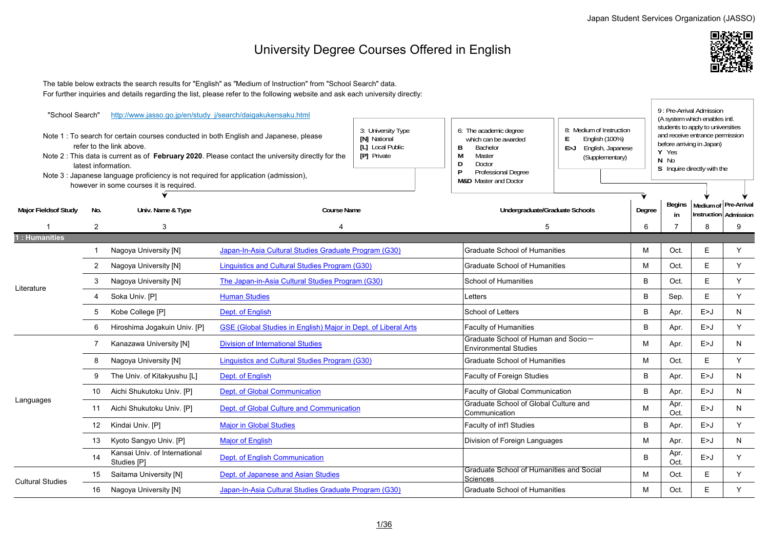Japan Student Services Organization (JASSO)

# University Degree Courses Offered in English

The table below extracts the search results for "English" as "Medium of Instruction" from "School Search" data.
For further inquiries and details regarding the list, please refer to the following website and ask each university directly:

"School Search" http://www.jasso.go.jp/en/study_j/search/daigakukensaku.html

Note 1 : To search for certain courses conducted in both English and Japanese, please refer to the link above.
Note 2 : This data is current as of **February 2020**. Please contact the university directly for the latest information.
Note 3 : Japanese language proficiency is not required for application (admission), however in some courses it is required.

3: University Type
**[N]** National
**[L]** Local Public
**[P]** Private

6: The academic degree which can be awarded
**B** Bachelor
**M** Master
**D** Doctor
**P** Professional Degree
**M&D** Master and Doctor

8: Medium of Instruction
**E** English (100%)
**E>J** English, Japanese (Supplementary)

9 : Pre-Arrival Admission (A system which enables intl. students to apply to universities and receive entrance permission before arriving in Japan)
**Y** Yes
**N** No
**S** Inquire directly with the

| Major Fieldsof Study | No. | Univ. Name & Type | Course Name | Undergraduate/Graduate Schools | Degree | Begins in | Medium of Instruction | Pre-Arrival Admission |
|---|---|---|---|---|---|---|---|---|
| 1 | 2 | 3 | 4 | 5 | 6 | 7 | 8 | 9 |
| **1 : Humanities** | | | | | | | | |
| Literature | 1 | Nagoya University [N] | Japan-In-Asia Cultural Studies Graduate Program (G30) | Graduate School of Humanities | M | Oct. | E | Y |
| | 2 | Nagoya University [N] | Linguistics and Cultural Studies Program (G30) | Graduate School of Humanities | M | Oct. | E | Y |
| | 3 | Nagoya University [N] | The Japan-in-Asia Cultural Studies Program (G30) | School of Humanities | B | Oct. | E | Y |
| | 4 | Soka Univ. [P] | Human Studies | Letters | B | Sep. | E | Y |
| | 5 | Kobe College [P] | Dept. of English | School of Letters | B | Apr. | E>J | N |
| | 6 | Hiroshima Jogakuin Univ. [P] | GSE (Global Studies in English) Major in Dept. of Liberal Arts | Faculty of Humanities | B | Apr. | E>J | Y |
| Languages | 7 | Kanazawa University [N] | Division of International Studies | Graduate School of Human and Socio－Environmental Studies | M | Apr. | E>J | N |
| | 8 | Nagoya University [N] | Linguistics and Cultural Studies Program (G30) | Graduate School of Humanities | M | Oct. | E | Y |
| | 9 | The Univ. of Kitakyushu [L] | Dept. of English | Faculty of Foreign Studies | B | Apr. | E>J | N |
| | 10 | Aichi Shukutoku Univ. [P] | Dept. of Global Communication | Faculty of Global Communication | B | Apr. | E>J | N |
| | 11 | Aichi Shukutoku Univ. [P] | Dept. of Global Culture and Communication | Graduate School of Global Culture and Communication | M | Apr. Oct. | E>J | N |
| | 12 | Kindai Univ. [P] | Major in Global Studies | Faculty of int'l Studies | B | Apr. | E>J | Y |
| | 13 | Kyoto Sangyo Univ. [P] | Major of English | Division of Foreign Languages | M | Apr. | E>J | N |
| | 14 | Kansai Univ. of International Studies [P] | Dept. of English Communication | | B | Apr. Oct. | E>J | Y |
| Cultural Studies | 15 | Saitama University [N] | Dept. of Japanese and Asian Studies | Graduate School of Humanities and Social Sciences | M | Oct. | E | Y |
| | 16 | Nagoya University [N] | Japan-In-Asia Cultural Studies Graduate Program (G30) | Graduate School of Humanities | M | Oct. | E | Y |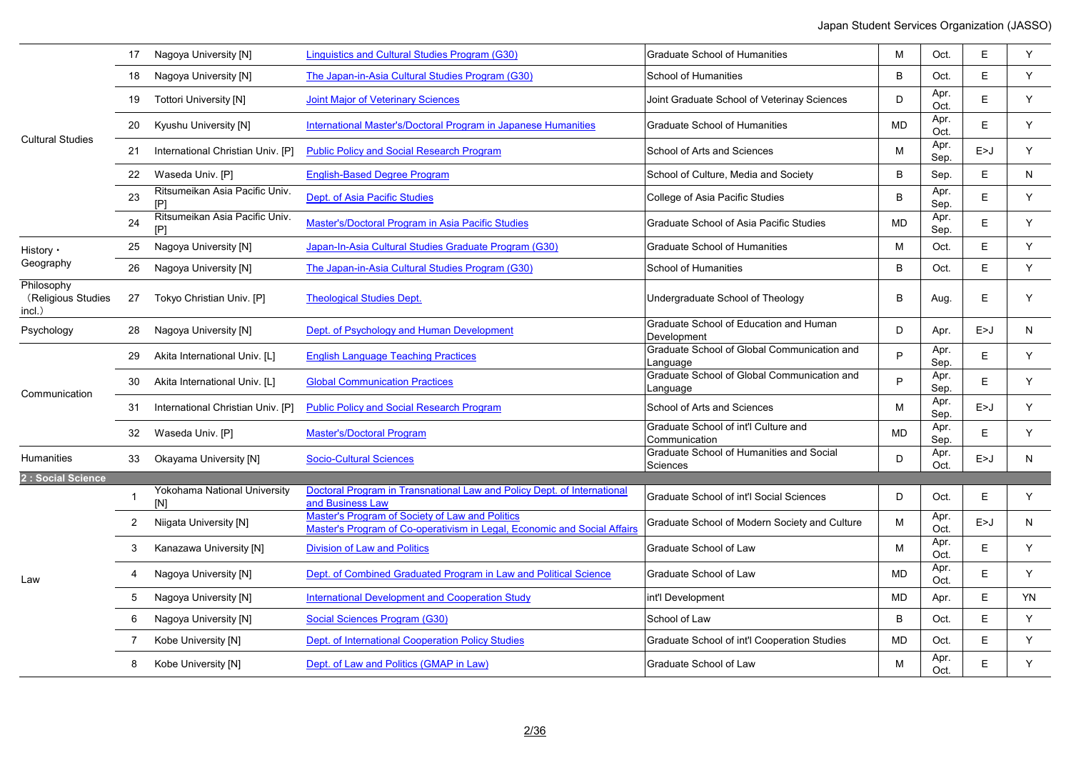| | | | | | | | | |
|---|---|---|---|---|---|---|---|---|
| Cultural Studies | 17 | Nagoya University [N] | Linguistics and Cultural Studies Program (G30) | Graduate School of Humanities | M | Oct. | E | Y |
| | 18 | Nagoya University [N] | The Japan-in-Asia Cultural Studies Program (G30) | School of Humanities | B | Oct. | E | Y |
| | 19 | Tottori University [N] | Joint Major of Veterinary Sciences | Joint Graduate School of Veterinay Sciences | D | Apr. Oct. | E | Y |
| | 20 | Kyushu University [N] | International Master's/Doctoral Program in Japanese Humanities | Graduate School of Humanities | MD | Apr. Oct. | E | Y |
| | 21 | International Christian Univ. [P] | Public Policy and Social Research Program | School of Arts and Sciences | M | Apr. Sep. | E>J | Y |
| | 22 | Waseda Univ. [P] | English-Based Degree Program | School of Culture, Media and Society | B | Sep. | E | N |
| | 23 | Ritsumeikan Asia Pacific Univ. [P] | Dept. of Asia Pacific Studies | College of Asia Pacific Studies | B | Apr. Sep. | E | Y |
| | 24 | Ritsumeikan Asia Pacific Univ. [P] | Master's/Doctoral Program in Asia Pacific Studies | Graduate School of Asia Pacific Studies | MD | Apr. Sep. | E | Y |
| History・Geography | 25 | Nagoya University [N] | Japan-In-Asia Cultural Studies Graduate Program (G30) | Graduate School of Humanities | M | Oct. | E | Y |
| | 26 | Nagoya University [N] | The Japan-in-Asia Cultural Studies Program (G30) | School of Humanities | B | Oct. | E | Y |
| Philosophy（Religious Studies incl.） | 27 | Tokyo Christian Univ. [P] | Theological Studies Dept. | Undergraduate School of Theology | B | Aug. | E | Y |
| Psychology | 28 | Nagoya University [N] | Dept. of Psychology and Human Development | Graduate School of Education and Human Development | D | Apr. | E>J | N |
| Communication | 29 | Akita International Univ. [L] | English Language Teaching Practices | Graduate School of Global Communication and Language | P | Apr. Sep. | E | Y |
| | 30 | Akita International Univ. [L] | Global Communication Practices | Graduate School of Global Communication and Language | P | Apr. Sep. | E | Y |
| | 31 | International Christian Univ. [P] | Public Policy and Social Research Program | School of Arts and Sciences | M | Apr. Sep. | E>J | Y |
| | 32 | Waseda Univ. [P] | Master's/Doctoral Program | Graduate School of int'l Culture and Communication | MD | Apr. Sep. | E | Y |
| Humanities | 33 | Okayama University [N] | Socio-Cultural Sciences | Graduate School of Humanities and Social Sciences | D | Apr. Oct. | E>J | N |
| **2 : Social Science** | | | | | | | | |
| Law | 1 | Yokohama National University [N] | Doctoral Program in Transnational Law and Policy Dept. of International and Business Law | Graduate School of int'l Social Sciences | D | Oct. | E | Y |
| | 2 | Niigata University [N] | Master's Program of Society of Law and Politics<br>Master's Program of Co-operativism in Legal, Economic and Social Affairs | Graduate School of Modern Society and Culture | M | Apr. Oct. | E>J | N |
| | 3 | Kanazawa University [N] | Division of Law and Politics | Graduate School of Law | M | Apr. Oct. | E | Y |
| | 4 | Nagoya University [N] | Dept. of Combined Graduated Program in Law and Political Science | Graduate School of Law | MD | Apr. Oct. | E | Y |
| | 5 | Nagoya University [N] | International Development and Cooperation Study | int'l Development | MD | Apr. | E | YN |
| | 6 | Nagoya University [N] | Social Sciences Program (G30) | School of Law | B | Oct. | E | Y |
| | 7 | Kobe University [N] | Dept. of International Cooperation Policy Studies | Graduate School of int'l Cooperation Studies | MD | Oct. | E | Y |
| | 8 | Kobe University [N] | Dept. of Law and Politics (GMAP in Law) | Graduate School of Law | M | Apr. Oct. | E | Y |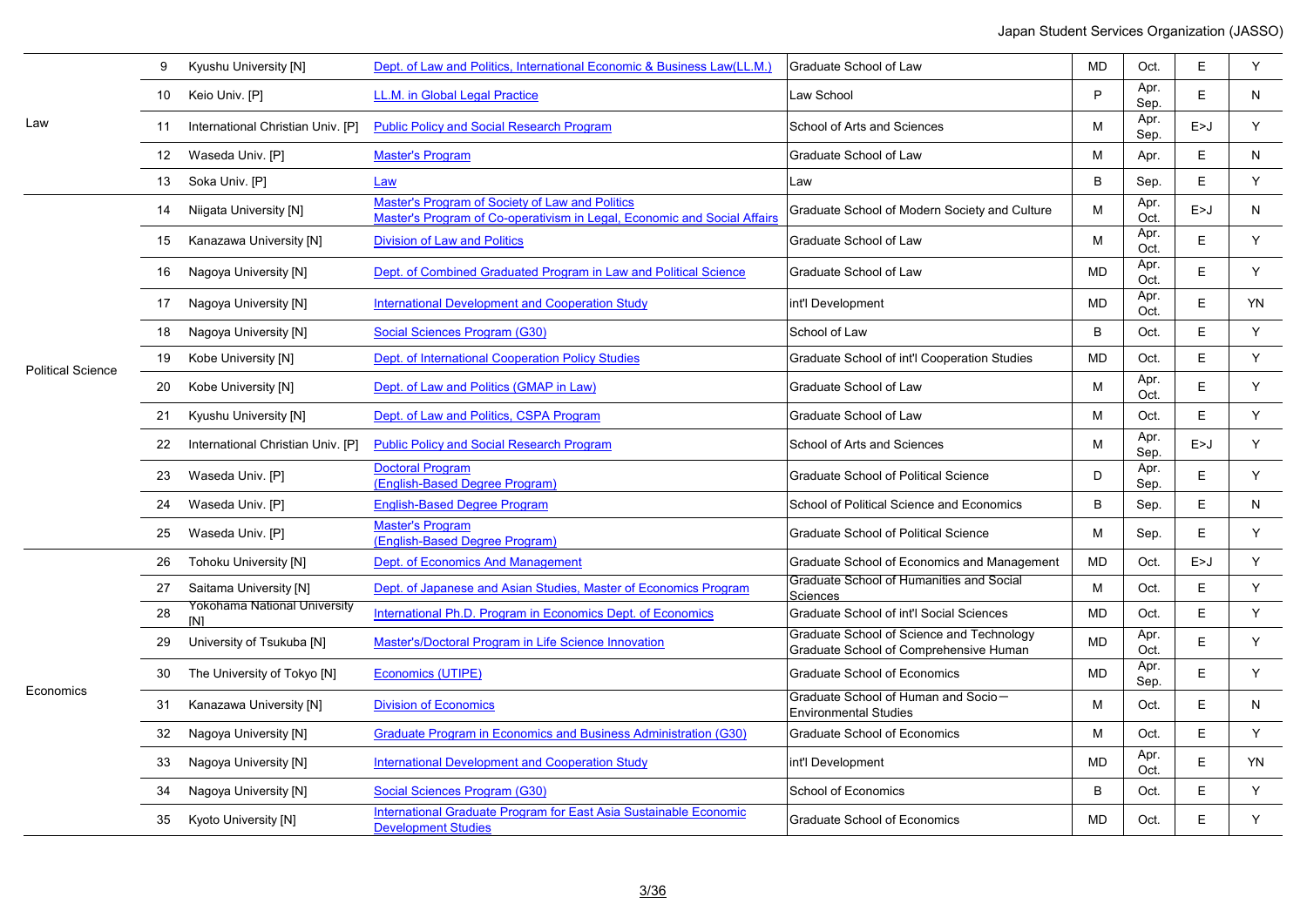| | | | | | | | | |
|---|---|---|---|---|---|---|---|---|
| Law | 9 | Kyushu University [N] | Dept. of Law and Politics, International Economic & Business Law(LL.M.) | Graduate School of Law | MD | Oct. | E | Y |
| | 10 | Keio Univ. [P] | LL.M. in Global Legal Practice | Law School | P | Apr. Sep. | E | N |
| | 11 | International Christian Univ. [P] | Public Policy and Social Research Program | School of Arts and Sciences | M | Apr. Sep. | E>J | Y |
| | 12 | Waseda Univ. [P] | Master's Program | Graduate School of Law | M | Apr. | E | N |
| | 13 | Soka Univ. [P] | Law | Law | B | Sep. | E | Y |
| Political Science | 14 | Niigata University [N] | Master's Program of Society of Law and Politics Master's Program of Co-operativism in Legal, Economic and Social Affairs | Graduate School of Modern Society and Culture | M | Apr. Oct. | E>J | N |
| | 15 | Kanazawa University [N] | Division of Law and Politics | Graduate School of Law | M | Apr. Oct. | E | Y |
| | 16 | Nagoya University [N] | Dept. of Combined Graduated Program in Law and Political Science | Graduate School of Law | MD | Apr. Oct. | E | Y |
| | 17 | Nagoya University [N] | International Development and Cooperation Study | int'l Development | MD | Apr. Oct. | E | YN |
| | 18 | Nagoya University [N] | Social Sciences Program (G30) | School of Law | B | Oct. | E | Y |
| | 19 | Kobe University [N] | Dept. of International Cooperation Policy Studies | Graduate School of int'l Cooperation Studies | MD | Oct. | E | Y |
| | 20 | Kobe University [N] | Dept. of Law and Politics (GMAP in Law) | Graduate School of Law | M | Apr. Oct. | E | Y |
| | 21 | Kyushu University [N] | Dept. of Law and Politics, CSPA Program | Graduate School of Law | M | Oct. | E | Y |
| | 22 | International Christian Univ. [P] | Public Policy and Social Research Program | School of Arts and Sciences | M | Apr. Sep. | E>J | Y |
| | 23 | Waseda Univ. [P] | Doctoral Program (English-Based Degree Program) | Graduate School of Political Science | D | Apr. Sep. | E | Y |
| | 24 | Waseda Univ. [P] | English-Based Degree Program | School of Political Science and Economics | B | Sep. | E | N |
| | 25 | Waseda Univ. [P] | Master's Program (English-Based Degree Program) | Graduate School of Political Science | M | Sep. | E | Y |
| Economics | 26 | Tohoku University [N] | Dept. of Economics And Management | Graduate School of Economics and Management | MD | Oct. | E>J | Y |
| | 27 | Saitama University [N] | Dept. of Japanese and Asian Studies, Master of Economics Program | Graduate School of Humanities and Social Sciences | M | Oct. | E | Y |
| | 28 | Yokohama National University [N] | International Ph.D. Program in Economics Dept. of Economics | Graduate School of int'l Social Sciences | MD | Oct. | E | Y |
| | 29 | University of Tsukuba [N] | Master's/Doctoral Program in Life Science Innovation | Graduate School of Science and Technology Graduate School of Comprehensive Human | MD | Apr. Oct. | E | Y |
| | 30 | The University of Tokyo [N] | Economics (UTIPE) | Graduate School of Economics | MD | Apr. Sep. | E | Y |
| | 31 | Kanazawa University [N] | Division of Economics | Graduate School of Human and Socio－Environmental Studies | M | Oct. | E | N |
| | 32 | Nagoya University [N] | Graduate Program in Economics and Business Administration (G30) | Graduate School of Economics | M | Oct. | E | Y |
| | 33 | Nagoya University [N] | International Development and Cooperation Study | int'l Development | MD | Apr. Oct. | E | YN |
| | 34 | Nagoya University [N] | Social Sciences Program (G30) | School of Economics | B | Oct. | E | Y |
| | 35 | Kyoto University [N] | International Graduate Program for East Asia Sustainable Economic Development Studies | Graduate School of Economics | MD | Oct. | E | Y |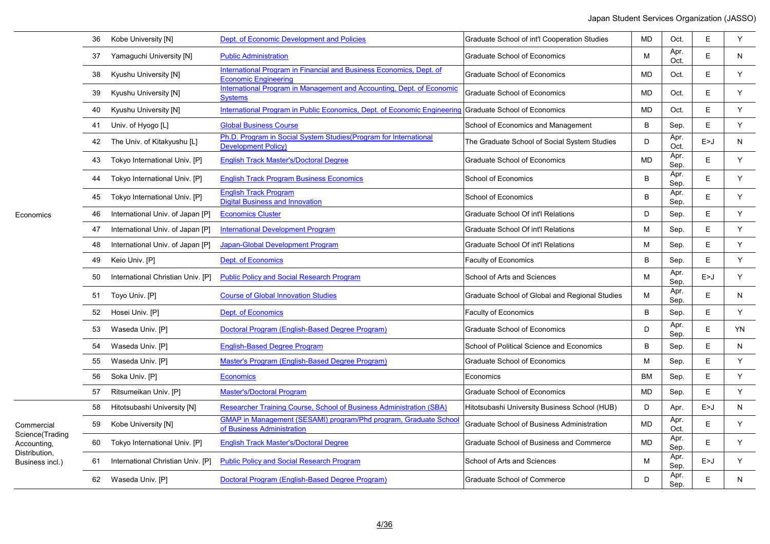| | | | | | | | | |
|---|---|---|---|---|---|---|---|---|
| Economics | 36 | Kobe University [N] | Dept. of Economic Development and Policies | Graduate School of int'l Cooperation Studies | MD | Oct. | E | Y |
| | 37 | Yamaguchi University [N] | Public Administration | Graduate School of Economics | M | Apr. Oct. | E | N |
| | 38 | Kyushu University [N] | International Program in Financial and Business Economics, Dept. of Economic Engineering | Graduate School of Economics | MD | Oct. | E | Y |
| | 39 | Kyushu University [N] | International Program in Management and Accounting, Dept. of Economic Systems | Graduate School of Economics | MD | Oct. | E | Y |
| | 40 | Kyushu University [N] | International Program in Public Economics, Dept. of Economic Engineering | Graduate School of Economics | MD | Oct. | E | Y |
| | 41 | Univ. of Hyogo [L] | Global Business Course | School of Economics and Management | B | Sep. | E | Y |
| | 42 | The Univ. of Kitakyushu [L] | Ph.D. Program in Social System Studies(Program for International Development Policy) | The Graduate School of Social System Studies | D | Apr. Oct. | E>J | N |
| | 43 | Tokyo International Univ. [P] | English Track Master's/Doctoral Degree | Graduate School of Economics | MD | Apr. Sep. | E | Y |
| | 44 | Tokyo International Univ. [P] | English Track Program Business Economics | School of Economics | B | Apr. Sep. | E | Y |
| | 45 | Tokyo International Univ. [P] | English Track Program Digital Business and Innovation | School of Economics | B | Apr. Sep. | E | Y |
| | 46 | International Univ. of Japan [P] | Economics Cluster | Graduate School Of int'l Relations | D | Sep. | E | Y |
| | 47 | International Univ. of Japan [P] | International Development Program | Graduate School Of int'l Relations | M | Sep. | E | Y |
| | 48 | International Univ. of Japan [P] | Japan-Global Development Program | Graduate School Of int'l Relations | M | Sep. | E | Y |
| | 49 | Keio Univ. [P] | Dept. of Economics | Faculty of Economics | B | Sep. | E | Y |
| | 50 | International Christian Univ. [P] | Public Policy and Social Research Program | School of Arts and Sciences | M | Apr. Sep. | E>J | Y |
| | 51 | Toyo Univ. [P] | Course of Global Innovation Studies | Graduate School of Global and Regional Studies | M | Apr. Sep. | E | N |
| | 52 | Hosei Univ. [P] | Dept. of Economics | Faculty of Economics | B | Sep. | E | Y |
| | 53 | Waseda Univ. [P] | Doctoral Program (English-Based Degree Program) | Graduate School of Economics | D | Apr. Sep. | E | YN |
| | 54 | Waseda Univ. [P] | English-Based Degree Program | School of Political Science and Economics | B | Sep. | E | N |
| | 55 | Waseda Univ. [P] | Master's Program (English-Based Degree Program) | Graduate School of Economics | M | Sep. | E | Y |
| | 56 | Soka Univ. [P] | Economics | Economics | BM | Sep. | E | Y |
| | 57 | Ritsumeikan Univ. [P] | Master's/Doctoral Program | Graduate School of Economics | MD | Sep. | E | Y |
| Commercial Science(Trading Accounting, Distribution, Business incl.) | 58 | Hitotsubashi University [N] | Researcher Training Course, School of Business Administration (SBA) | Hitotsubashi University Business School (HUB) | D | Apr. | E>J | N |
| | 59 | Kobe University [N] | GMAP in Management (SESAMI) program/Phd program, Graduate School of Business Administration | Graduate School of Business Administration | MD | Apr. Oct. | E | Y |
| | 60 | Tokyo International Univ. [P] | English Track Master's/Doctoral Degree | Graduate School of Business and Commerce | MD | Apr. Sep. | E | Y |
| | 61 | International Christian Univ. [P] | Public Policy and Social Research Program | School of Arts and Sciences | M | Apr. Sep. | E>J | Y |
| | 62 | Waseda Univ. [P] | Doctoral Program (English-Based Degree Program) | Graduate School of Commerce | D | Apr. Sep. | E | N |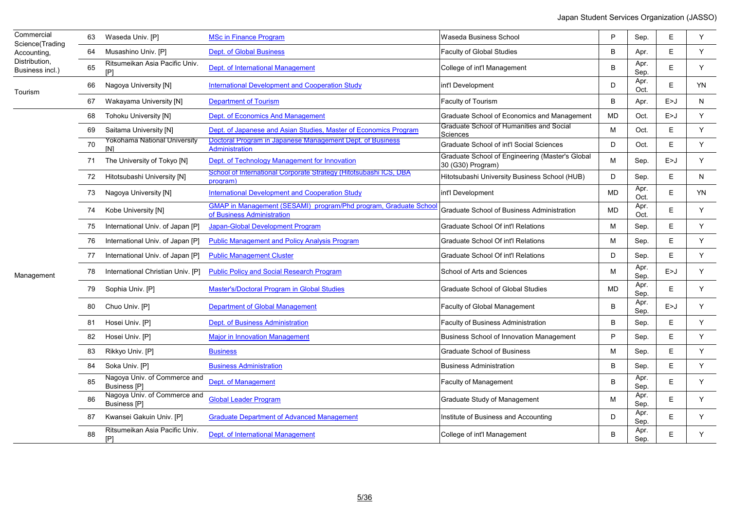| | | | | | | | | |
|---|---|---|---|---|---|---|---|---|
| Commercial Science(Trading Accounting, Distribution, Business incl.) | 63 | Waseda Univ. [P] | MSc in Finance Program | Waseda Business School | P | Sep. | E | Y |
| | 64 | Musashino Univ. [P] | Dept. of Global Business | Faculty of Global Studies | B | Apr. | E | Y |
| | 65 | Ritsumeikan Asia Pacific Univ. [P] | Dept. of International Management | College of int'l Management | B | Apr. Sep. | E | Y |
| Tourism | 66 | Nagoya University [N] | International Development and Cooperation Study | int'l Development | D | Apr. Oct. | E | YN |
| | 67 | Wakayama University [N] | Department of Tourism | Faculty of Tourism | B | Apr. | E>J | N |
| Management | 68 | Tohoku University [N] | Dept. of Economics And Management | Graduate School of Economics and Management | MD | Oct. | E>J | Y |
| | 69 | Saitama University [N] | Dept. of Japanese and Asian Studies, Master of Economics Program | Graduate School of Humanities and Social Sciences | M | Oct. | E | Y |
| | 70 | Yokohama National University [N] | Doctoral Program in Japanese Management Dept. of Business Administration | Graduate School of int'l Social Sciences | D | Oct. | E | Y |
| | 71 | The University of Tokyo [N] | Dept. of Technology Management for Innovation | Graduate School of Engineering (Master's Global 30 (G30) Program) | M | Sep. | E>J | Y |
| | 72 | Hitotsubashi University [N] | School of International Corporate Strategy (Hitotsubashi ICS, DBA program) | Hitotsubashi University Business School (HUB) | D | Sep. | E | N |
| | 73 | Nagoya University [N] | International Development and Cooperation Study | int'l Development | MD | Apr. Oct. | E | YN |
| | 74 | Kobe University [N] | GMAP in Management (SESAMI) program/Phd program, Graduate School of Business Administration | Graduate School of Business Administration | MD | Apr. Oct. | E | Y |
| | 75 | International Univ. of Japan [P] | Japan-Global Development Program | Graduate School Of int'l Relations | M | Sep. | E | Y |
| | 76 | International Univ. of Japan [P] | Public Management and Policy Analysis Program | Graduate School Of int'l Relations | M | Sep. | E | Y |
| | 77 | International Univ. of Japan [P] | Public Management Cluster | Graduate School Of int'l Relations | D | Sep. | E | Y |
| | 78 | International Christian Univ. [P] | Public Policy and Social Research Program | School of Arts and Sciences | M | Apr. Sep. | E>J | Y |
| | 79 | Sophia Univ. [P] | Master's/Doctoral Program in Global Studies | Graduate School of Global Studies | MD | Apr. Sep. | E | Y |
| | 80 | Chuo Univ. [P] | Department of Global Management | Faculty of Global Management | B | Apr. Sep. | E>J | Y |
| | 81 | Hosei Univ. [P] | Dept. of Business Administration | Faculty of Business Administration | B | Sep. | E | Y |
| | 82 | Hosei Univ. [P] | Major in Innovation Management | Business School of Innovation Management | P | Sep. | E | Y |
| | 83 | Rikkyo Univ. [P] | Business | Graduate School of Business | M | Sep. | E | Y |
| | 84 | Soka Univ. [P] | Business Administration | Business Administration | B | Sep. | E | Y |
| | 85 | Nagoya Univ. of Commerce and Business [P] | Dept. of Management | Faculty of Management | B | Apr. Sep. | E | Y |
| | 86 | Nagoya Univ. of Commerce and Business [P] | Global Leader Program | Graduate Study of Management | M | Apr. Sep. | E | Y |
| | 87 | Kwansei Gakuin Univ. [P] | Graduate Department of Advanced Management | Institute of Business and Accounting | D | Apr. Sep. | E | Y |
| | 88 | Ritsumeikan Asia Pacific Univ. [P] | Dept. of International Management | College of int'l Management | B | Apr. Sep. | E | Y |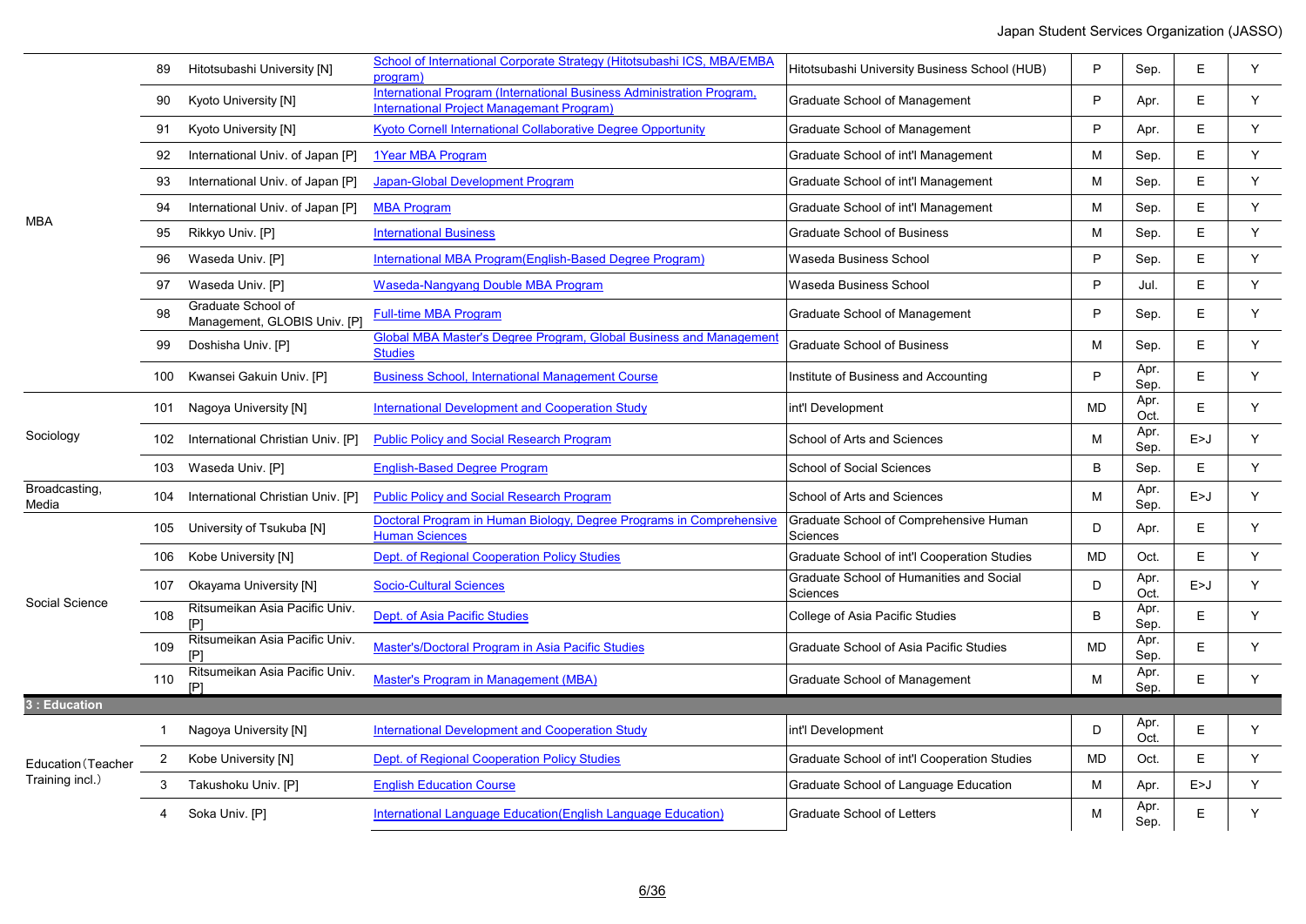| | | | | | | | | |
|---|---|---|---|---|---|---|---|---|
| MBA | 89 | Hitotsubashi University [N] | School of International Corporate Strategy (Hitotsubashi ICS, MBA/EMBA program) | Hitotsubashi University Business School (HUB) | P | Sep. | E | Y |
| | 90 | Kyoto University [N] | International Program (International Business Administration Program, International Project Managemant Program) | Graduate School of Management | P | Apr. | E | Y |
| | 91 | Kyoto University [N] | Kyoto Cornell International Collaborative Degree Opportunity | Graduate School of Management | P | Apr. | E | Y |
| | 92 | International Univ. of Japan [P] | 1Year MBA Program | Graduate School of int'l Management | M | Sep. | E | Y |
| | 93 | International Univ. of Japan [P] | Japan-Global Development Program | Graduate School of int'l Management | M | Sep. | E | Y |
| | 94 | International Univ. of Japan [P] | MBA Program | Graduate School of int'l Management | M | Sep. | E | Y |
| | 95 | Rikkyo Univ. [P] | International Business | Graduate School of Business | M | Sep. | E | Y |
| | 96 | Waseda Univ. [P] | International MBA Program(English-Based Degree Program) | Waseda Business School | P | Sep. | E | Y |
| | 97 | Waseda Univ. [P] | Waseda-Nangyang Double MBA Program | Waseda Business School | P | Jul. | E | Y |
| | 98 | Graduate School of Management, GLOBIS Univ. [P] | Full-time MBA Program | Graduate School of Management | P | Sep. | E | Y |
| | 99 | Doshisha Univ. [P] | Global MBA Master's Degree Program, Global Business and Management Studies | Graduate School of Business | M | Sep. | E | Y |
| | 100 | Kwansei Gakuin Univ. [P] | Business School, International Management Course | Institute of Business and Accounting | P | Apr. Sep. | E | Y |
| Sociology | 101 | Nagoya University [N] | International Development and Cooperation Study | int'l Development | MD | Apr. Oct. | E | Y |
| | 102 | International Christian Univ. [P] | Public Policy and Social Research Program | School of Arts and Sciences | M | Apr. Sep. | E>J | Y |
| | 103 | Waseda Univ. [P] | English-Based Degree Program | School of Social Sciences | B | Sep. | E | Y |
| Broadcasting, Media | 104 | International Christian Univ. [P] | Public Policy and Social Research Program | School of Arts and Sciences | M | Apr. Sep. | E>J | Y |
| Social Science | 105 | University of Tsukuba [N] | Doctoral Program in Human Biology, Degree Programs in Comprehensive Human Sciences | Graduate School of Comprehensive Human Sciences | D | Apr. | E | Y |
| | 106 | Kobe University [N] | Dept. of Regional Cooperation Policy Studies | Graduate School of int'l Cooperation Studies | MD | Oct. | E | Y |
| | 107 | Okayama University [N] | Socio-Cultural Sciences | Graduate School of Humanities and Social Sciences | D | Apr. Oct. | E>J | Y |
| | 108 | Ritsumeikan Asia Pacific Univ. [P] | Dept. of Asia Pacific Studies | College of Asia Pacific Studies | B | Apr. Sep. | E | Y |
| | 109 | Ritsumeikan Asia Pacific Univ. [P] | Master's/Doctoral Program in Asia Pacific Studies | Graduate School of Asia Pacific Studies | MD | Apr. Sep. | E | Y |
| | 110 | Ritsumeikan Asia Pacific Univ. [P] | Master's Program in Management (MBA) | Graduate School of Management | M | Apr. Sep. | E | Y |
| **3 : Education** | | | | | | | | |
| Education(Teacher Training incl.) | 1 | Nagoya University [N] | International Development and Cooperation Study | int'l Development | D | Apr. Oct. | E | Y |
| | 2 | Kobe University [N] | Dept. of Regional Cooperation Policy Studies | Graduate School of int'l Cooperation Studies | MD | Oct. | E | Y |
| | 3 | Takushoku Univ. [P] | English Education Course | Graduate School of Language Education | M | Apr. | E>J | Y |
| | 4 | Soka Univ. [P] | International Language Education(English Language Education) | Graduate School of Letters | M | Apr. Sep. | E | Y |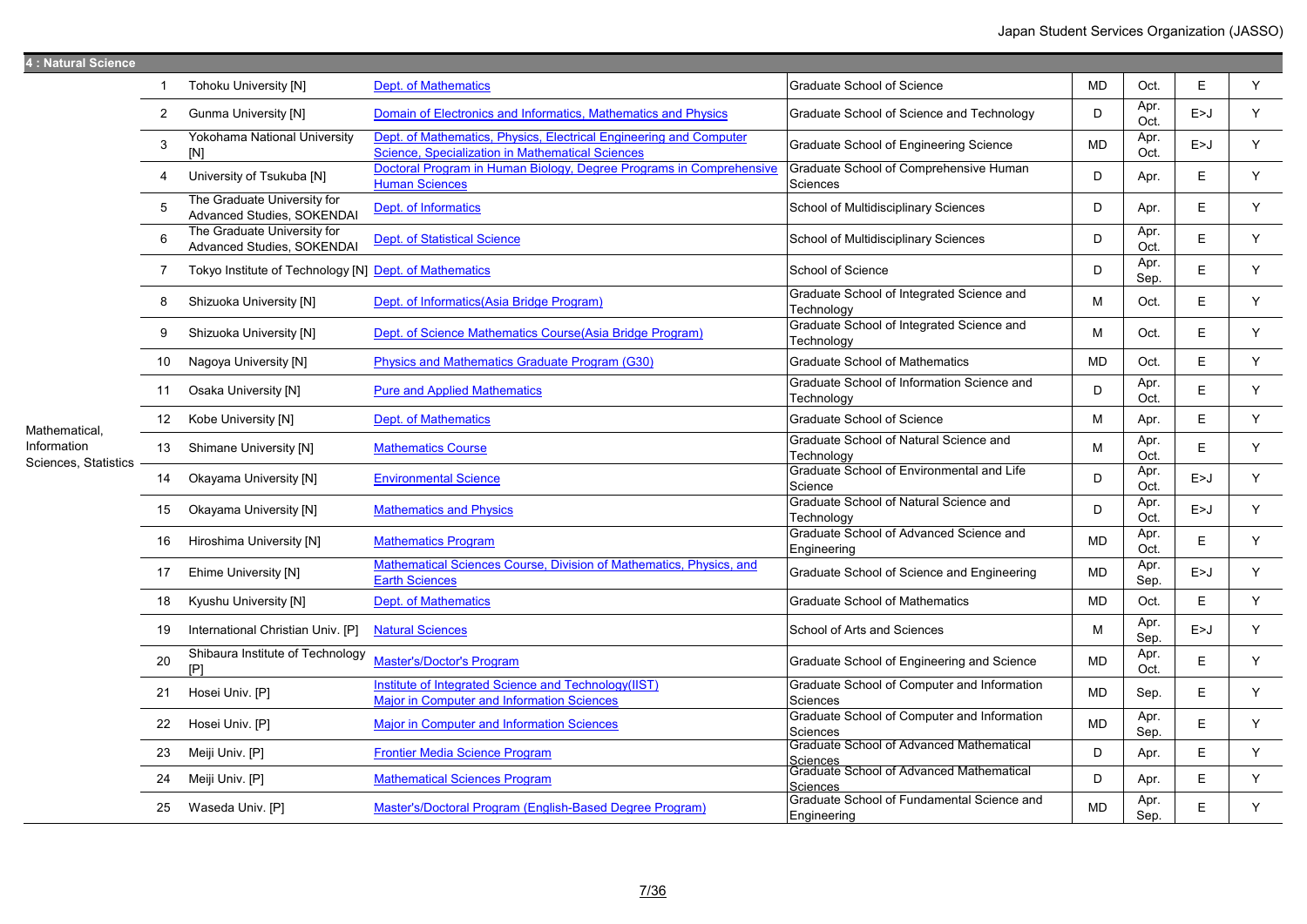## 4 : Natural Science

| | No. | University | Program | School | Degree | Enrollment | Language | |
|---|---|---|---|---|---|---|---|---|
| Mathematical, Information Sciences, Statistics | 1 | Tohoku University [N] | Dept. of Mathematics | Graduate School of Science | MD | Oct. | E | Y |
| | 2 | Gunma University [N] | Domain of Electronics and Informatics, Mathematics and Physics | Graduate School of Science and Technology | D | Apr. Oct. | E>J | Y |
| | 3 | Yokohama National University [N] | Dept. of Mathematics, Physics, Electrical Engineering and Computer Science, Specialization in Mathematical Sciences | Graduate School of Engineering Science | MD | Apr. Oct. | E>J | Y |
| | 4 | University of Tsukuba [N] | Doctoral Program in Human Biology, Degree Programs in Comprehensive Human Sciences | Graduate School of Comprehensive Human Sciences | D | Apr. | E | Y |
| | 5 | The Graduate University for Advanced Studies, SOKENDAI | Dept. of Informatics | School of Multidisciplinary Sciences | D | Apr. | E | Y |
| | 6 | The Graduate University for Advanced Studies, SOKENDAI | Dept. of Statistical Science | School of Multidisciplinary Sciences | D | Apr. Oct. | E | Y |
| | 7 | Tokyo Institute of Technology [N] | Dept. of Mathematics | School of Science | D | Apr. Sep. | E | Y |
| | 8 | Shizuoka University [N] | Dept. of Informatics(Asia Bridge Program) | Graduate School of Integrated Science and Technology | M | Oct. | E | Y |
| | 9 | Shizuoka University [N] | Dept. of Science Mathematics Course(Asia Bridge Program) | Graduate School of Integrated Science and Technology | M | Oct. | E | Y |
| | 10 | Nagoya University [N] | Physics and Mathematics Graduate Program (G30) | Graduate School of Mathematics | MD | Oct. | E | Y |
| | 11 | Osaka University [N] | Pure and Applied Mathematics | Graduate School of Information Science and Technology | D | Apr. Oct. | E | Y |
| | 12 | Kobe University [N] | Dept. of Mathematics | Graduate School of Science | M | Apr. | E | Y |
| | 13 | Shimane University [N] | Mathematics Course | Graduate School of Natural Science and Technology | M | Apr. Oct. | E | Y |
| | 14 | Okayama University [N] | Environmental Science | Graduate School of Environmental and Life Science | D | Apr. Oct. | E>J | Y |
| | 15 | Okayama University [N] | Mathematics and Physics | Graduate School of Natural Science and Technology | D | Apr. Oct. | E>J | Y |
| | 16 | Hiroshima University [N] | Mathematics Program | Graduate School of Advanced Science and Engineering | MD | Apr. Oct. | E | Y |
| | 17 | Ehime University [N] | Mathematical Sciences Course, Division of Mathematics, Physics, and Earth Sciences | Graduate School of Science and Engineering | MD | Apr. Sep. | E>J | Y |
| | 18 | Kyushu University [N] | Dept. of Mathematics | Graduate School of Mathematics | MD | Oct. | E | Y |
| | 19 | International Christian Univ. [P] | Natural Sciences | School of Arts and Sciences | M | Apr. Sep. | E>J | Y |
| | 20 | Shibaura Institute of Technology [P] | Master's/Doctor's Program | Graduate School of Engineering and Science | MD | Apr. Oct. | E | Y |
| | 21 | Hosei Univ. [P] | Institute of Integrated Science and Technology(IIST) Major in Computer and Information Sciences | Graduate School of Computer and Information Sciences | MD | Sep. | E | Y |
| | 22 | Hosei Univ. [P] | Major in Computer and Information Sciences | Graduate School of Computer and Information Sciences | MD | Apr. Sep. | E | Y |
| | 23 | Meiji Univ. [P] | Frontier Media Science Program | Graduate School of Advanced Mathematical Sciences | D | Apr. | E | Y |
| | 24 | Meiji Univ. [P] | Mathematical Sciences Program | Graduate School of Advanced Mathematical Sciences | D | Apr. | E | Y |
| | 25 | Waseda Univ. [P] | Master's/Doctoral Program (English-Based Degree Program) | Graduate School of Fundamental Science and Engineering | MD | Apr. Sep. | E | Y |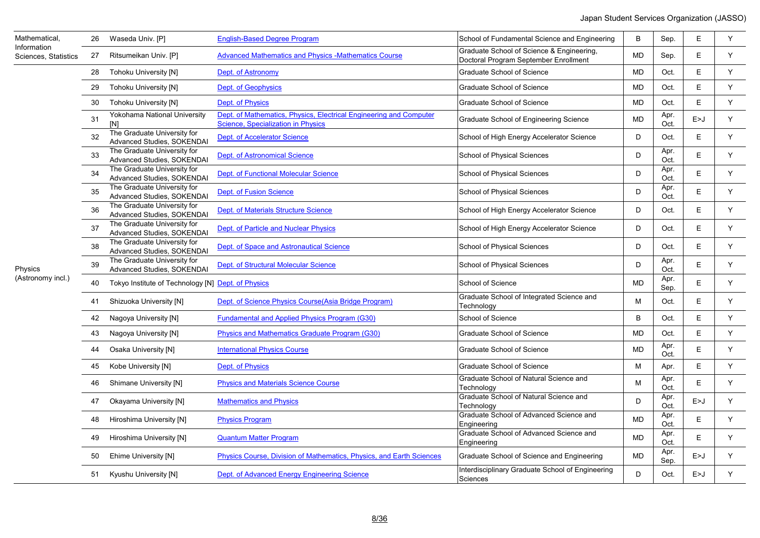| | | | | | | | | |
|---|---|---|---|---|---|---|---|---|
| Mathematical, Information Sciences, Statistics | 26 | Waseda Univ. [P] | English-Based Degree Program | School of Fundamental Science and Engineering | B | Sep. | E | Y |
| | 27 | Ritsumeikan Univ. [P] | Advanced Mathematics and Physics -Mathematics Course | Graduate School of Science & Engineering, Doctoral Program September Enrollment | MD | Sep. | E | Y |
| Physics (Astronomy incl.) | 28 | Tohoku University [N] | Dept. of Astronomy | Graduate School of Science | MD | Oct. | E | Y |
| | 29 | Tohoku University [N] | Dept. of Geophysics | Graduate School of Science | MD | Oct. | E | Y |
| | 30 | Tohoku University [N] | Dept. of Physics | Graduate School of Science | MD | Oct. | E | Y |
| | 31 | Yokohama National University [N] | Dept. of Mathematics, Physics, Electrical Engineering and Computer Science, Specialization in Physics | Graduate School of Engineering Science | MD | Apr. Oct. | E>J | Y |
| | 32 | The Graduate University for Advanced Studies, SOKENDAI | Dept. of Accelerator Science | School of High Energy Accelerator Science | D | Oct. | E | Y |
| | 33 | The Graduate University for Advanced Studies, SOKENDAI | Dept. of Astronomical Science | School of Physical Sciences | D | Apr. Oct. | E | Y |
| | 34 | The Graduate University for Advanced Studies, SOKENDAI | Dept. of Functional Molecular Science | School of Physical Sciences | D | Apr. Oct. | E | Y |
| | 35 | The Graduate University for Advanced Studies, SOKENDAI | Dept. of Fusion Science | School of Physical Sciences | D | Apr. Oct. | E | Y |
| | 36 | The Graduate University for Advanced Studies, SOKENDAI | Dept. of Materials Structure Science | School of High Energy Accelerator Science | D | Oct. | E | Y |
| | 37 | The Graduate University for Advanced Studies, SOKENDAI | Dept. of Particle and Nuclear Physics | School of High Energy Accelerator Science | D | Oct. | E | Y |
| | 38 | The Graduate University for Advanced Studies, SOKENDAI | Dept. of Space and Astronautical Science | School of Physical Sciences | D | Oct. | E | Y |
| | 39 | The Graduate University for Advanced Studies, SOKENDAI | Dept. of Structural Molecular Science | School of Physical Sciences | D | Apr. Oct. | E | Y |
| | 40 | Tokyo Institute of Technology [N] | Dept. of Physics | School of Science | MD | Apr. Sep. | E | Y |
| | 41 | Shizuoka University [N] | Dept. of Science Physics Course(Asia Bridge Program) | Graduate School of Integrated Science and Technology | M | Oct. | E | Y |
| | 42 | Nagoya University [N] | Fundamental and Applied Physics Program (G30) | School of Science | B | Oct. | E | Y |
| | 43 | Nagoya University [N] | Physics and Mathematics Graduate Program (G30) | Graduate School of Science | MD | Oct. | E | Y |
| | 44 | Osaka University [N] | International Physics Course | Graduate School of Science | MD | Apr. Oct. | E | Y |
| | 45 | Kobe University [N] | Dept. of Physics | Graduate School of Science | M | Apr. | E | Y |
| | 46 | Shimane University [N] | Physics and Materials Science Course | Graduate School of Natural Science and Technology | M | Apr. Oct. | E | Y |
| | 47 | Okayama University [N] | Mathematics and Physics | Graduate School of Natural Science and Technology | D | Apr. Oct. | E>J | Y |
| | 48 | Hiroshima University [N] | Physics Program | Graduate School of Advanced Science and Engineering | MD | Apr. Oct. | E | Y |
| | 49 | Hiroshima University [N] | Quantum Matter Program | Graduate School of Advanced Science and Engineering | MD | Apr. Oct. | E | Y |
| | 50 | Ehime University [N] | Physics Course, Division of Mathematics, Physics, and Earth Sciences | Graduate School of Science and Engineering | MD | Apr. Sep. | E>J | Y |
| | 51 | Kyushu University [N] | Dept. of Advanced Energy Engineering Science | Interdisciplinary Graduate School of Engineering Sciences | D | Oct. | E>J | Y |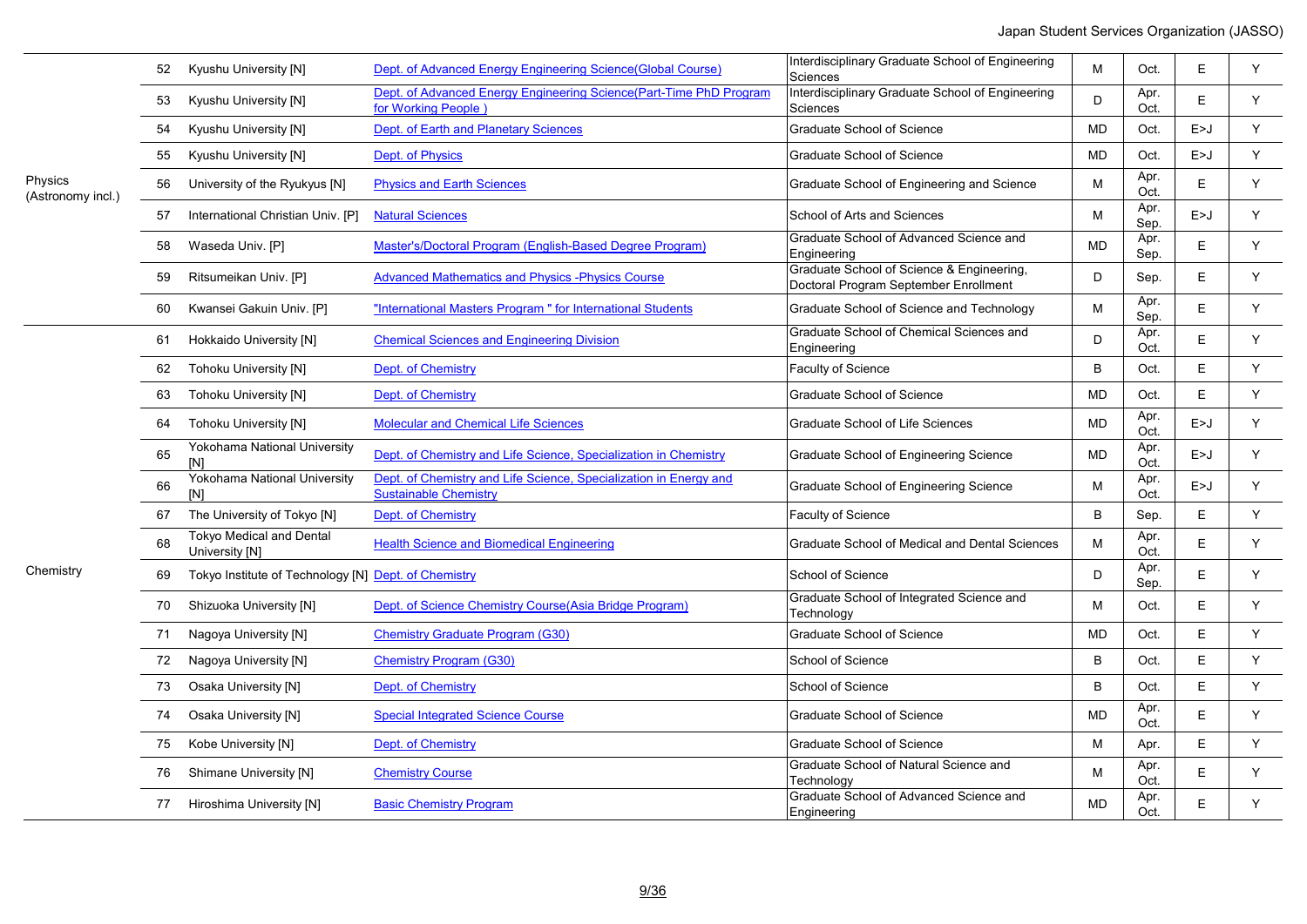| | | | | | | | | |
|---|---|---|---|---|---|---|---|---|
| Physics (Astronomy incl.) | 52 | Kyushu University [N] | Dept. of Advanced Energy Engineering Science(Global Course) | Interdisciplinary Graduate School of Engineering Sciences | M | Oct. | E | Y |
| | 53 | Kyushu University [N] | Dept. of Advanced Energy Engineering Science(Part-Time PhD Program for Working People ) | Interdisciplinary Graduate School of Engineering Sciences | D | Apr. Oct. | E | Y |
| | 54 | Kyushu University [N] | Dept. of Earth and Planetary Sciences | Graduate School of Science | MD | Oct. | E>J | Y |
| | 55 | Kyushu University [N] | Dept. of Physics | Graduate School of Science | MD | Oct. | E>J | Y |
| | 56 | University of the Ryukyus [N] | Physics and Earth Sciences | Graduate School of Engineering and Science | M | Apr. Oct. | E | Y |
| | 57 | International Christian Univ. [P] | Natural Sciences | School of Arts and Sciences | M | Apr. Sep. | E>J | Y |
| | 58 | Waseda Univ. [P] | Master's/Doctoral Program (English-Based Degree Program) | Graduate School of Advanced Science and Engineering | MD | Apr. Sep. | E | Y |
| | 59 | Ritsumeikan Univ. [P] | Advanced Mathematics and Physics -Physics Course | Graduate School of Science & Engineering, Doctoral Program September Enrollment | D | Sep. | E | Y |
| | 60 | Kwansei Gakuin Univ. [P] | "International Masters Program " for International Students | Graduate School of Science and Technology | M | Apr. Sep. | E | Y |
| Chemistry | 61 | Hokkaido University [N] | Chemical Sciences and Engineering Division | Graduate School of Chemical Sciences and Engineering | D | Apr. Oct. | E | Y |
| | 62 | Tohoku University [N] | Dept. of Chemistry | Faculty of Science | B | Oct. | E | Y |
| | 63 | Tohoku University [N] | Dept. of Chemistry | Graduate School of Science | MD | Oct. | E | Y |
| | 64 | Tohoku University [N] | Molecular and Chemical Life Sciences | Graduate School of Life Sciences | MD | Apr. Oct. | E>J | Y |
| | 65 | Yokohama National University [N] | Dept. of Chemistry and Life Science, Specialization in Chemistry | Graduate School of Engineering Science | MD | Apr. Oct. | E>J | Y |
| | 66 | Yokohama National University [N] | Dept. of Chemistry and Life Science, Specialization in Energy and Sustainable Chemistry | Graduate School of Engineering Science | M | Apr. Oct. | E>J | Y |
| | 67 | The University of Tokyo [N] | Dept. of Chemistry | Faculty of Science | B | Sep. | E | Y |
| | 68 | Tokyo Medical and Dental University [N] | Health Science and Biomedical Engineering | Graduate School of Medical and Dental Sciences | M | Apr. Oct. | E | Y |
| | 69 | Tokyo Institute of Technology [N] | Dept. of Chemistry | School of Science | D | Apr. Sep. | E | Y |
| | 70 | Shizuoka University [N] | Dept. of Science Chemistry Course(Asia Bridge Program) | Graduate School of Integrated Science and Technology | M | Oct. | E | Y |
| | 71 | Nagoya University [N] | Chemistry Graduate Program (G30) | Graduate School of Science | MD | Oct. | E | Y |
| | 72 | Nagoya University [N] | Chemistry Program (G30) | School of Science | B | Oct. | E | Y |
| | 73 | Osaka University [N] | Dept. of Chemistry | School of Science | B | Oct. | E | Y |
| | 74 | Osaka University [N] | Special Integrated Science Course | Graduate School of Science | MD | Apr. Oct. | E | Y |
| | 75 | Kobe University [N] | Dept. of Chemistry | Graduate School of Science | M | Apr. | E | Y |
| | 76 | Shimane University [N] | Chemistry Course | Graduate School of Natural Science and Technology | M | Apr. Oct. | E | Y |
| | 77 | Hiroshima University [N] | Basic Chemistry Program | Graduate School of Advanced Science and Engineering | MD | Apr. Oct. | E | Y |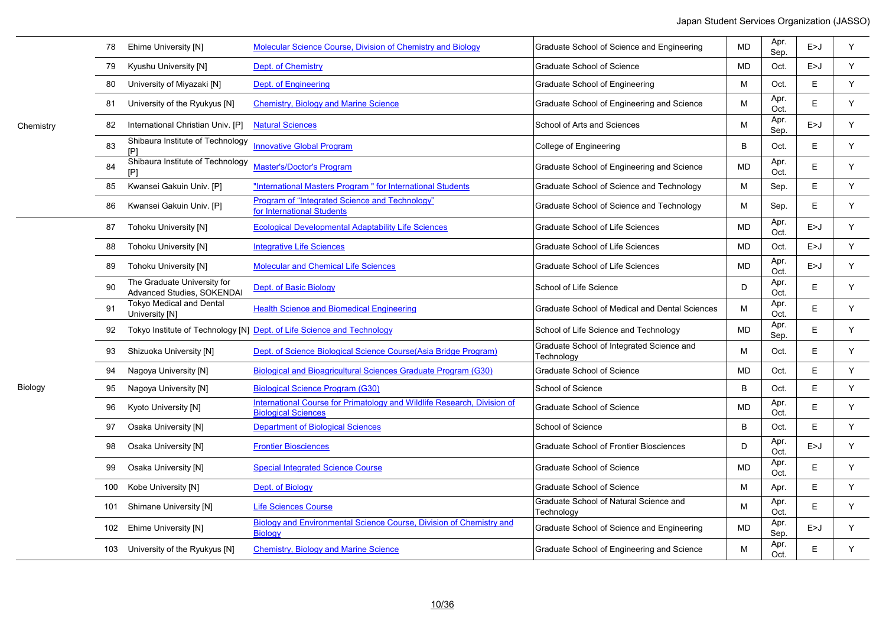| | | | | | | | | |
|---|---|---|---|---|---|---|---|---|
| Chemistry | 78 | Ehime University [N] | Molecular Science Course, Division of Chemistry and Biology | Graduate School of Science and Engineering | MD | Apr. Sep. | E>J | Y |
| | 79 | Kyushu University [N] | Dept. of Chemistry | Graduate School of Science | MD | Oct. | E>J | Y |
| | 80 | University of Miyazaki [N] | Dept. of Engineering | Graduate School of Engineering | M | Oct. | E | Y |
| | 81 | University of the Ryukyus [N] | Chemistry, Biology and Marine Science | Graduate School of Engineering and Science | M | Apr. Oct. | E | Y |
| | 82 | International Christian Univ. [P] | Natural Sciences | School of Arts and Sciences | M | Apr. Sep. | E>J | Y |
| | 83 | Shibaura Institute of Technology [P] | Innovative Global Program | College of Engineering | B | Oct. | E | Y |
| | 84 | Shibaura Institute of Technology [P] | Master's/Doctor's Program | Graduate School of Engineering and Science | MD | Apr. Oct. | E | Y |
| | 85 | Kwansei Gakuin Univ. [P] | "International Masters Program " for International Students | Graduate School of Science and Technology | M | Sep. | E | Y |
| | 86 | Kwansei Gakuin Univ. [P] | Program of "Integrated Science and Technology" for International Students | Graduate School of Science and Technology | M | Sep. | E | Y |
| Biology | 87 | Tohoku University [N] | Ecological Developmental Adaptability Life Sciences | Graduate School of Life Sciences | MD | Apr. Oct. | E>J | Y |
| | 88 | Tohoku University [N] | Integrative Life Sciences | Graduate School of Life Sciences | MD | Oct. | E>J | Y |
| | 89 | Tohoku University [N] | Molecular and Chemical Life Sciences | Graduate School of Life Sciences | MD | Apr. Oct. | E>J | Y |
| | 90 | The Graduate University for Advanced Studies, SOKENDAI | Dept. of Basic Biology | School of Life Science | D | Apr. Oct. | E | Y |
| | 91 | Tokyo Medical and Dental University [N] | Health Science and Biomedical Engineering | Graduate School of Medical and Dental Sciences | M | Apr. Oct. | E | Y |
| | 92 | Tokyo Institute of Technology [N] | Dept. of Life Science and Technology | School of Life Science and Technology | MD | Apr. Sep. | E | Y |
| | 93 | Shizuoka University [N] | Dept. of Science Biological Science Course(Asia Bridge Program) | Graduate School of Integrated Science and Technology | M | Oct. | E | Y |
| | 94 | Nagoya University [N] | Biological and Bioagricultural Sciences Graduate Program (G30) | Graduate School of Science | MD | Oct. | E | Y |
| | 95 | Nagoya University [N] | Biological Science Program (G30) | School of Science | B | Oct. | E | Y |
| | 96 | Kyoto University [N] | International Course for Primatology and Wildlife Research, Division of Biological Sciences | Graduate School of Science | MD | Apr. Oct. | E | Y |
| | 97 | Osaka University [N] | Department of Biological Sciences | School of Science | B | Oct. | E | Y |
| | 98 | Osaka University [N] | Frontier Biosciences | Graduate School of Frontier Biosciences | D | Apr. Oct. | E>J | Y |
| | 99 | Osaka University [N] | Special Integrated Science Course | Graduate School of Science | MD | Apr. Oct. | E | Y |
| | 100 | Kobe University [N] | Dept. of Biology | Graduate School of Science | M | Apr. | E | Y |
| | 101 | Shimane University [N] | Life Sciences Course | Graduate School of Natural Science and Technology | M | Apr. Oct. | E | Y |
| | 102 | Ehime University [N] | Biology and Environmental Science Course, Division of Chemistry and Biology | Graduate School of Science and Engineering | MD | Apr. Sep. | E>J | Y |
| | 103 | University of the Ryukyus [N] | Chemistry, Biology and Marine Science | Graduate School of Engineering and Science | M | Apr. Oct. | E | Y |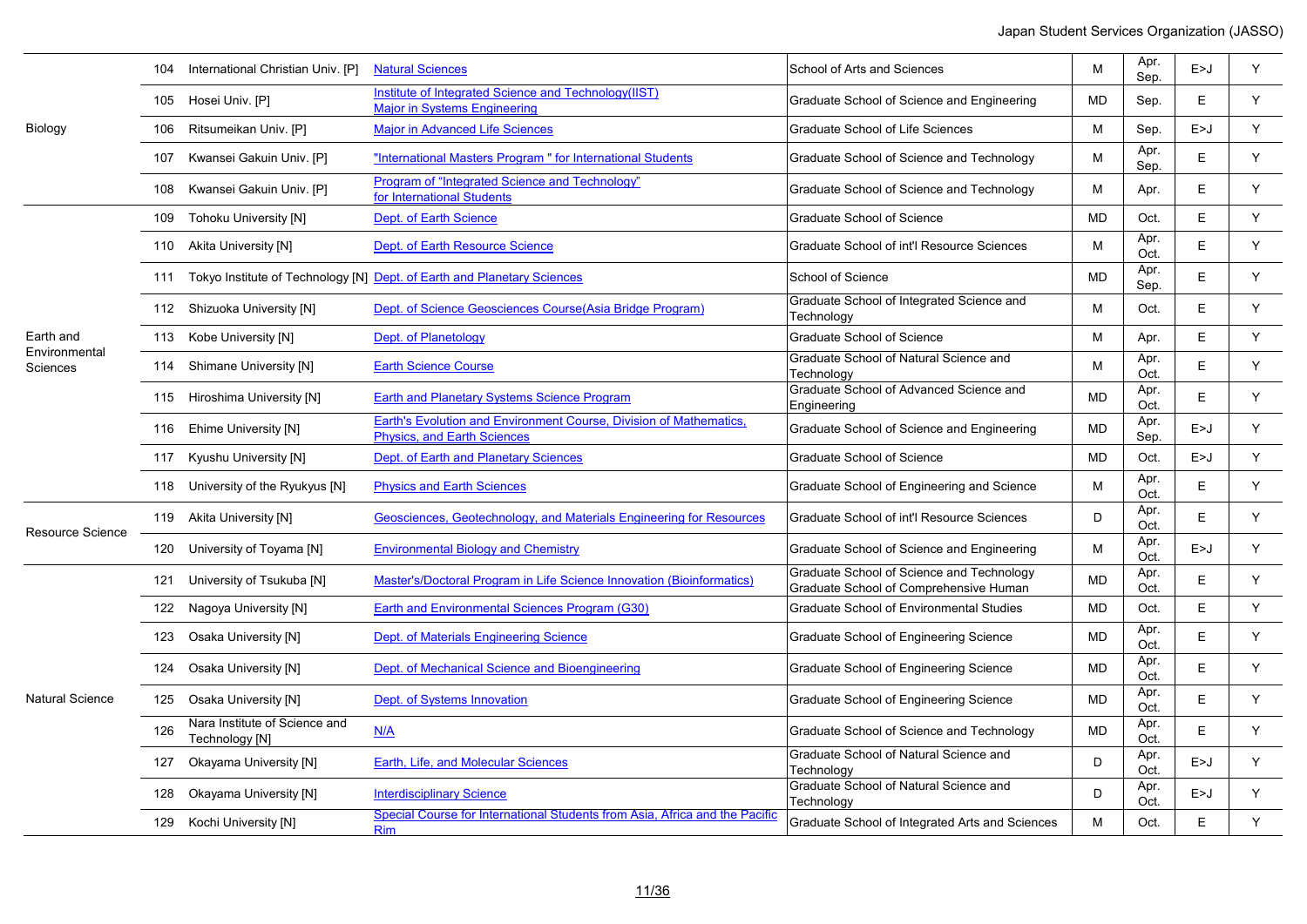| | | | | | | | | |
|---|---|---|---|---|---|---|---|---|
| Biology | 104 | International Christian Univ. [P] | Natural Sciences | School of Arts and Sciences | M | Apr. Sep. | E>J | Y |
| | 105 | Hosei Univ. [P] | Institute of Integrated Science and Technology(IIST) Major in Systems Engineering | Graduate School of Science and Engineering | MD | Sep. | E | Y |
| | 106 | Ritsumeikan Univ. [P] | Major in Advanced Life Sciences | Graduate School of Life Sciences | M | Sep. | E>J | Y |
| | 107 | Kwansei Gakuin Univ. [P] | "International Masters Program " for International Students | Graduate School of Science and Technology | M | Apr. Sep. | E | Y |
| | 108 | Kwansei Gakuin Univ. [P] | Program of "Integrated Science and Technology" for International Students | Graduate School of Science and Technology | M | Apr. | E | Y |
| Earth and Environmental Sciences | 109 | Tohoku University [N] | Dept. of Earth Science | Graduate School of Science | MD | Oct. | E | Y |
| | 110 | Akita University [N] | Dept. of Earth Resource Science | Graduate School of int'l Resource Sciences | M | Apr. Oct. | E | Y |
| | 111 | Tokyo Institute of Technology [N] | Dept. of Earth and Planetary Sciences | School of Science | MD | Apr. Sep. | E | Y |
| | 112 | Shizuoka University [N] | Dept. of Science Geosciences Course(Asia Bridge Program) | Graduate School of Integrated Science and Technology | M | Oct. | E | Y |
| | 113 | Kobe University [N] | Dept. of Planetology | Graduate School of Science | M | Apr. | E | Y |
| | 114 | Shimane University [N] | Earth Science Course | Graduate School of Natural Science and Technology | M | Apr. Oct. | E | Y |
| | 115 | Hiroshima University [N] | Earth and Planetary Systems Science Program | Graduate School of Advanced Science and Engineering | MD | Apr. Oct. | E | Y |
| | 116 | Ehime University [N] | Earth's Evolution and Environment Course, Division of Mathematics, Physics, and Earth Sciences | Graduate School of Science and Engineering | MD | Apr. Sep. | E>J | Y |
| | 117 | Kyushu University [N] | Dept. of Earth and Planetary Sciences | Graduate School of Science | MD | Oct. | E>J | Y |
| | 118 | University of the Ryukyus [N] | Physics and Earth Sciences | Graduate School of Engineering and Science | M | Apr. Oct. | E | Y |
| Resource Science | 119 | Akita University [N] | Geosciences, Geotechnology, and Materials Engineering for Resources | Graduate School of int'l Resource Sciences | D | Apr. Oct. | E | Y |
| | 120 | University of Toyama [N] | Environmental Biology and Chemistry | Graduate School of Science and Engineering | M | Apr. Oct. | E>J | Y |
| Natural Science | 121 | University of Tsukuba [N] | Master's/Doctoral Program in Life Science Innovation (Bioinformatics) | Graduate School of Science and Technology Graduate School of Comprehensive Human | MD | Apr. Oct. | E | Y |
| | 122 | Nagoya University [N] | Earth and Environmental Sciences Program (G30) | Graduate School of Environmental Studies | MD | Oct. | E | Y |
| | 123 | Osaka University [N] | Dept. of Materials Engineering Science | Graduate School of Engineering Science | MD | Apr. Oct. | E | Y |
| | 124 | Osaka University [N] | Dept. of Mechanical Science and Bioengineering | Graduate School of Engineering Science | MD | Apr. Oct. | E | Y |
| | 125 | Osaka University [N] | Dept. of Systems Innovation | Graduate School of Engineering Science | MD | Apr. Oct. | E | Y |
| | 126 | Nara Institute of Science and Technology [N] | N/A | Graduate School of Science and Technology | MD | Apr. Oct. | E | Y |
| | 127 | Okayama University [N] | Earth, Life, and Molecular Sciences | Graduate School of Natural Science and Technology | D | Apr. Oct. | E>J | Y |
| | 128 | Okayama University [N] | Interdisciplinary Science | Graduate School of Natural Science and Technology | D | Apr. Oct. | E>J | Y |
| | 129 | Kochi University [N] | Special Course for International Students from Asia, Africa and the Pacific Rim | Graduate School of Integrated Arts and Sciences | M | Oct. | E | Y |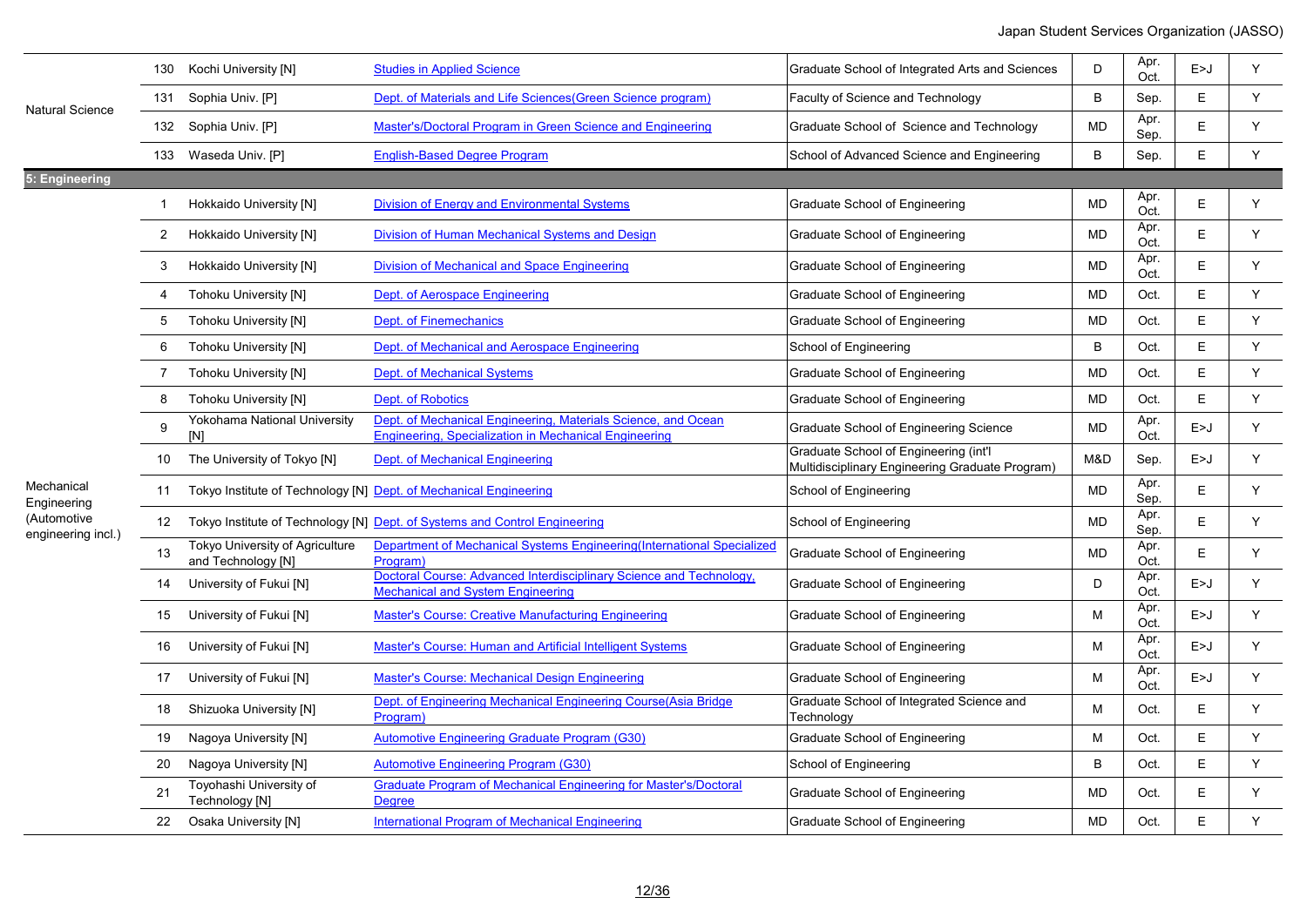| | No. | University | Program | Faculty/Graduate School | Degree | Enrollment | Language | |
|---|---|---|---|---|---|---|---|---|
| Natural Science | 130 | Kochi University [N] | Studies in Applied Science | Graduate School of Integrated Arts and Sciences | D | Apr. Oct. | E>J | Y |
| | 131 | Sophia Univ. [P] | Dept. of Materials and Life Sciences(Green Science program) | Faculty of Science and Technology | B | Sep. | E | Y |
| | 132 | Sophia Univ. [P] | Master's/Doctoral Program in Green Science and Engineering | Graduate School of Science and Technology | MD | Apr. Sep. | E | Y |
| | 133 | Waseda Univ. [P] | English-Based Degree Program | School of Advanced Science and Engineering | B | Sep. | E | Y |
| **5: Engineering** | | | | | | | | |
| Mechanical Engineering (Automotive engineering incl.) | 1 | Hokkaido University [N] | Division of Energy and Environmental Systems | Graduate School of Engineering | MD | Apr. Oct. | E | Y |
| | 2 | Hokkaido University [N] | Division of Human Mechanical Systems and Design | Graduate School of Engineering | MD | Apr. Oct. | E | Y |
| | 3 | Hokkaido University [N] | Division of Mechanical and Space Engineering | Graduate School of Engineering | MD | Apr. Oct. | E | Y |
| | 4 | Tohoku University [N] | Dept. of Aerospace Engineering | Graduate School of Engineering | MD | Oct. | E | Y |
| | 5 | Tohoku University [N] | Dept. of Finemechanics | Graduate School of Engineering | MD | Oct. | E | Y |
| | 6 | Tohoku University [N] | Dept. of Mechanical and Aerospace Engineering | School of Engineering | B | Oct. | E | Y |
| | 7 | Tohoku University [N] | Dept. of Mechanical Systems | Graduate School of Engineering | MD | Oct. | E | Y |
| | 8 | Tohoku University [N] | Dept. of Robotics | Graduate School of Engineering | MD | Oct. | E | Y |
| | 9 | Yokohama National University [N] | Dept. of Mechanical Engineering, Materials Science, and Ocean Engineering, Specialization in Mechanical Engineering | Graduate School of Engineering Science | MD | Apr. Oct. | E>J | Y |
| | 10 | The University of Tokyo [N] | Dept. of Mechanical Engineering | Graduate School of Engineering (int'l Multidisciplinary Engineering Graduate Program) | M&D | Sep. | E>J | Y |
| | 11 | Tokyo Institute of Technology [N] | Dept. of Mechanical Engineering | School of Engineering | MD | Apr. Sep. | E | Y |
| | 12 | Tokyo Institute of Technology [N] | Dept. of Systems and Control Engineering | School of Engineering | MD | Apr. Sep. | E | Y |
| | 13 | Tokyo University of Agriculture and Technology [N] | Department of Mechanical Systems Engineering(International Specialized Program) | Graduate School of Engineering | MD | Apr. Oct. | E | Y |
| | 14 | University of Fukui [N] | Doctoral Course: Advanced Interdisciplinary Science and Technology, Mechanical and System Engineering | Graduate School of Engineering | D | Apr. Oct. | E>J | Y |
| | 15 | University of Fukui [N] | Master's Course: Creative Manufacturing Engineering | Graduate School of Engineering | M | Apr. Oct. | E>J | Y |
| | 16 | University of Fukui [N] | Master's Course: Human and Artificial Intelligent Systems | Graduate School of Engineering | M | Apr. Oct. | E>J | Y |
| | 17 | University of Fukui [N] | Master's Course: Mechanical Design Engineering | Graduate School of Engineering | M | Apr. Oct. | E>J | Y |
| | 18 | Shizuoka University [N] | Dept. of Engineering Mechanical Engineering Course(Asia Bridge Program) | Graduate School of Integrated Science and Technology | M | Oct. | E | Y |
| | 19 | Nagoya University [N] | Automotive Engineering Graduate Program (G30) | Graduate School of Engineering | M | Oct. | E | Y |
| | 20 | Nagoya University [N] | Automotive Engineering Program (G30) | School of Engineering | B | Oct. | E | Y |
| | 21 | Toyohashi University of Technology [N] | Graduate Program of Mechanical Engineering for Master's/Doctoral Degree | Graduate School of Engineering | MD | Oct. | E | Y |
| | 22 | Osaka University [N] | International Program of Mechanical Engineering | Graduate School of Engineering | MD | Oct. | E | Y |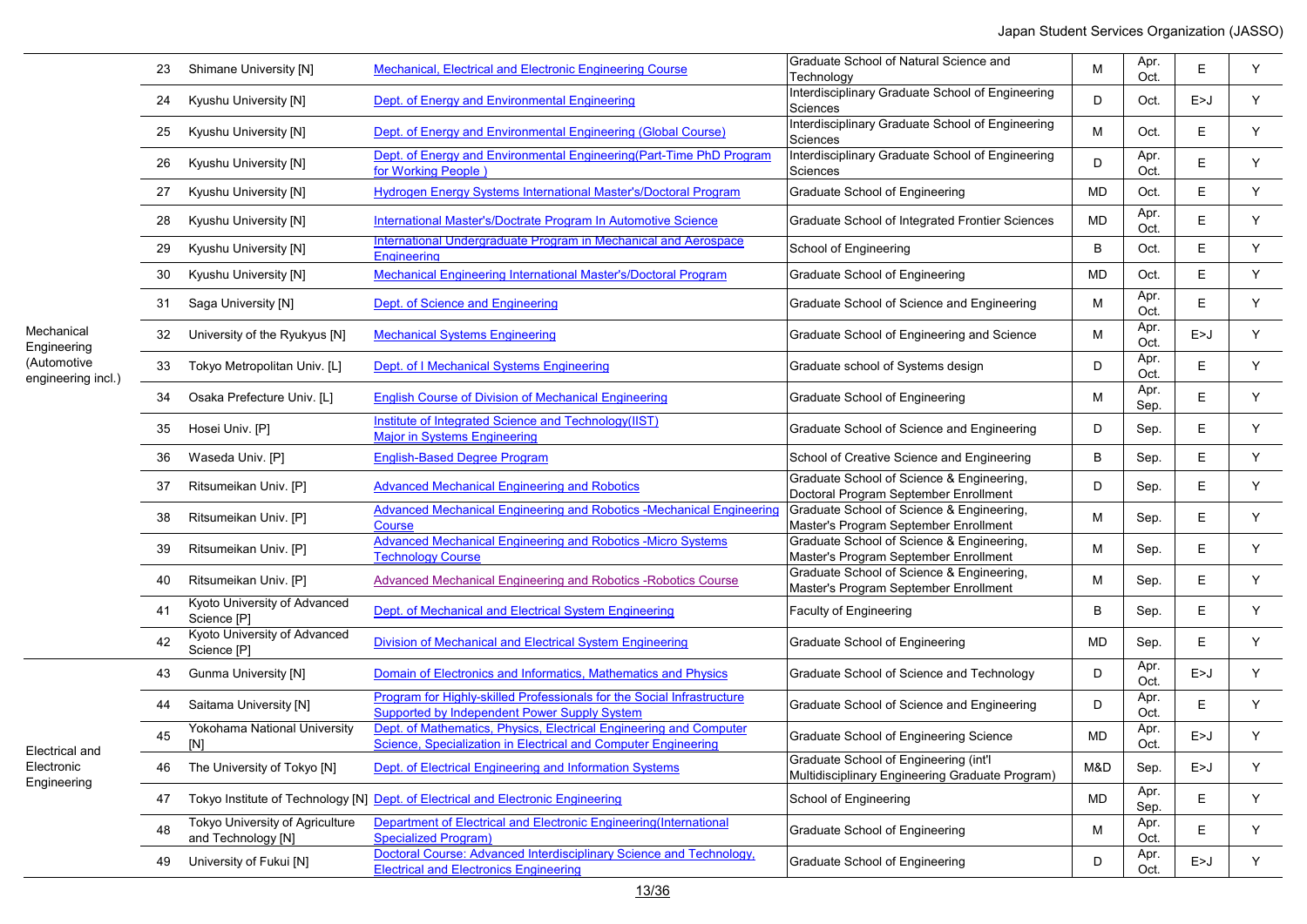| | | | | | | | | |
|---|---|---|---|---|---|---|---|---|
| Mechanical Engineering (Automotive engineering incl.) | 23 | Shimane University [N] | Mechanical, Electrical and Electronic Engineering Course | Graduate School of Natural Science and Technology | M | Apr. Oct. | E | Y |
| | 24 | Kyushu University [N] | Dept. of Energy and Environmental Engineering | Interdisciplinary Graduate School of Engineering Sciences | D | Oct. | E>J | Y |
| | 25 | Kyushu University [N] | Dept. of Energy and Environmental Engineering (Global Course) | Interdisciplinary Graduate School of Engineering Sciences | M | Oct. | E | Y |
| | 26 | Kyushu University [N] | Dept. of Energy and Environmental Engineering(Part-Time PhD Program for Working People ) | Interdisciplinary Graduate School of Engineering Sciences | D | Apr. Oct. | E | Y |
| | 27 | Kyushu University [N] | Hydrogen Energy Systems International Master's/Doctoral Program | Graduate School of Engineering | MD | Oct. | E | Y |
| | 28 | Kyushu University [N] | International Master's/Doctrate Program In Automotive Science | Graduate School of Integrated Frontier Sciences | MD | Apr. Oct. | E | Y |
| | 29 | Kyushu University [N] | International Undergraduate Program in Mechanical and Aerospace Engineering | School of Engineering | B | Oct. | E | Y |
| | 30 | Kyushu University [N] | Mechanical Engineering International Master's/Doctoral Program | Graduate School of Engineering | MD | Oct. | E | Y |
| | 31 | Saga University [N] | Dept. of Science and Engineering | Graduate School of Science and Engineering | M | Apr. Oct. | E | Y |
| | 32 | University of the Ryukyus [N] | Mechanical Systems Engineering | Graduate School of Engineering and Science | M | Apr. Oct. | E>J | Y |
| | 33 | Tokyo Metropolitan Univ. [L] | Dept. of I Mechanical Systems Engineering | Graduate school of Systems design | D | Apr. Oct. | E | Y |
| | 34 | Osaka Prefecture Univ. [L] | English Course of Division of Mechanical Engineering | Graduate School of Engineering | M | Apr. Sep. | E | Y |
| | 35 | Hosei Univ. [P] | Institute of Integrated Science and Technology(IIST) Major in Systems Engineering | Graduate School of Science and Engineering | D | Sep. | E | Y |
| | 36 | Waseda Univ. [P] | English-Based Degree Program | School of Creative Science and Engineering | B | Sep. | E | Y |
| | 37 | Ritsumeikan Univ. [P] | Advanced Mechanical Engineering and Robotics | Graduate School of Science & Engineering, Doctoral Program September Enrollment | D | Sep. | E | Y |
| | 38 | Ritsumeikan Univ. [P] | Advanced Mechanical Engineering and Robotics -Mechanical Engineering Course | Graduate School of Science & Engineering, Master's Program September Enrollment | M | Sep. | E | Y |
| | 39 | Ritsumeikan Univ. [P] | Advanced Mechanical Engineering and Robotics -Micro Systems Technology Course | Graduate School of Science & Engineering, Master's Program September Enrollment | M | Sep. | E | Y |
| | 40 | Ritsumeikan Univ. [P] | Advanced Mechanical Engineering and Robotics -Robotics Course | Graduate School of Science & Engineering, Master's Program September Enrollment | M | Sep. | E | Y |
| | 41 | Kyoto University of Advanced Science [P] | Dept. of Mechanical and Electrical System Engineering | Faculty of Engineering | B | Sep. | E | Y |
| | 42 | Kyoto University of Advanced Science [P] | Division of Mechanical and Electrical System Engineering | Graduate School of Engineering | MD | Sep. | E | Y |
| Electrical and Electronic Engineering | 43 | Gunma University [N] | Domain of Electronics and Informatics, Mathematics and Physics | Graduate School of Science and Technology | D | Apr. Oct. | E>J | Y |
| | 44 | Saitama University [N] | Program for Highly-skilled Professionals for the Social Infrastructure Supported by Independent Power Supply System | Graduate School of Science and Engineering | D | Apr. Oct. | E | Y |
| | 45 | Yokohama National University [N] | Dept. of Mathematics, Physics, Electrical Engineering and Computer Science, Specialization in Electrical and Computer Engineering | Graduate School of Engineering Science | MD | Apr. Oct. | E>J | Y |
| | 46 | The University of Tokyo [N] | Dept. of Electrical Engineering and Information Systems | Graduate School of Engineering (int'l Multidisciplinary Engineering Graduate Program) | M&D | Sep. | E>J | Y |
| | 47 | Tokyo Institute of Technology [N] | Dept. of Electrical and Electronic Engineering | School of Engineering | MD | Apr. Sep. | E | Y |
| | 48 | Tokyo University of Agriculture and Technology [N] | Department of Electrical and Electronic Engineering(International Specialized Program) | Graduate School of Engineering | M | Apr. Oct. | E | Y |
| | 49 | University of Fukui [N] | Doctoral Course: Advanced Interdisciplinary Science and Technology, Electrical and Electronics Engineering | Graduate School of Engineering | D | Apr. Oct. | E>J | Y |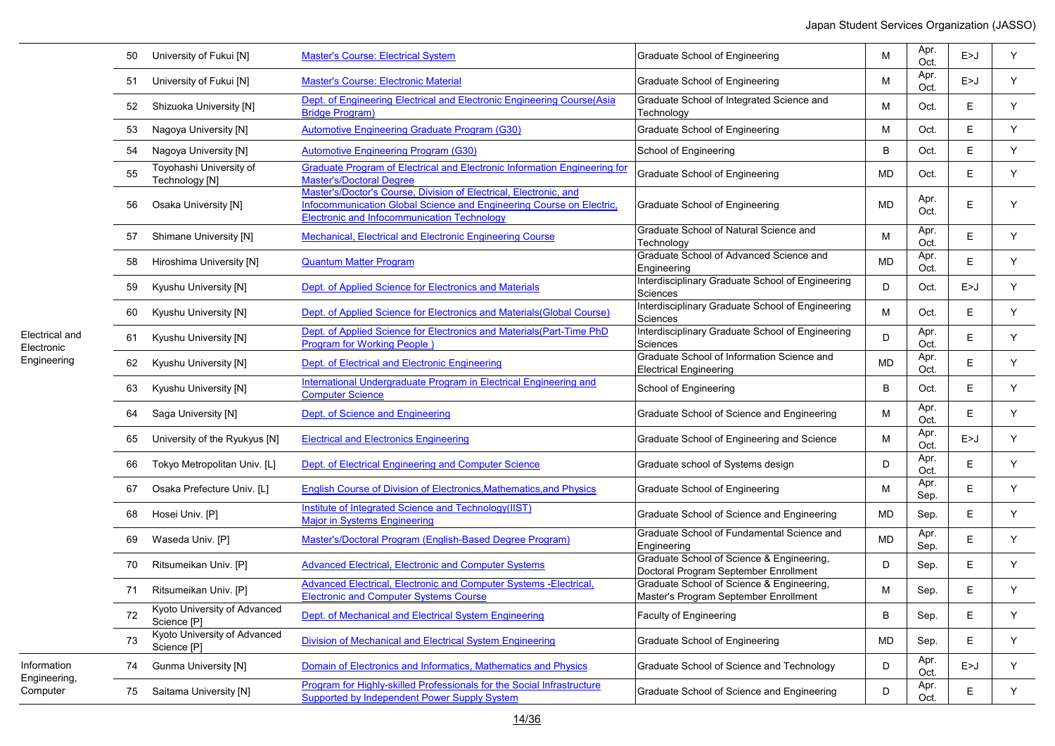| Field | No. | University | Program | School | Degree | Enrollment | Language | |
|---|---|---|---|---|---|---|---|---|
| Electrical and Electronic Engineering | 50 | University of Fukui [N] | Master's Course: Electrical System | Graduate School of Engineering | M | Apr. Oct. | E>J | Y |
| | 51 | University of Fukui [N] | Master's Course: Electronic Material | Graduate School of Engineering | M | Apr. Oct. | E>J | Y |
| | 52 | Shizuoka University [N] | Dept. of Engineering Electrical and Electronic Engineering Course(Asia Bridge Program) | Graduate School of Integrated Science and Technology | M | Oct. | E | Y |
| | 53 | Nagoya University [N] | Automotive Engineering Graduate Program (G30) | Graduate School of Engineering | M | Oct. | E | Y |
| | 54 | Nagoya University [N] | Automotive Engineering Program (G30) | School of Engineering | B | Oct. | E | Y |
| | 55 | Toyohashi University of Technology [N] | Graduate Program of Electrical and Electronic Information Engineering for Master's/Doctoral Degree | Graduate School of Engineering | MD | Oct. | E | Y |
| | 56 | Osaka University [N] | Master's/Doctor's Course, Division of Electrical, Electronic, and Infocommunication Global Science and Engineering Course on Electric, Electronic and Infocommunication Technology | Graduate School of Engineering | MD | Apr. Oct. | E | Y |
| | 57 | Shimane University [N] | Mechanical, Electrical and Electronic Engineering Course | Graduate School of Natural Science and Technology | M | Apr. Oct. | E | Y |
| | 58 | Hiroshima University [N] | Quantum Matter Program | Graduate School of Advanced Science and Engineering | MD | Apr. Oct. | E | Y |
| | 59 | Kyushu University [N] | Dept. of Applied Science for Electronics and Materials | Interdisciplinary Graduate School of Engineering Sciences | D | Oct. | E>J | Y |
| | 60 | Kyushu University [N] | Dept. of Applied Science for Electronics and Materials(Global Course) | Interdisciplinary Graduate School of Engineering Sciences | M | Oct. | E | Y |
| | 61 | Kyushu University [N] | Dept. of Applied Science for Electronics and Materials(Part-Time PhD Program for Working People ) | Interdisciplinary Graduate School of Engineering Sciences | D | Apr. Oct. | E | Y |
| | 62 | Kyushu University [N] | Dept. of Electrical and Electronic Engineering | Graduate School of Information Science and Electrical Engineering | MD | Apr. Oct. | E | Y |
| | 63 | Kyushu University [N] | International Undergraduate Program in Electrical Engineering and Computer Science | School of Engineering | B | Oct. | E | Y |
| | 64 | Saga University [N] | Dept. of Science and Engineering | Graduate School of Science and Engineering | M | Apr. Oct. | E | Y |
| | 65 | University of the Ryukyus [N] | Electrical and Electronics Engineering | Graduate School of Engineering and Science | M | Apr. Oct. | E>J | Y |
| | 66 | Tokyo Metropolitan Univ. [L] | Dept. of Electrical Engineering and Computer Science | Graduate school of Systems design | D | Apr. Oct. | E | Y |
| | 67 | Osaka Prefecture Univ. [L] | English Course of Division of Electronics,Mathematics,and Physics | Graduate School of Engineering | M | Apr. Sep. | E | Y |
| | 68 | Hosei Univ. [P] | Institute of Integrated Science and Technology(IIST) Major in Systems Engineering | Graduate School of Science and Engineering | MD | Sep. | E | Y |
| | 69 | Waseda Univ. [P] | Master's/Doctoral Program (English-Based Degree Program) | Graduate School of Fundamental Science and Engineering | MD | Apr. Sep. | E | Y |
| | 70 | Ritsumeikan Univ. [P] | Advanced Electrical, Electronic and Computer Systems | Graduate School of Science & Engineering, Doctoral Program September Enrollment | D | Sep. | E | Y |
| | 71 | Ritsumeikan Univ. [P] | Advanced Electrical, Electronic and Computer Systems -Electrical, Electronic and Computer Systems Course | Graduate School of Science & Engineering, Master's Program September Enrollment | M | Sep. | E | Y |
| | 72 | Kyoto University of Advanced Science [P] | Dept. of Mechanical and Electrical System Engineering | Faculty of Engineering | B | Sep. | E | Y |
| | 73 | Kyoto University of Advanced Science [P] | Division of Mechanical and Electrical System Engineering | Graduate School of Engineering | MD | Sep. | E | Y |
| Information Engineering, Computer | 74 | Gunma University [N] | Domain of Electronics and Informatics, Mathematics and Physics | Graduate School of Science and Technology | D | Apr. Oct. | E>J | Y |
| | 75 | Saitama University [N] | Program for Highly-skilled Professionals for the Social Infrastructure Supported by Independent Power Supply System | Graduate School of Science and Engineering | D | Apr. Oct. | E | Y |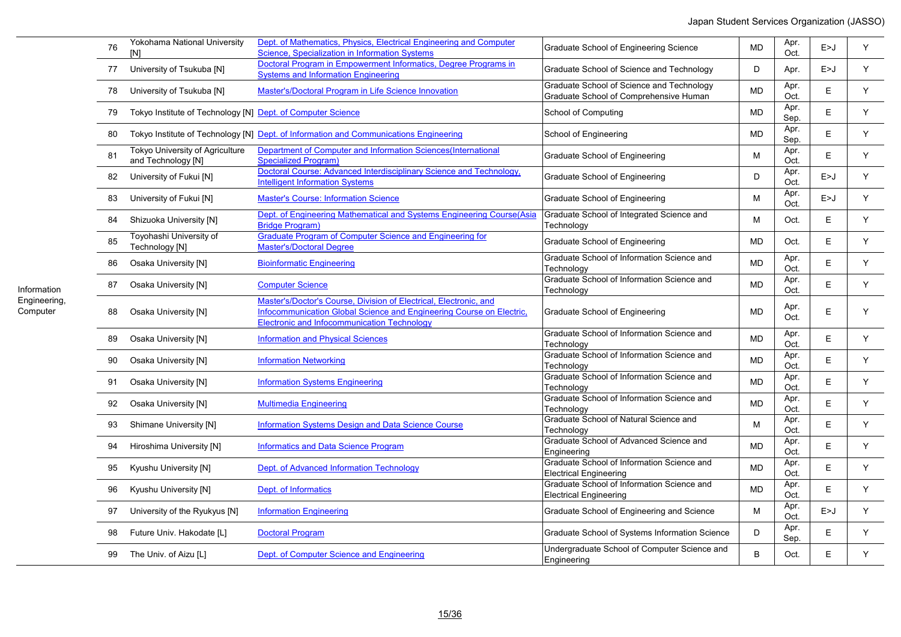| | | | | | | | | |
|---|---|---|---|---|---|---|---|---|
| Information Engineering, Computer | 76 | Yokohama National University [N] | Dept. of Mathematics, Physics, Electrical Engineering and Computer Science, Specialization in Information Systems | Graduate School of Engineering Science | MD | Apr. Oct. | E>J | Y |
| | 77 | University of Tsukuba [N] | Doctoral Program in Empowerment Informatics, Degree Programs in Systems and Information Engineering | Graduate School of Science and Technology | D | Apr. | E>J | Y |
| | 78 | University of Tsukuba [N] | Master's/Doctoral Program in Life Science Innovation | Graduate School of Science and Technology Graduate School of Comprehensive Human | MD | Apr. Oct. | E | Y |
| | 79 | Tokyo Institute of Technology [N] | Dept. of Computer Science | School of Computing | MD | Apr. Sep. | E | Y |
| | 80 | Tokyo Institute of Technology [N] | Dept. of Information and Communications Engineering | School of Engineering | MD | Apr. Sep. | E | Y |
| | 81 | Tokyo University of Agriculture and Technology [N] | Department of Computer and Information Sciences(International Specialized Program) | Graduate School of Engineering | M | Apr. Oct. | E | Y |
| | 82 | University of Fukui [N] | Doctoral Course: Advanced Interdisciplinary Science and Technology, Intelligent Information Systems | Graduate School of Engineering | D | Apr. Oct. | E>J | Y |
| | 83 | University of Fukui [N] | Master's Course: Information Science | Graduate School of Engineering | M | Apr. Oct. | E>J | Y |
| | 84 | Shizuoka University [N] | Dept. of Engineering Mathematical and Systems Engineering Course(Asia Bridge Program) | Graduate School of Integrated Science and Technology | M | Oct. | E | Y |
| | 85 | Toyohashi University of Technology [N] | Graduate Program of Computer Science and Engineering for Master's/Doctoral Degree | Graduate School of Engineering | MD | Oct. | E | Y |
| | 86 | Osaka University [N] | Bioinformatic Engineering | Graduate School of Information Science and Technology | MD | Apr. Oct. | E | Y |
| | 87 | Osaka University [N] | Computer Science | Graduate School of Information Science and Technology | MD | Apr. Oct. | E | Y |
| | 88 | Osaka University [N] | Master's/Doctor's Course, Division of Electrical, Electronic, and Infocommunication Global Science and Engineering Course on Electric, Electronic and Infocommunication Technology | Graduate School of Engineering | MD | Apr. Oct. | E | Y |
| | 89 | Osaka University [N] | Information and Physical Sciences | Graduate School of Information Science and Technology | MD | Apr. Oct. | E | Y |
| | 90 | Osaka University [N] | Information Networking | Graduate School of Information Science and Technology | MD | Apr. Oct. | E | Y |
| | 91 | Osaka University [N] | Information Systems Engineering | Graduate School of Information Science and Technology | MD | Apr. Oct. | E | Y |
| | 92 | Osaka University [N] | Multimedia Engineering | Graduate School of Information Science and Technology | MD | Apr. Oct. | E | Y |
| | 93 | Shimane University [N] | Information Systems Design and Data Science Course | Graduate School of Natural Science and Technology | M | Apr. Oct. | E | Y |
| | 94 | Hiroshima University [N] | Informatics and Data Science Program | Graduate School of Advanced Science and Engineering | MD | Apr. Oct. | E | Y |
| | 95 | Kyushu University [N] | Dept. of Advanced Information Technology | Graduate School of Information Science and Electrical Engineering | MD | Apr. Oct. | E | Y |
| | 96 | Kyushu University [N] | Dept. of Informatics | Graduate School of Information Science and Electrical Engineering | MD | Apr. Oct. | E | Y |
| | 97 | University of the Ryukyus [N] | Information Engineering | Graduate School of Engineering and Science | M | Apr. Oct. | E>J | Y |
| | 98 | Future Univ. Hakodate [L] | Doctoral Program | Graduate School of Systems Information Science | D | Apr. Sep. | E | Y |
| | 99 | The Univ. of Aizu [L] | Dept. of Computer Science and Engineering | Undergraduate School of Computer Science and Engineering | B | Oct. | E | Y |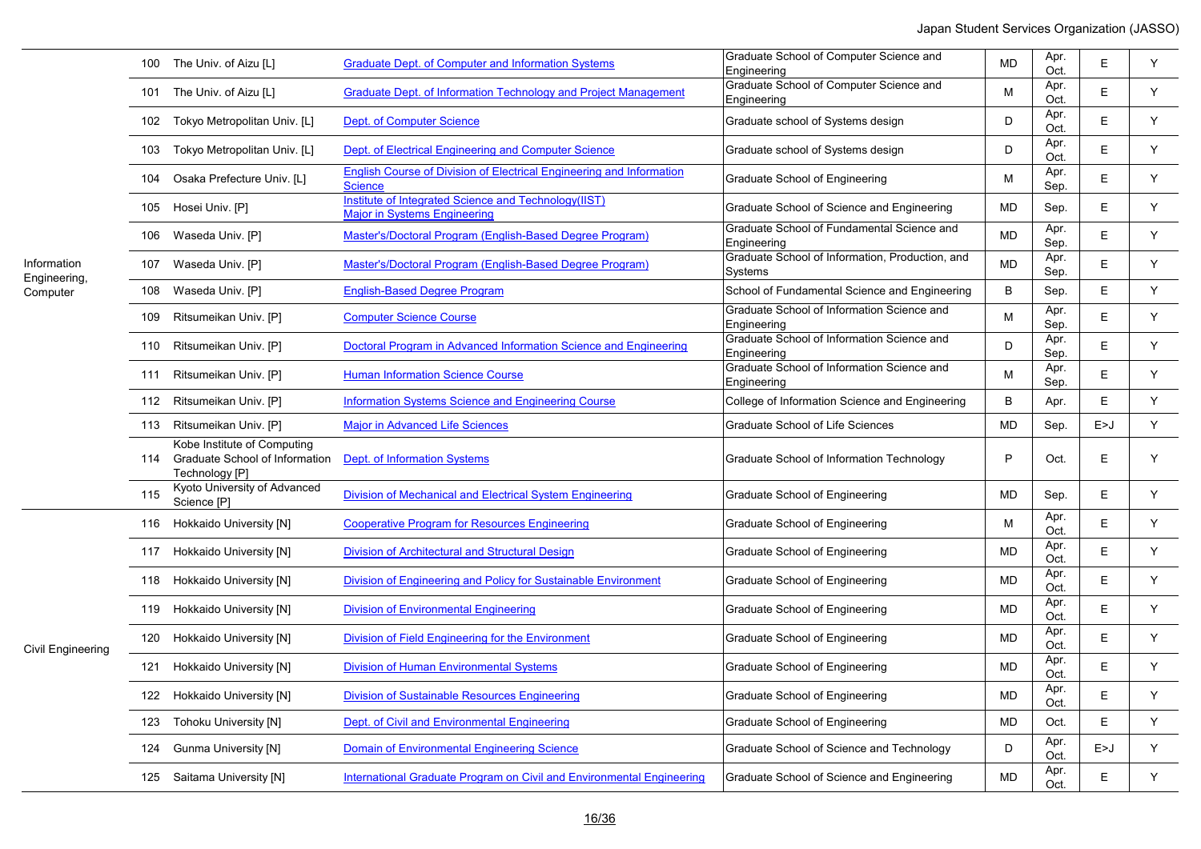| | | | | | | | | |
|---|---|---|---|---|---|---|---|---|
| Information Engineering, Computer | 100 | The Univ. of Aizu [L] | Graduate Dept. of Computer and Information Systems | Graduate School of Computer Science and Engineering | MD | Apr. Oct. | E | Y |
| | 101 | The Univ. of Aizu [L] | Graduate Dept. of Information Technology and Project Management | Graduate School of Computer Science and Engineering | M | Apr. Oct. | E | Y |
| | 102 | Tokyo Metropolitan Univ. [L] | Dept. of Computer Science | Graduate school of Systems design | D | Apr. Oct. | E | Y |
| | 103 | Tokyo Metropolitan Univ. [L] | Dept. of Electrical Engineering and Computer Science | Graduate school of Systems design | D | Apr. Oct. | E | Y |
| | 104 | Osaka Prefecture Univ. [L] | English Course of Division of Electrical Engineering and Information Science | Graduate School of Engineering | M | Apr. Sep. | E | Y |
| | 105 | Hosei Univ. [P] | Institute of Integrated Science and Technology(IIST) Major in Systems Engineering | Graduate School of Science and Engineering | MD | Sep. | E | Y |
| | 106 | Waseda Univ. [P] | Master's/Doctoral Program (English-Based Degree Program) | Graduate School of Fundamental Science and Engineering | MD | Apr. Sep. | E | Y |
| | 107 | Waseda Univ. [P] | Master's/Doctoral Program (English-Based Degree Program) | Graduate School of Information, Production, and Systems | MD | Apr. Sep. | E | Y |
| | 108 | Waseda Univ. [P] | English-Based Degree Program | School of Fundamental Science and Engineering | B | Sep. | E | Y |
| | 109 | Ritsumeikan Univ. [P] | Computer Science Course | Graduate School of Information Science and Engineering | M | Apr. Sep. | E | Y |
| | 110 | Ritsumeikan Univ. [P] | Doctoral Program in Advanced Information Science and Engineering | Graduate School of Information Science and Engineering | D | Apr. Sep. | E | Y |
| | 111 | Ritsumeikan Univ. [P] | Human Information Science Course | Graduate School of Information Science and Engineering | M | Apr. Sep. | E | Y |
| | 112 | Ritsumeikan Univ. [P] | Information Systems Science and Engineering Course | College of Information Science and Engineering | B | Apr. | E | Y |
| | 113 | Ritsumeikan Univ. [P] | Major in Advanced Life Sciences | Graduate School of Life Sciences | MD | Sep. | E>J | Y |
| | 114 | Kobe Institute of Computing Graduate School of Information Technology [P] | Dept. of Information Systems | Graduate School of Information Technology | P | Oct. | E | Y |
| | 115 | Kyoto University of Advanced Science [P] | Division of Mechanical and Electrical System Engineering | Graduate School of Engineering | MD | Sep. | E | Y |
| Civil Engineering | 116 | Hokkaido University [N] | Cooperative Program for Resources Engineering | Graduate School of Engineering | M | Apr. Oct. | E | Y |
| | 117 | Hokkaido University [N] | Division of Architectural and Structural Design | Graduate School of Engineering | MD | Apr. Oct. | E | Y |
| | 118 | Hokkaido University [N] | Division of Engineering and Policy for Sustainable Environment | Graduate School of Engineering | MD | Apr. Oct. | E | Y |
| | 119 | Hokkaido University [N] | Division of Environmental Engineering | Graduate School of Engineering | MD | Apr. Oct. | E | Y |
| | 120 | Hokkaido University [N] | Division of Field Engineering for the Environment | Graduate School of Engineering | MD | Apr. Oct. | E | Y |
| | 121 | Hokkaido University [N] | Division of Human Environmental Systems | Graduate School of Engineering | MD | Apr. Oct. | E | Y |
| | 122 | Hokkaido University [N] | Division of Sustainable Resources Engineering | Graduate School of Engineering | MD | Apr. Oct. | E | Y |
| | 123 | Tohoku University [N] | Dept. of Civil and Environmental Engineering | Graduate School of Engineering | MD | Oct. | E | Y |
| | 124 | Gunma University [N] | Domain of Environmental Engineering Science | Graduate School of Science and Technology | D | Apr. Oct. | E>J | Y |
| | 125 | Saitama University [N] | International Graduate Program on Civil and Environmental Engineering | Graduate School of Science and Engineering | MD | Apr. Oct. | E | Y |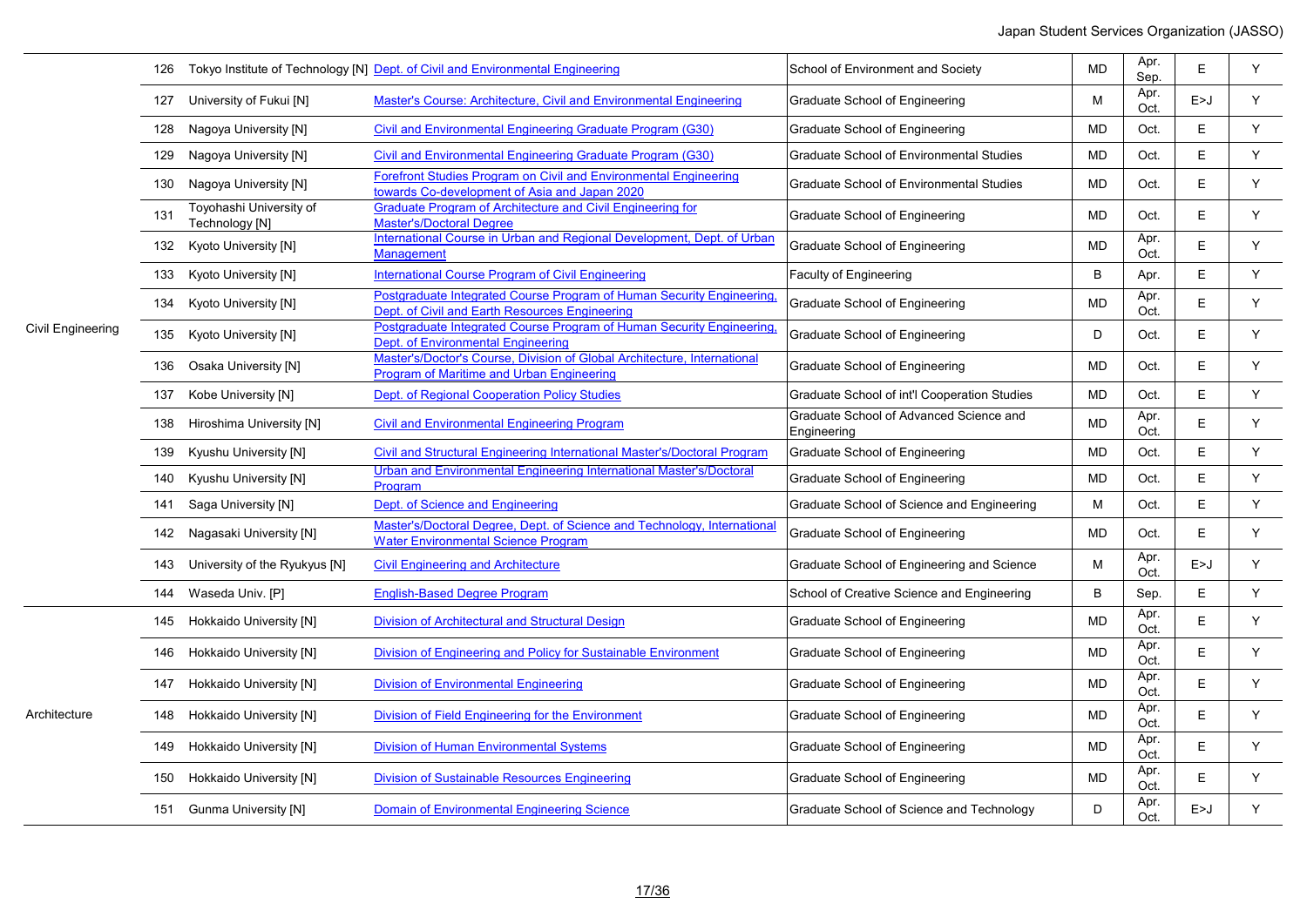| | No. | University | Program | School | Degree | Enrollment | Language | |
|---|---|---|---|---|---|---|---|---|
| Civil Engineering | 126 | Tokyo Institute of Technology [N] | Dept. of Civil and Environmental Engineering | School of Environment and Society | MD | Apr. Sep. | E | Y |
| | 127 | University of Fukui [N] | Master's Course: Architecture, Civil and Environmental Engineering | Graduate School of Engineering | M | Apr. Oct. | E>J | Y |
| | 128 | Nagoya University [N] | Civil and Environmental Engineering Graduate Program (G30) | Graduate School of Engineering | MD | Oct. | E | Y |
| | 129 | Nagoya University [N] | Civil and Environmental Engineering Graduate Program (G30) | Graduate School of Environmental Studies | MD | Oct. | E | Y |
| | 130 | Nagoya University [N] | Forefront Studies Program on Civil and Environmental Engineering towards Co-development of Asia and Japan 2020 | Graduate School of Environmental Studies | MD | Oct. | E | Y |
| | 131 | Toyohashi University of Technology [N] | Graduate Program of Architecture and Civil Engineering for Master's/Doctoral Degree | Graduate School of Engineering | MD | Oct. | E | Y |
| | 132 | Kyoto University [N] | International Course in Urban and Regional Development, Dept. of Urban Management | Graduate School of Engineering | MD | Apr. Oct. | E | Y |
| | 133 | Kyoto University [N] | International Course Program of Civil Engineering | Faculty of Engineering | B | Apr. | E | Y |
| | 134 | Kyoto University [N] | Postgraduate Integrated Course Program of Human Security Engineering, Dept. of Civil and Earth Resources Engineering | Graduate School of Engineering | MD | Apr. Oct. | E | Y |
| | 135 | Kyoto University [N] | Postgraduate Integrated Course Program of Human Security Engineering, Dept. of Environmental Engineering | Graduate School of Engineering | D | Oct. | E | Y |
| | 136 | Osaka University [N] | Master's/Doctor's Course, Division of Global Architecture, International Program of Maritime and Urban Engineering | Graduate School of Engineering | MD | Oct. | E | Y |
| | 137 | Kobe University [N] | Dept. of Regional Cooperation Policy Studies | Graduate School of int'l Cooperation Studies | MD | Oct. | E | Y |
| | 138 | Hiroshima University [N] | Civil and Environmental Engineering Program | Graduate School of Advanced Science and Engineering | MD | Apr. Oct. | E | Y |
| | 139 | Kyushu University [N] | Civil and Structural Engineering International Master's/Doctoral Program | Graduate School of Engineering | MD | Oct. | E | Y |
| | 140 | Kyushu University [N] | Urban and Environmental Engineering International Master's/Doctoral Program | Graduate School of Engineering | MD | Oct. | E | Y |
| | 141 | Saga University [N] | Dept. of Science and Engineering | Graduate School of Science and Engineering | M | Oct. | E | Y |
| | 142 | Nagasaki University [N] | Master's/Doctoral Degree, Dept. of Science and Technology, International Water Environmental Science Program | Graduate School of Engineering | MD | Oct. | E | Y |
| | 143 | University of the Ryukyus [N] | Civil Engineering and Architecture | Graduate School of Engineering and Science | M | Apr. Oct. | E>J | Y |
| | 144 | Waseda Univ. [P] | English-Based Degree Program | School of Creative Science and Engineering | B | Sep. | E | Y |
| Architecture | 145 | Hokkaido University [N] | Division of Architectural and Structural Design | Graduate School of Engineering | MD | Apr. Oct. | E | Y |
| | 146 | Hokkaido University [N] | Division of Engineering and Policy for Sustainable Environment | Graduate School of Engineering | MD | Apr. Oct. | E | Y |
| | 147 | Hokkaido University [N] | Division of Environmental Engineering | Graduate School of Engineering | MD | Apr. Oct. | E | Y |
| | 148 | Hokkaido University [N] | Division of Field Engineering for the Environment | Graduate School of Engineering | MD | Apr. Oct. | E | Y |
| | 149 | Hokkaido University [N] | Division of Human Environmental Systems | Graduate School of Engineering | MD | Apr. Oct. | E | Y |
| | 150 | Hokkaido University [N] | Division of Sustainable Resources Engineering | Graduate School of Engineering | MD | Apr. Oct. | E | Y |
| | 151 | Gunma University [N] | Domain of Environmental Engineering Science | Graduate School of Science and Technology | D | Apr. Oct. | E>J | Y |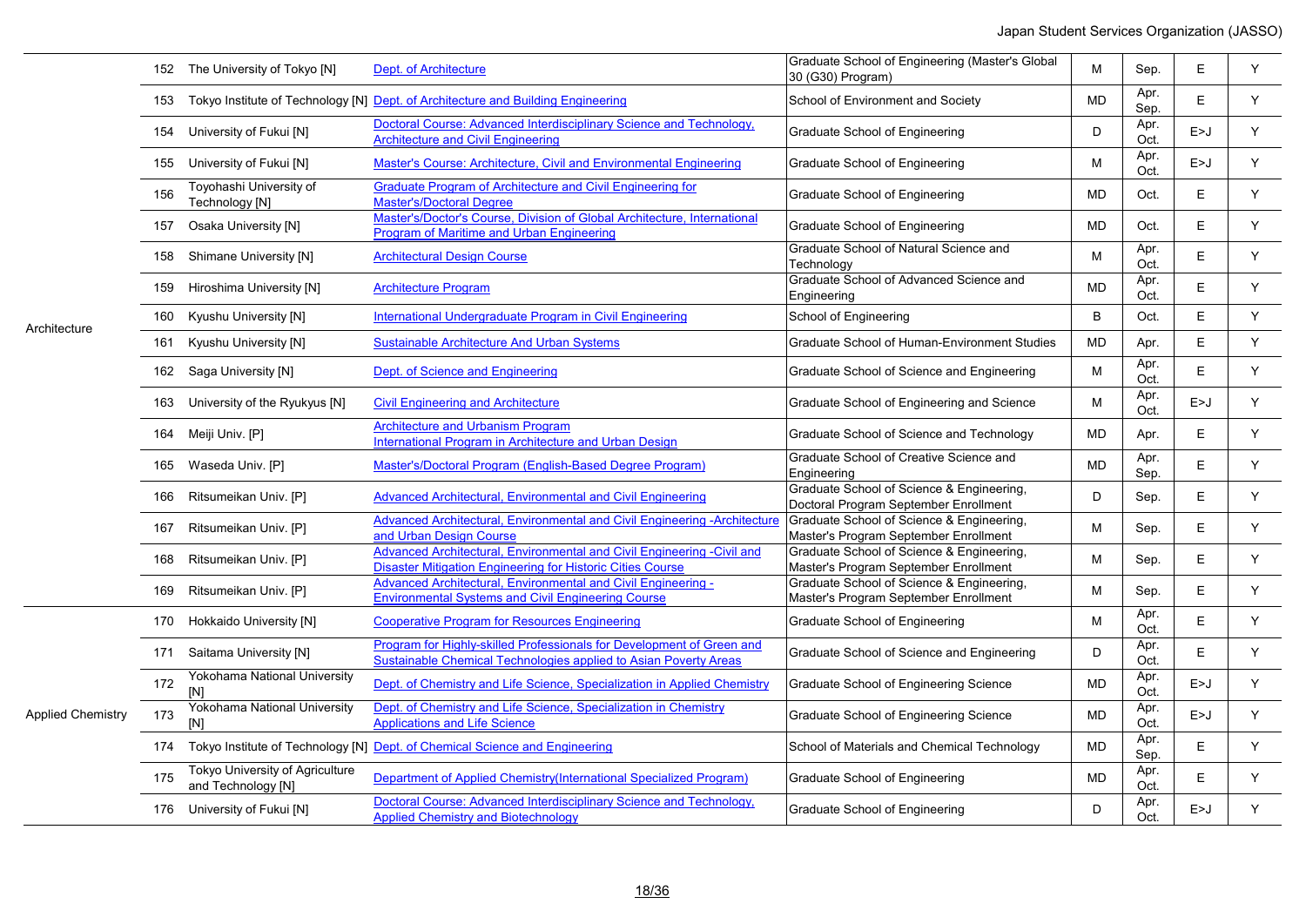| Field | No. | University | Program | Graduate School / School | Degree | Entry | Language | |
|---|---|---|---|---|---|---|---|---|
| Architecture | 152 | The University of Tokyo [N] | Dept. of Architecture | Graduate School of Engineering (Master's Global 30 (G30) Program) | M | Sep. | E | Y |
| | 153 | Tokyo Institute of Technology [N] | Dept. of Architecture and Building Engineering | School of Environment and Society | MD | Apr. Sep. | E | Y |
| | 154 | University of Fukui [N] | Doctoral Course: Advanced Interdisciplinary Science and Technology, Architecture and Civil Engineering | Graduate School of Engineering | D | Apr. Oct. | E>J | Y |
| | 155 | University of Fukui [N] | Master's Course: Architecture, Civil and Environmental Engineering | Graduate School of Engineering | M | Apr. Oct. | E>J | Y |
| | 156 | Toyohashi University of Technology [N] | Graduate Program of Architecture and Civil Engineering for Master's/Doctoral Degree | Graduate School of Engineering | MD | Oct. | E | Y |
| | 157 | Osaka University [N] | Master's/Doctor's Course, Division of Global Architecture, International Program of Maritime and Urban Engineering | Graduate School of Engineering | MD | Oct. | E | Y |
| | 158 | Shimane University [N] | Architectural Design Course | Graduate School of Natural Science and Technology | M | Apr. Oct. | E | Y |
| | 159 | Hiroshima University [N] | Architecture Program | Graduate School of Advanced Science and Engineering | MD | Apr. Oct. | E | Y |
| | 160 | Kyushu University [N] | International Undergraduate Program in Civil Engineering | School of Engineering | B | Oct. | E | Y |
| | 161 | Kyushu University [N] | Sustainable Architecture And Urban Systems | Graduate School of Human-Environment Studies | MD | Apr. | E | Y |
| | 162 | Saga University [N] | Dept. of Science and Engineering | Graduate School of Science and Engineering | M | Apr. Oct. | E | Y |
| | 163 | University of the Ryukyus [N] | Civil Engineering and Architecture | Graduate School of Engineering and Science | M | Apr. Oct. | E>J | Y |
| | 164 | Meiji Univ. [P] | Architecture and Urbanism Program International Program in Architecture and Urban Design | Graduate School of Science and Technology | MD | Apr. | E | Y |
| | 165 | Waseda Univ. [P] | Master's/Doctoral Program (English-Based Degree Program) | Graduate School of Creative Science and Engineering | MD | Apr. Sep. | E | Y |
| | 166 | Ritsumeikan Univ. [P] | Advanced Architectural, Environmental and Civil Engineering | Graduate School of Science & Engineering, Doctoral Program September Enrollment | D | Sep. | E | Y |
| | 167 | Ritsumeikan Univ. [P] | Advanced Architectural, Environmental and Civil Engineering -Architecture and Urban Design Course | Graduate School of Science & Engineering, Master's Program September Enrollment | M | Sep. | E | Y |
| | 168 | Ritsumeikan Univ. [P] | Advanced Architectural, Environmental and Civil Engineering -Civil and Disaster Mitigation Engineering for Historic Cities Course | Graduate School of Science & Engineering, Master's Program September Enrollment | M | Sep. | E | Y |
| | 169 | Ritsumeikan Univ. [P] | Advanced Architectural, Environmental and Civil Engineering - Environmental Systems and Civil Engineering Course | Graduate School of Science & Engineering, Master's Program September Enrollment | M | Sep. | E | Y |
| Applied Chemistry | 170 | Hokkaido University [N] | Cooperative Program for Resources Engineering | Graduate School of Engineering | M | Apr. Oct. | E | Y |
| | 171 | Saitama University [N] | Program for Highly-skilled Professionals for Development of Green and Sustainable Chemical Technologies applied to Asian Poverty Areas | Graduate School of Science and Engineering | D | Apr. Oct. | E | Y |
| | 172 | Yokohama National University [N] | Dept. of Chemistry and Life Science, Specialization in Applied Chemistry | Graduate School of Engineering Science | MD | Apr. Oct. | E>J | Y |
| | 173 | Yokohama National University [N] | Dept. of Chemistry and Life Science, Specialization in Chemistry Applications and Life Science | Graduate School of Engineering Science | MD | Apr. Oct. | E>J | Y |
| | 174 | Tokyo Institute of Technology [N] | Dept. of Chemical Science and Engineering | School of Materials and Chemical Technology | MD | Apr. Sep. | E | Y |
| | 175 | Tokyo University of Agriculture and Technology [N] | Department of Applied Chemistry(International Specialized Program) | Graduate School of Engineering | MD | Apr. Oct. | E | Y |
| | 176 | University of Fukui [N] | Doctoral Course: Advanced Interdisciplinary Science and Technology, Applied Chemistry and Biotechnology | Graduate School of Engineering | D | Apr. Oct. | E>J | Y |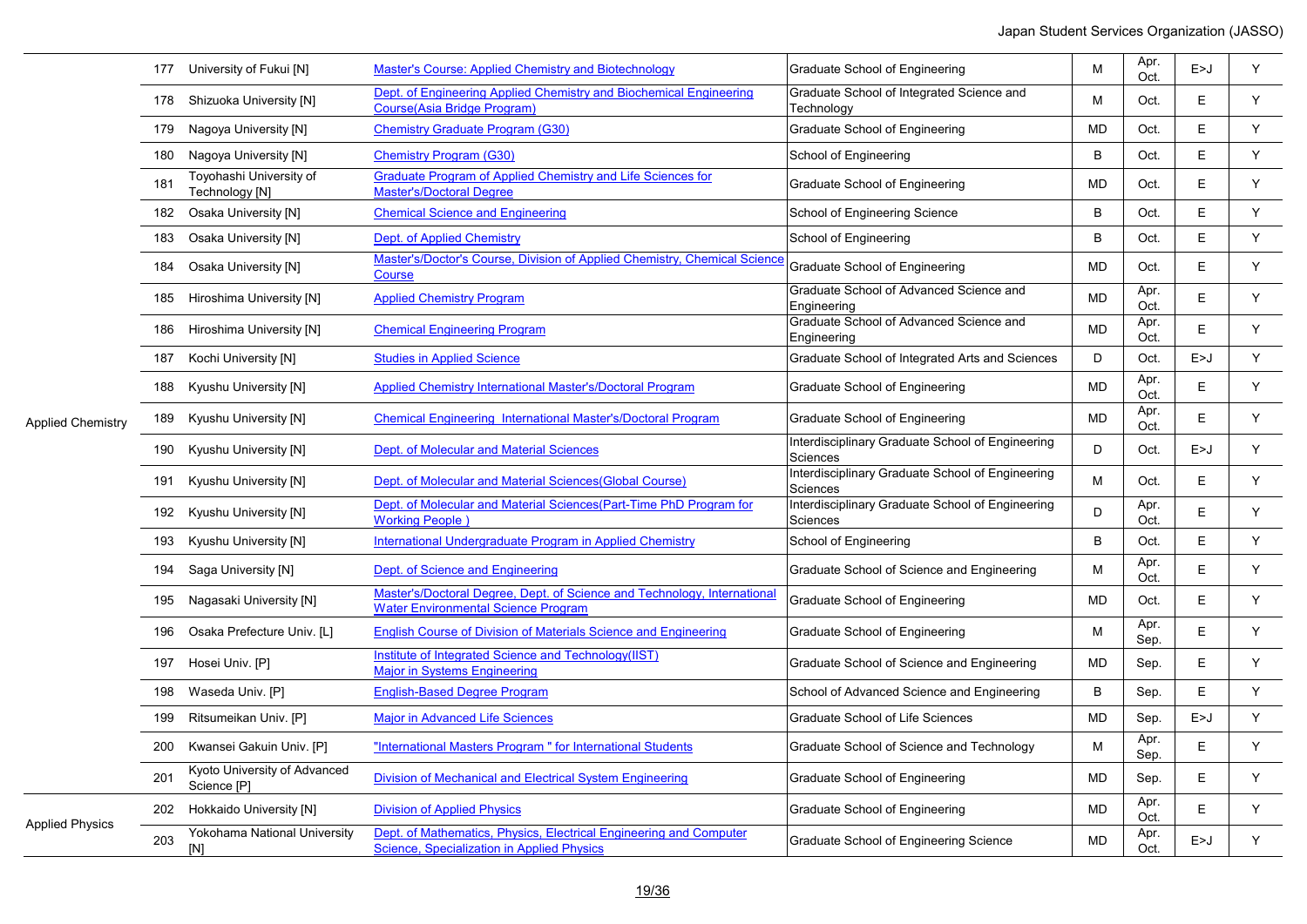| | | | | | | | | |
|---|---|---|---|---|---|---|---|---|
| Applied Chemistry | 177 | University of Fukui [N] | Master's Course: Applied Chemistry and Biotechnology | Graduate School of Engineering | M | Apr. Oct. | E>J | Y |
| | 178 | Shizuoka University [N] | Dept. of Engineering Applied Chemistry and Biochemical Engineering Course(Asia Bridge Program) | Graduate School of Integrated Science and Technology | M | Oct. | E | Y |
| | 179 | Nagoya University [N] | Chemistry Graduate Program (G30) | Graduate School of Engineering | MD | Oct. | E | Y |
| | 180 | Nagoya University [N] | Chemistry Program (G30) | School of Engineering | B | Oct. | E | Y |
| | 181 | Toyohashi University of Technology [N] | Graduate Program of Applied Chemistry and Life Sciences for Master's/Doctoral Degree | Graduate School of Engineering | MD | Oct. | E | Y |
| | 182 | Osaka University [N] | Chemical Science and Engineering | School of Engineering Science | B | Oct. | E | Y |
| | 183 | Osaka University [N] | Dept. of Applied Chemistry | School of Engineering | B | Oct. | E | Y |
| | 184 | Osaka University [N] | Master's/Doctor's Course, Division of Applied Chemistry, Chemical Science Course | Graduate School of Engineering | MD | Oct. | E | Y |
| | 185 | Hiroshima University [N] | Applied Chemistry Program | Graduate School of Advanced Science and Engineering | MD | Apr. Oct. | E | Y |
| | 186 | Hiroshima University [N] | Chemical Engineering Program | Graduate School of Advanced Science and Engineering | MD | Apr. Oct. | E | Y |
| | 187 | Kochi University [N] | Studies in Applied Science | Graduate School of Integrated Arts and Sciences | D | Oct. | E>J | Y |
| | 188 | Kyushu University [N] | Applied Chemistry International Master's/Doctoral Program | Graduate School of Engineering | MD | Apr. Oct. | E | Y |
| | 189 | Kyushu University [N] | Chemical Engineering International Master's/Doctoral Program | Graduate School of Engineering | MD | Apr. Oct. | E | Y |
| | 190 | Kyushu University [N] | Dept. of Molecular and Material Sciences | Interdisciplinary Graduate School of Engineering Sciences | D | Oct. | E>J | Y |
| | 191 | Kyushu University [N] | Dept. of Molecular and Material Sciences(Global Course) | Interdisciplinary Graduate School of Engineering Sciences | M | Oct. | E | Y |
| | 192 | Kyushu University [N] | Dept. of Molecular and Material Sciences(Part-Time PhD Program for Working People ) | Interdisciplinary Graduate School of Engineering Sciences | D | Apr. Oct. | E | Y |
| | 193 | Kyushu University [N] | International Undergraduate Program in Applied Chemistry | School of Engineering | B | Oct. | E | Y |
| | 194 | Saga University [N] | Dept. of Science and Engineering | Graduate School of Science and Engineering | M | Apr. Oct. | E | Y |
| | 195 | Nagasaki University [N] | Master's/Doctoral Degree, Dept. of Science and Technology, International Water Environmental Science Program | Graduate School of Engineering | MD | Oct. | E | Y |
| | 196 | Osaka Prefecture Univ. [L] | English Course of Division of Materials Science and Engineering | Graduate School of Engineering | M | Apr. Sep. | E | Y |
| | 197 | Hosei Univ. [P] | Institute of Integrated Science and Technology(IIST) Major in Systems Engineering | Graduate School of Science and Engineering | MD | Sep. | E | Y |
| | 198 | Waseda Univ. [P] | English-Based Degree Program | School of Advanced Science and Engineering | B | Sep. | E | Y |
| | 199 | Ritsumeikan Univ. [P] | Major in Advanced Life Sciences | Graduate School of Life Sciences | MD | Sep. | E>J | Y |
| | 200 | Kwansei Gakuin Univ. [P] | "International Masters Program " for International Students | Graduate School of Science and Technology | M | Apr. Sep. | E | Y |
| | 201 | Kyoto University of Advanced Science [P] | Division of Mechanical and Electrical System Engineering | Graduate School of Engineering | MD | Sep. | E | Y |
| Applied Physics | 202 | Hokkaido University [N] | Division of Applied Physics | Graduate School of Engineering | MD | Apr. Oct. | E | Y |
| | 203 | Yokohama National University [N] | Dept. of Mathematics, Physics, Electrical Engineering and Computer Science, Specialization in Applied Physics | Graduate School of Engineering Science | MD | Apr. Oct. | E>J | Y |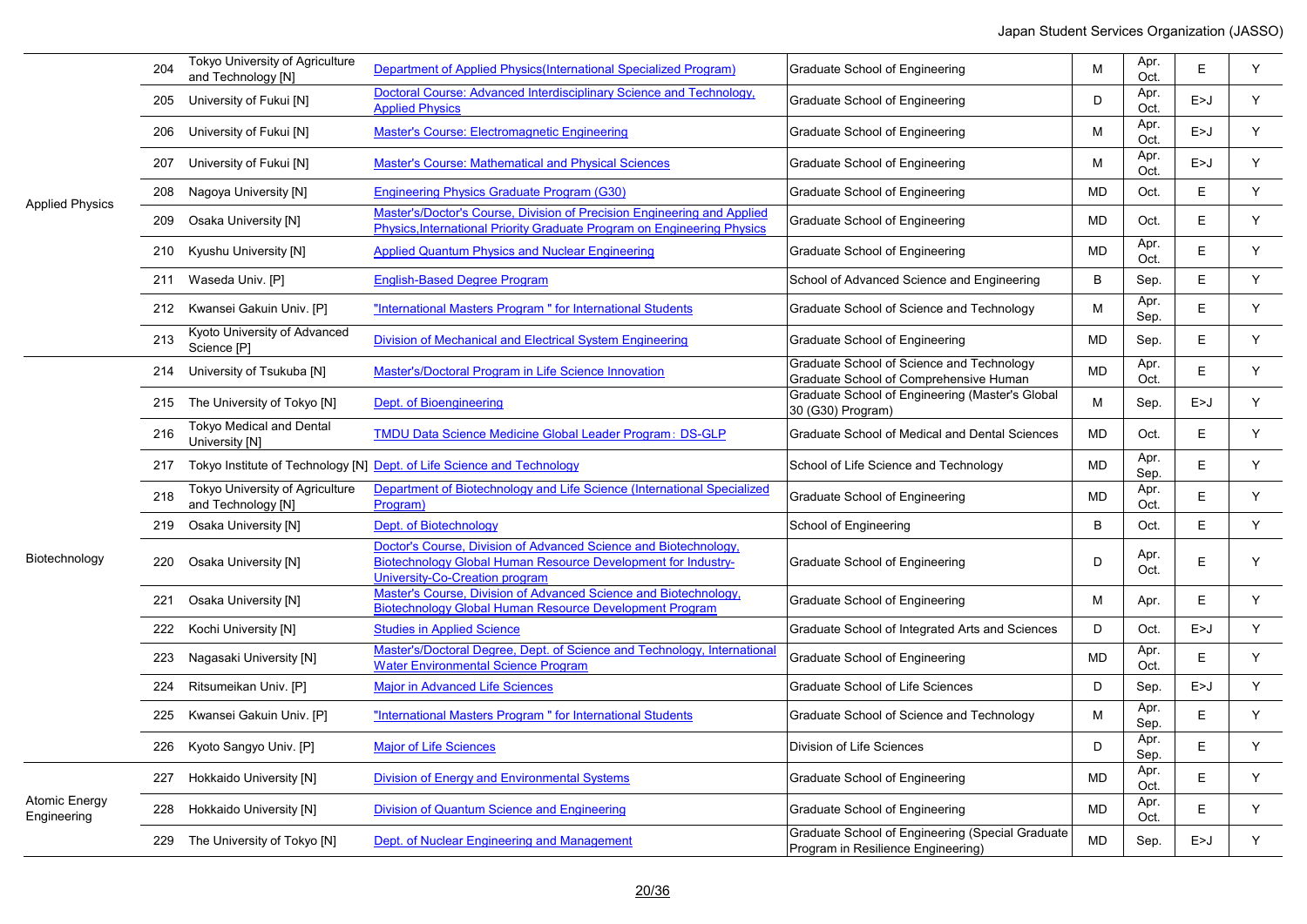| | | | | | | | | |
|---|---|---|---|---|---|---|---|---|
| Applied Physics | 204 | Tokyo University of Agriculture and Technology [N] | Department of Applied Physics(International Specialized Program) | Graduate School of Engineering | M | Apr. Oct. | E | Y |
| | 205 | University of Fukui [N] | Doctoral Course: Advanced Interdisciplinary Science and Technology, Applied Physics | Graduate School of Engineering | D | Apr. Oct. | E>J | Y |
| | 206 | University of Fukui [N] | Master's Course: Electromagnetic Engineering | Graduate School of Engineering | M | Apr. Oct. | E>J | Y |
| | 207 | University of Fukui [N] | Master's Course: Mathematical and Physical Sciences | Graduate School of Engineering | M | Apr. Oct. | E>J | Y |
| | 208 | Nagoya University [N] | Engineering Physics Graduate Program (G30) | Graduate School of Engineering | MD | Oct. | E | Y |
| | 209 | Osaka University [N] | Master's/Doctor's Course, Division of Precision Engineering and Applied Physics,International Priority Graduate Program on Engineering Physics | Graduate School of Engineering | MD | Oct. | E | Y |
| | 210 | Kyushu University [N] | Applied Quantum Physics and Nuclear Engineering | Graduate School of Engineering | MD | Apr. Oct. | E | Y |
| | 211 | Waseda Univ. [P] | English-Based Degree Program | School of Advanced Science and Engineering | B | Sep. | E | Y |
| | 212 | Kwansei Gakuin Univ. [P] | "International Masters Program " for International Students | Graduate School of Science and Technology | M | Apr. Sep. | E | Y |
| | 213 | Kyoto University of Advanced Science [P] | Division of Mechanical and Electrical System Engineering | Graduate School of Engineering | MD | Sep. | E | Y |
| Biotechnology | 214 | University of Tsukuba [N] | Master's/Doctoral Program in Life Science Innovation | Graduate School of Science and Technology Graduate School of Comprehensive Human | MD | Apr. Oct. | E | Y |
| | 215 | The University of Tokyo [N] | Dept. of Bioengineering | Graduate School of Engineering (Master's Global 30 (G30) Program) | M | Sep. | E>J | Y |
| | 216 | Tokyo Medical and Dental University [N] | TMDU Data Science Medicine Global Leader Program：DS-GLP | Graduate School of Medical and Dental Sciences | MD | Oct. | E | Y |
| | 217 | Tokyo Institute of Technology [N] | Dept. of Life Science and Technology | School of Life Science and Technology | MD | Apr. Sep. | E | Y |
| | 218 | Tokyo University of Agriculture and Technology [N] | Department of Biotechnology and Life Science (International Specialized Program) | Graduate School of Engineering | MD | Apr. Oct. | E | Y |
| | 219 | Osaka University [N] | Dept. of Biotechnology | School of Engineering | B | Oct. | E | Y |
| | 220 | Osaka University [N] | Doctor's Course, Division of Advanced Science and Biotechnology, Biotechnology Global Human Resource Development for Industry-University-Co-Creation program | Graduate School of Engineering | D | Apr. Oct. | E | Y |
| | 221 | Osaka University [N] | Master's Course, Division of Advanced Science and Biotechnology, Biotechnology Global Human Resource Development Program | Graduate School of Engineering | M | Apr. | E | Y |
| | 222 | Kochi University [N] | Studies in Applied Science | Graduate School of Integrated Arts and Sciences | D | Oct. | E>J | Y |
| | 223 | Nagasaki University [N] | Master's/Doctoral Degree, Dept. of Science and Technology, International Water Environmental Science Program | Graduate School of Engineering | MD | Apr. Oct. | E | Y |
| | 224 | Ritsumeikan Univ. [P] | Major in Advanced Life Sciences | Graduate School of Life Sciences | D | Sep. | E>J | Y |
| | 225 | Kwansei Gakuin Univ. [P] | "International Masters Program " for International Students | Graduate School of Science and Technology | M | Apr. Sep. | E | Y |
| | 226 | Kyoto Sangyo Univ. [P] | Major of Life Sciences | Division of Life Sciences | D | Apr. Sep. | E | Y |
| Atomic Energy Engineering | 227 | Hokkaido University [N] | Division of Energy and Environmental Systems | Graduate School of Engineering | MD | Apr. Oct. | E | Y |
| | 228 | Hokkaido University [N] | Division of Quantum Science and Engineering | Graduate School of Engineering | MD | Apr. Oct. | E | Y |
| | 229 | The University of Tokyo [N] | Dept. of Nuclear Engineering and Management | Graduate School of Engineering (Special Graduate Program in Resilience Engineering) | MD | Sep. | E>J | Y |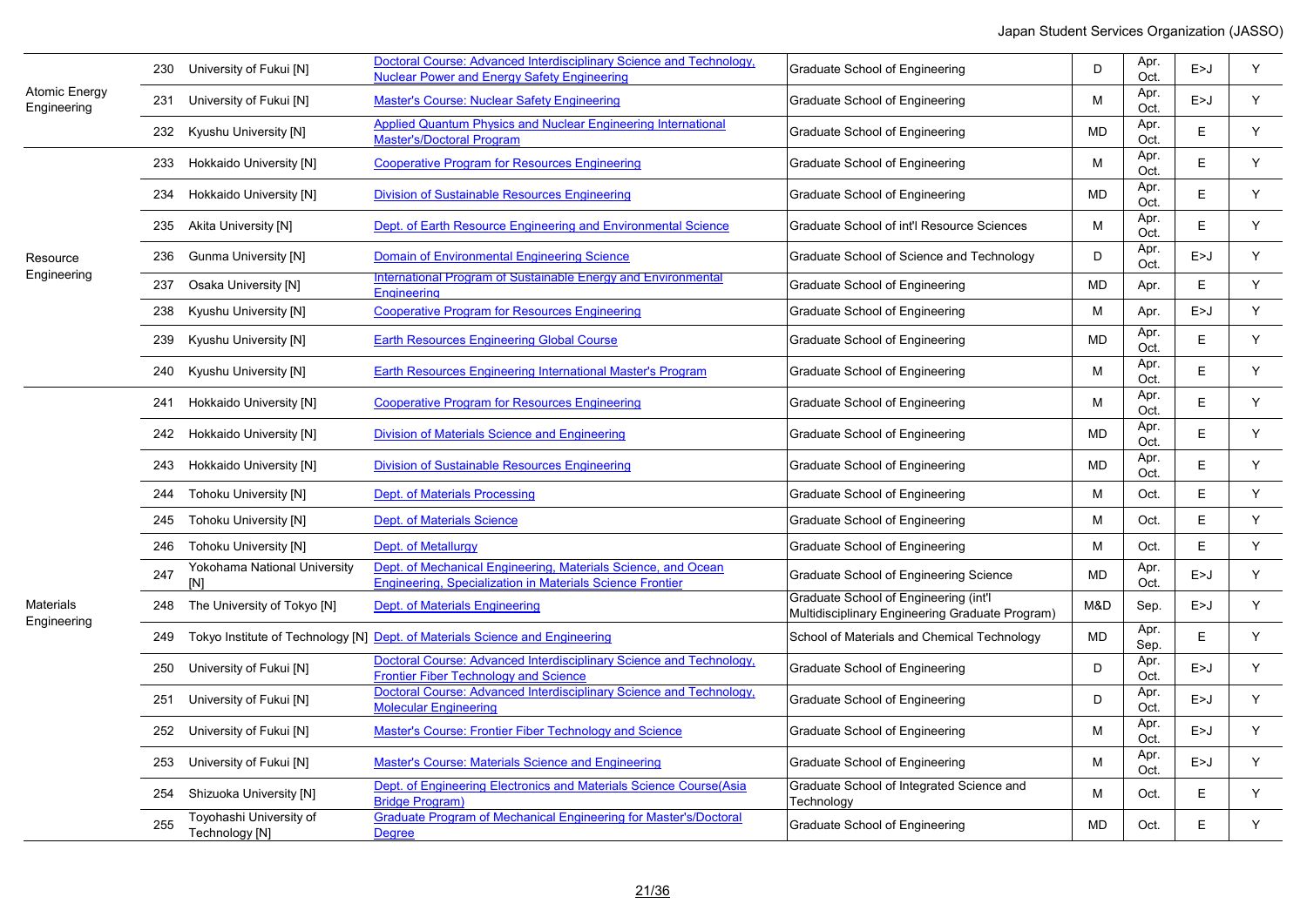| | | | | | | | | |
|---|---|---|---|---|---|---|---|---|
| Atomic Energy Engineering | 230 | University of Fukui [N] | Doctoral Course: Advanced Interdisciplinary Science and Technology, Nuclear Power and Energy Safety Engineering | Graduate School of Engineering | D | Apr. Oct. | E>J | Y |
| | 231 | University of Fukui [N] | Master's Course: Nuclear Safety Engineering | Graduate School of Engineering | M | Apr. Oct. | E>J | Y |
| | 232 | Kyushu University [N] | Applied Quantum Physics and Nuclear Engineering International Master's/Doctoral Program | Graduate School of Engineering | MD | Apr. Oct. | E | Y |
| Resource Engineering | 233 | Hokkaido University [N] | Cooperative Program for Resources Engineering | Graduate School of Engineering | M | Apr. Oct. | E | Y |
| | 234 | Hokkaido University [N] | Division of Sustainable Resources Engineering | Graduate School of Engineering | MD | Apr. Oct. | E | Y |
| | 235 | Akita University [N] | Dept. of Earth Resource Engineering and Environmental Science | Graduate School of int'l Resource Sciences | M | Apr. Oct. | E | Y |
| | 236 | Gunma University [N] | Domain of Environmental Engineering Science | Graduate School of Science and Technology | D | Apr. Oct. | E>J | Y |
| | 237 | Osaka University [N] | International Program of Sustainable Energy and Environmental Engineering | Graduate School of Engineering | MD | Apr. | E | Y |
| | 238 | Kyushu University [N] | Cooperative Program for Resources Engineering | Graduate School of Engineering | M | Apr. | E>J | Y |
| | 239 | Kyushu University [N] | Earth Resources Engineering Global Course | Graduate School of Engineering | MD | Apr. Oct. | E | Y |
| | 240 | Kyushu University [N] | Earth Resources Engineering International Master's Program | Graduate School of Engineering | M | Apr. Oct. | E | Y |
| Materials Engineering | 241 | Hokkaido University [N] | Cooperative Program for Resources Engineering | Graduate School of Engineering | M | Apr. Oct. | E | Y |
| | 242 | Hokkaido University [N] | Division of Materials Science and Engineering | Graduate School of Engineering | MD | Apr. Oct. | E | Y |
| | 243 | Hokkaido University [N] | Division of Sustainable Resources Engineering | Graduate School of Engineering | MD | Apr. Oct. | E | Y |
| | 244 | Tohoku University [N] | Dept. of Materials Processing | Graduate School of Engineering | M | Oct. | E | Y |
| | 245 | Tohoku University [N] | Dept. of Materials Science | Graduate School of Engineering | M | Oct. | E | Y |
| | 246 | Tohoku University [N] | Dept. of Metallurgy | Graduate School of Engineering | M | Oct. | E | Y |
| | 247 | Yokohama National University [N] | Dept. of Mechanical Engineering, Materials Science, and Ocean Engineering, Specialization in Materials Science Frontier | Graduate School of Engineering Science | MD | Apr. Oct. | E>J | Y |
| | 248 | The University of Tokyo [N] | Dept. of Materials Engineering | Graduate School of Engineering (int'l Multidisciplinary Engineering Graduate Program) | M&D | Sep. | E>J | Y |
| | 249 | Tokyo Institute of Technology [N] | Dept. of Materials Science and Engineering | School of Materials and Chemical Technology | MD | Apr. Sep. | E | Y |
| | 250 | University of Fukui [N] | Doctoral Course: Advanced Interdisciplinary Science and Technology, Frontier Fiber Technology and Science | Graduate School of Engineering | D | Apr. Oct. | E>J | Y |
| | 251 | University of Fukui [N] | Doctoral Course: Advanced Interdisciplinary Science and Technology, Molecular Engineering | Graduate School of Engineering | D | Apr. Oct. | E>J | Y |
| | 252 | University of Fukui [N] | Master's Course: Frontier Fiber Technology and Science | Graduate School of Engineering | M | Apr. Oct. | E>J | Y |
| | 253 | University of Fukui [N] | Master's Course: Materials Science and Engineering | Graduate School of Engineering | M | Apr. Oct. | E>J | Y |
| | 254 | Shizuoka University [N] | Dept. of Engineering Electronics and Materials Science Course(Asia Bridge Program) | Graduate School of Integrated Science and Technology | M | Oct. | E | Y |
| | 255 | Toyohashi University of Technology [N] | Graduate Program of Mechanical Engineering for Master's/Doctoral Degree | Graduate School of Engineering | MD | Oct. | E | Y |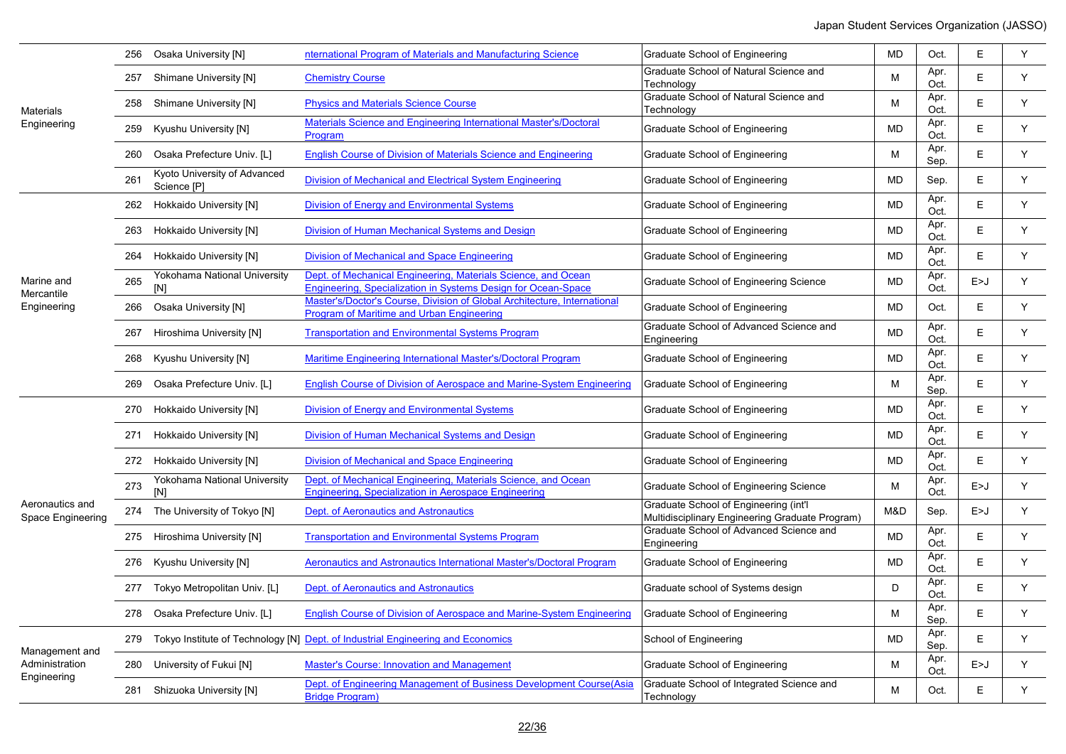| Field | No. | University | Program | Graduate School | Degree | Enrollment | Language | |
|---|---|---|---|---|---|---|---|---|
| Materials Engineering | 256 | Osaka University [N] | nternational Program of Materials and Manufacturing Science | Graduate School of Engineering | MD | Oct. | E | Y |
| | 257 | Shimane University [N] | Chemistry Course | Graduate School of Natural Science and Technology | M | Apr. Oct. | E | Y |
| | 258 | Shimane University [N] | Physics and Materials Science Course | Graduate School of Natural Science and Technology | M | Apr. Oct. | E | Y |
| | 259 | Kyushu University [N] | Materials Science and Engineering International Master's/Doctoral Program | Graduate School of Engineering | MD | Apr. Oct. | E | Y |
| | 260 | Osaka Prefecture Univ. [L] | English Course of Division of Materials Science and Engineering | Graduate School of Engineering | M | Apr. Sep. | E | Y |
| | 261 | Kyoto University of Advanced Science [P] | Division of Mechanical and Electrical System Engineering | Graduate School of Engineering | MD | Sep. | E | Y |
| Marine and Mercantile Engineering | 262 | Hokkaido University [N] | Division of Energy and Environmental Systems | Graduate School of Engineering | MD | Apr. Oct. | E | Y |
| | 263 | Hokkaido University [N] | Division of Human Mechanical Systems and Design | Graduate School of Engineering | MD | Apr. Oct. | E | Y |
| | 264 | Hokkaido University [N] | Division of Mechanical and Space Engineering | Graduate School of Engineering | MD | Apr. Oct. | E | Y |
| | 265 | Yokohama National University [N] | Dept. of Mechanical Engineering, Materials Science, and Ocean Engineering, Specialization in Systems Design for Ocean-Space | Graduate School of Engineering Science | MD | Apr. Oct. | E>J | Y |
| | 266 | Osaka University [N] | Master's/Doctor's Course, Division of Global Architecture, International Program of Maritime and Urban Engineering | Graduate School of Engineering | MD | Oct. | E | Y |
| | 267 | Hiroshima University [N] | Transportation and Environmental Systems Program | Graduate School of Advanced Science and Engineering | MD | Apr. Oct. | E | Y |
| | 268 | Kyushu University [N] | Maritime Engineering International Master's/Doctoral Program | Graduate School of Engineering | MD | Apr. Oct. | E | Y |
| | 269 | Osaka Prefecture Univ. [L] | English Course of Division of Aerospace and Marine-System Engineering | Graduate School of Engineering | M | Apr. Sep. | E | Y |
| Aeronautics and Space Engineering | 270 | Hokkaido University [N] | Division of Energy and Environmental Systems | Graduate School of Engineering | MD | Apr. Oct. | E | Y |
| | 271 | Hokkaido University [N] | Division of Human Mechanical Systems and Design | Graduate School of Engineering | MD | Apr. Oct. | E | Y |
| | 272 | Hokkaido University [N] | Division of Mechanical and Space Engineering | Graduate School of Engineering | MD | Apr. Oct. | E | Y |
| | 273 | Yokohama National University [N] | Dept. of Mechanical Engineering, Materials Science, and Ocean Engineering, Specialization in Aerospace Engineering | Graduate School of Engineering Science | M | Apr. Oct. | E>J | Y |
| | 274 | The University of Tokyo [N] | Dept. of Aeronautics and Astronautics | Graduate School of Engineering (int'l Multidisciplinary Engineering Graduate Program) | M&D | Sep. | E>J | Y |
| | 275 | Hiroshima University [N] | Transportation and Environmental Systems Program | Graduate School of Advanced Science and Engineering | MD | Apr. Oct. | E | Y |
| | 276 | Kyushu University [N] | Aeronautics and Astronautics International Master's/Doctoral Program | Graduate School of Engineering | MD | Apr. Oct. | E | Y |
| | 277 | Tokyo Metropolitan Univ. [L] | Dept. of Aeronautics and Astronautics | Graduate school of Systems design | D | Apr. Oct. | E | Y |
| | 278 | Osaka Prefecture Univ. [L] | English Course of Division of Aerospace and Marine-System Engineering | Graduate School of Engineering | M | Apr. Sep. | E | Y |
| Management and Administration Engineering | 279 | Tokyo Institute of Technology [N] | Dept. of Industrial Engineering and Economics | School of Engineering | MD | Apr. Sep. | E | Y |
| | 280 | University of Fukui [N] | Master's Course: Innovation and Management | Graduate School of Engineering | M | Apr. Oct. | E>J | Y |
| | 281 | Shizuoka University [N] | Dept. of Engineering Management of Business Development Course(Asia Bridge Program) | Graduate School of Integrated Science and Technology | M | Oct. | E | Y |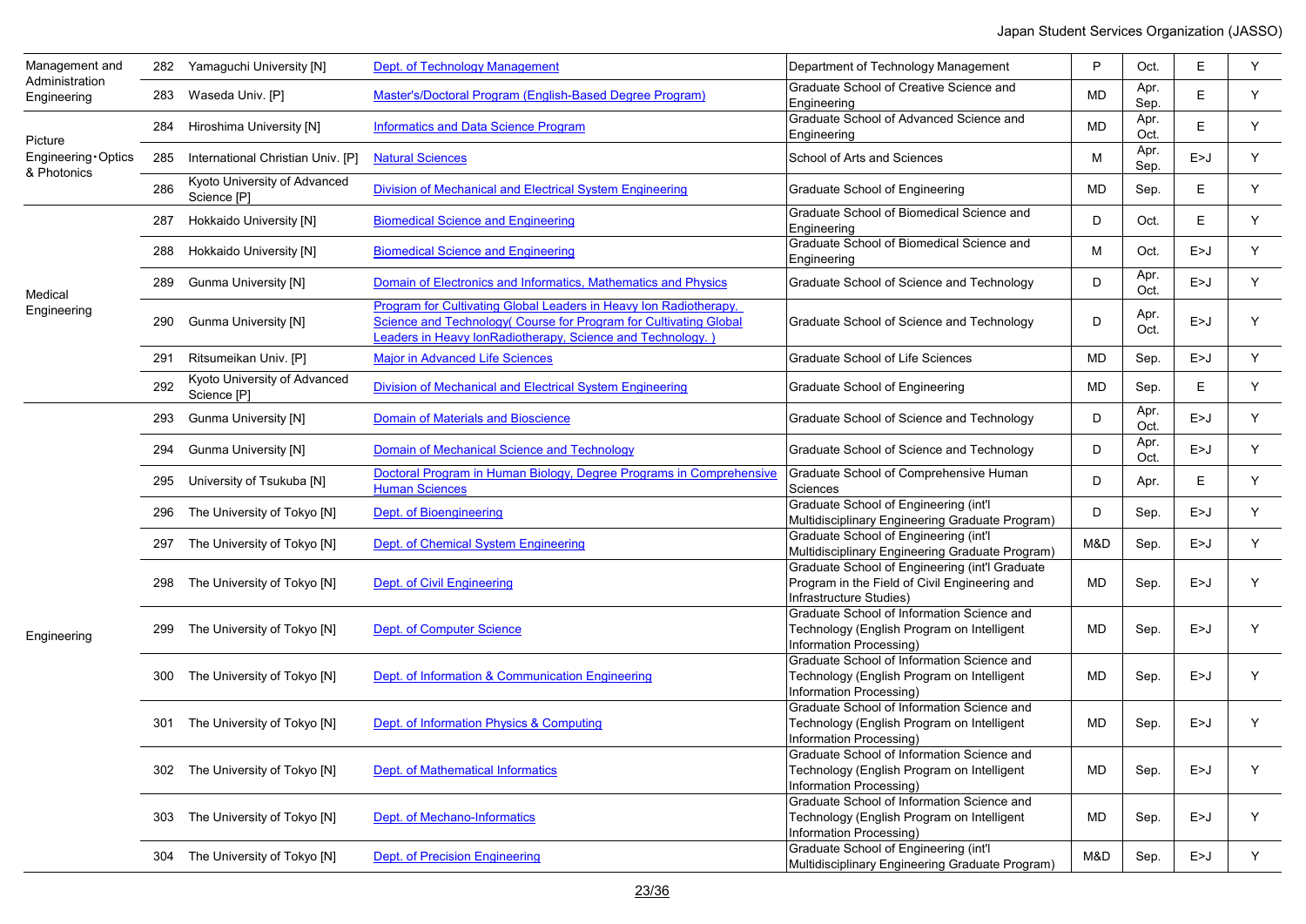| | | | | | | | | |
|---|---|---|---|---|---|---|---|---|
| Management and Administration Engineering | 282 | Yamaguchi University [N] | Dept. of Technology Management | Department of Technology Management | P | Oct. | E | Y |
| | 283 | Waseda Univ. [P] | Master's/Doctoral Program (English-Based Degree Program) | Graduate School of Creative Science and Engineering | MD | Apr. Sep. | E | Y |
| Picture Engineering・Optics & Photonics | 284 | Hiroshima University [N] | Informatics and Data Science Program | Graduate School of Advanced Science and Engineering | MD | Apr. Oct. | E | Y |
| | 285 | International Christian Univ. [P] | Natural Sciences | School of Arts and Sciences | M | Apr. Sep. | E>J | Y |
| | 286 | Kyoto University of Advanced Science [P] | Division of Mechanical and Electrical System Engineering | Graduate School of Engineering | MD | Sep. | E | Y |
| Medical Engineering | 287 | Hokkaido University [N] | Biomedical Science and Engineering | Graduate School of Biomedical Science and Engineering | D | Oct. | E | Y |
| | 288 | Hokkaido University [N] | Biomedical Science and Engineering | Graduate School of Biomedical Science and Engineering | M | Oct. | E>J | Y |
| | 289 | Gunma University [N] | Domain of Electronics and Informatics, Mathematics and Physics | Graduate School of Science and Technology | D | Apr. Oct. | E>J | Y |
| | 290 | Gunma University [N] | Program for Cultivating Global Leaders in Heavy Ion Radiotherapy, Science and Technology( Course for Program for Cultivating Global Leaders in Heavy IonRadiotherapy, Science and Technology. ) | Graduate School of Science and Technology | D | Apr. Oct. | E>J | Y |
| | 291 | Ritsumeikan Univ. [P] | Major in Advanced Life Sciences | Graduate School of Life Sciences | MD | Sep. | E>J | Y |
| | 292 | Kyoto University of Advanced Science [P] | Division of Mechanical and Electrical System Engineering | Graduate School of Engineering | MD | Sep. | E | Y |
| Engineering | 293 | Gunma University [N] | Domain of Materials and Bioscience | Graduate School of Science and Technology | D | Apr. Oct. | E>J | Y |
| | 294 | Gunma University [N] | Domain of Mechanical Science and Technology | Graduate School of Science and Technology | D | Apr. Oct. | E>J | Y |
| | 295 | University of Tsukuba [N] | Doctoral Program in Human Biology, Degree Programs in Comprehensive Human Sciences | Graduate School of Comprehensive Human Sciences | D | Apr. | E | Y |
| | 296 | The University of Tokyo [N] | Dept. of Bioengineering | Graduate School of Engineering (int'l Multidisciplinary Engineering Graduate Program) | D | Sep. | E>J | Y |
| | 297 | The University of Tokyo [N] | Dept. of Chemical System Engineering | Graduate School of Engineering (int'l Multidisciplinary Engineering Graduate Program) | M&D | Sep. | E>J | Y |
| | 298 | The University of Tokyo [N] | Dept. of Civil Engineering | Graduate School of Engineering (int'l Graduate Program in the Field of Civil Engineering and Infrastructure Studies) | MD | Sep. | E>J | Y |
| | 299 | The University of Tokyo [N] | Dept. of Computer Science | Graduate School of Information Science and Technology (English Program on Intelligent Information Processing) | MD | Sep. | E>J | Y |
| | 300 | The University of Tokyo [N] | Dept. of Information & Communication Engineering | Graduate School of Information Science and Technology (English Program on Intelligent Information Processing) | MD | Sep. | E>J | Y |
| | 301 | The University of Tokyo [N] | Dept. of Information Physics & Computing | Graduate School of Information Science and Technology (English Program on Intelligent Information Processing) | MD | Sep. | E>J | Y |
| | 302 | The University of Tokyo [N] | Dept. of Mathematical Informatics | Graduate School of Information Science and Technology (English Program on Intelligent Information Processing) | MD | Sep. | E>J | Y |
| | 303 | The University of Tokyo [N] | Dept. of Mechano-Informatics | Graduate School of Information Science and Technology (English Program on Intelligent Information Processing) | MD | Sep. | E>J | Y |
| | 304 | The University of Tokyo [N] | Dept. of Precision Engineering | Graduate School of Engineering (int'l Multidisciplinary Engineering Graduate Program) | M&D | Sep. | E>J | Y |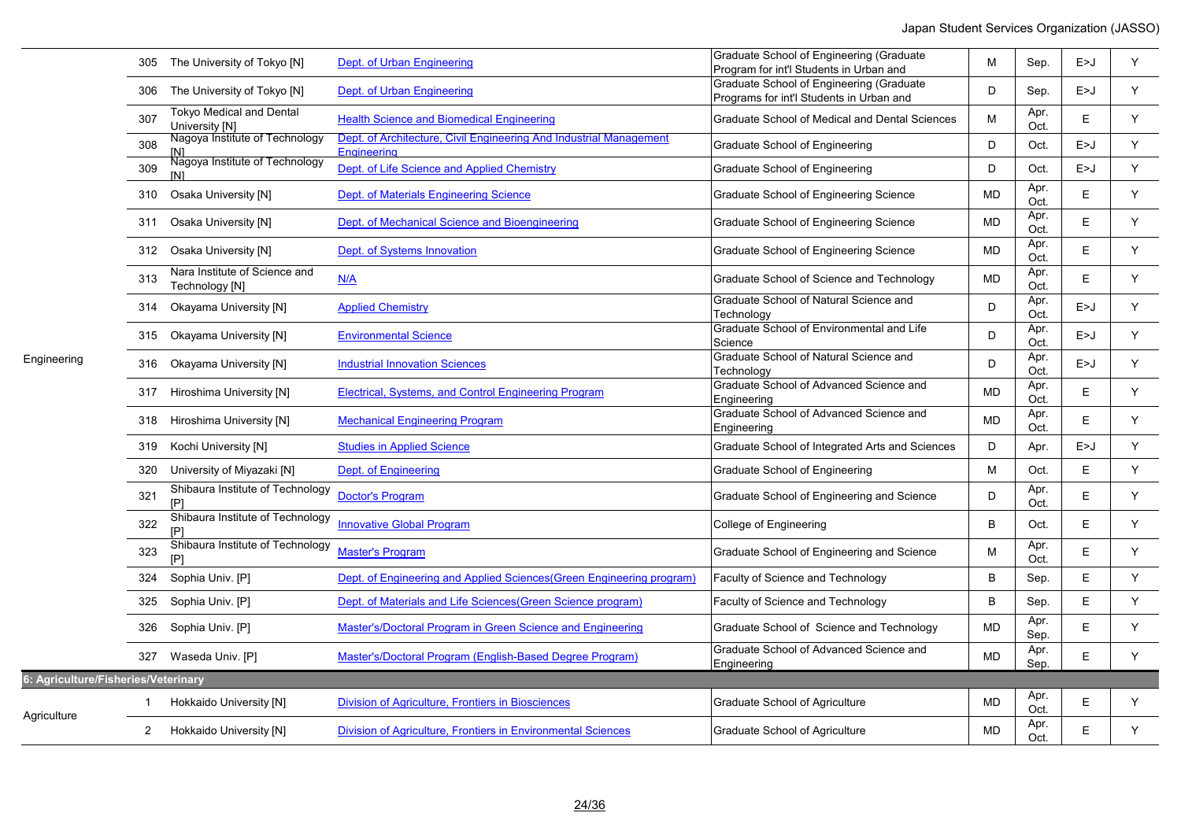| | No. | University | Program | Graduate School / Faculty | Degree | Enrollment | Language | |
|---|---|---|---|---|---|---|---|---|
| Engineering | 305 | The University of Tokyo [N] | Dept. of Urban Engineering | Graduate School of Engineering (Graduate Program for int'l Students in Urban and | M | Sep. | E>J | Y |
| | 306 | The University of Tokyo [N] | Dept. of Urban Engineering | Graduate School of Engineering (Graduate Programs for int'l Students in Urban and | D | Sep. | E>J | Y |
| | 307 | Tokyo Medical and Dental University [N] | Health Science and Biomedical Engineering | Graduate School of Medical and Dental Sciences | M | Apr. Oct. | E | Y |
| | 308 | Nagoya Institute of Technology [N] | Dept. of Architecture, Civil Engineering And Industrial Management Engineering | Graduate School of Engineering | D | Oct. | E>J | Y |
| | 309 | Nagoya Institute of Technology [N] | Dept. of Life Science and Applied Chemistry | Graduate School of Engineering | D | Oct. | E>J | Y |
| | 310 | Osaka University [N] | Dept. of Materials Engineering Science | Graduate School of Engineering Science | MD | Apr. Oct. | E | Y |
| | 311 | Osaka University [N] | Dept. of Mechanical Science and Bioengineering | Graduate School of Engineering Science | MD | Apr. Oct. | E | Y |
| | 312 | Osaka University [N] | Dept. of Systems Innovation | Graduate School of Engineering Science | MD | Apr. Oct. | E | Y |
| | 313 | Nara Institute of Science and Technology [N] | N/A | Graduate School of Science and Technology | MD | Apr. Oct. | E | Y |
| | 314 | Okayama University [N] | Applied Chemistry | Graduate School of Natural Science and Technology | D | Apr. Oct. | E>J | Y |
| | 315 | Okayama University [N] | Environmental Science | Graduate School of Environmental and Life Science | D | Apr. Oct. | E>J | Y |
| | 316 | Okayama University [N] | Industrial Innovation Sciences | Graduate School of Natural Science and Technology | D | Apr. Oct. | E>J | Y |
| | 317 | Hiroshima University [N] | Electrical, Systems, and Control Engineering Program | Graduate School of Advanced Science and Engineering | MD | Apr. Oct. | E | Y |
| | 318 | Hiroshima University [N] | Mechanical Engineering Program | Graduate School of Advanced Science and Engineering | MD | Apr. Oct. | E | Y |
| | 319 | Kochi University [N] | Studies in Applied Science | Graduate School of Integrated Arts and Sciences | D | Apr. | E>J | Y |
| | 320 | University of Miyazaki [N] | Dept. of Engineering | Graduate School of Engineering | M | Oct. | E | Y |
| | 321 | Shibaura Institute of Technology [P] | Doctor's Program | Graduate School of Engineering and Science | D | Apr. Oct. | E | Y |
| | 322 | Shibaura Institute of Technology [P] | Innovative Global Program | College of Engineering | B | Oct. | E | Y |
| | 323 | Shibaura Institute of Technology [P] | Master's Program | Graduate School of Engineering and Science | M | Apr. Oct. | E | Y |
| | 324 | Sophia Univ. [P] | Dept. of Engineering and Applied Sciences(Green Engineering program) | Faculty of Science and Technology | B | Sep. | E | Y |
| | 325 | Sophia Univ. [P] | Dept. of Materials and Life Sciences(Green Science program) | Faculty of Science and Technology | B | Sep. | E | Y |
| | 326 | Sophia Univ. [P] | Master's/Doctoral Program in Green Science and Engineering | Graduate School of Science and Technology | MD | Apr. Sep. | E | Y |
| | 327 | Waseda Univ. [P] | Master's/Doctoral Program (English-Based Degree Program) | Graduate School of Advanced Science and Engineering | MD | Apr. Sep. | E | Y |
| **6: Agriculture/Fisheries/Veterinary** | | | | | | | | |
| Agriculture | 1 | Hokkaido University [N] | Division of Agriculture, Frontiers in Biosciences | Graduate School of Agriculture | MD | Apr. Oct. | E | Y |
| | 2 | Hokkaido University [N] | Division of Agriculture, Frontiers in Environmental Sciences | Graduate School of Agriculture | MD | Apr. Oct. | E | Y |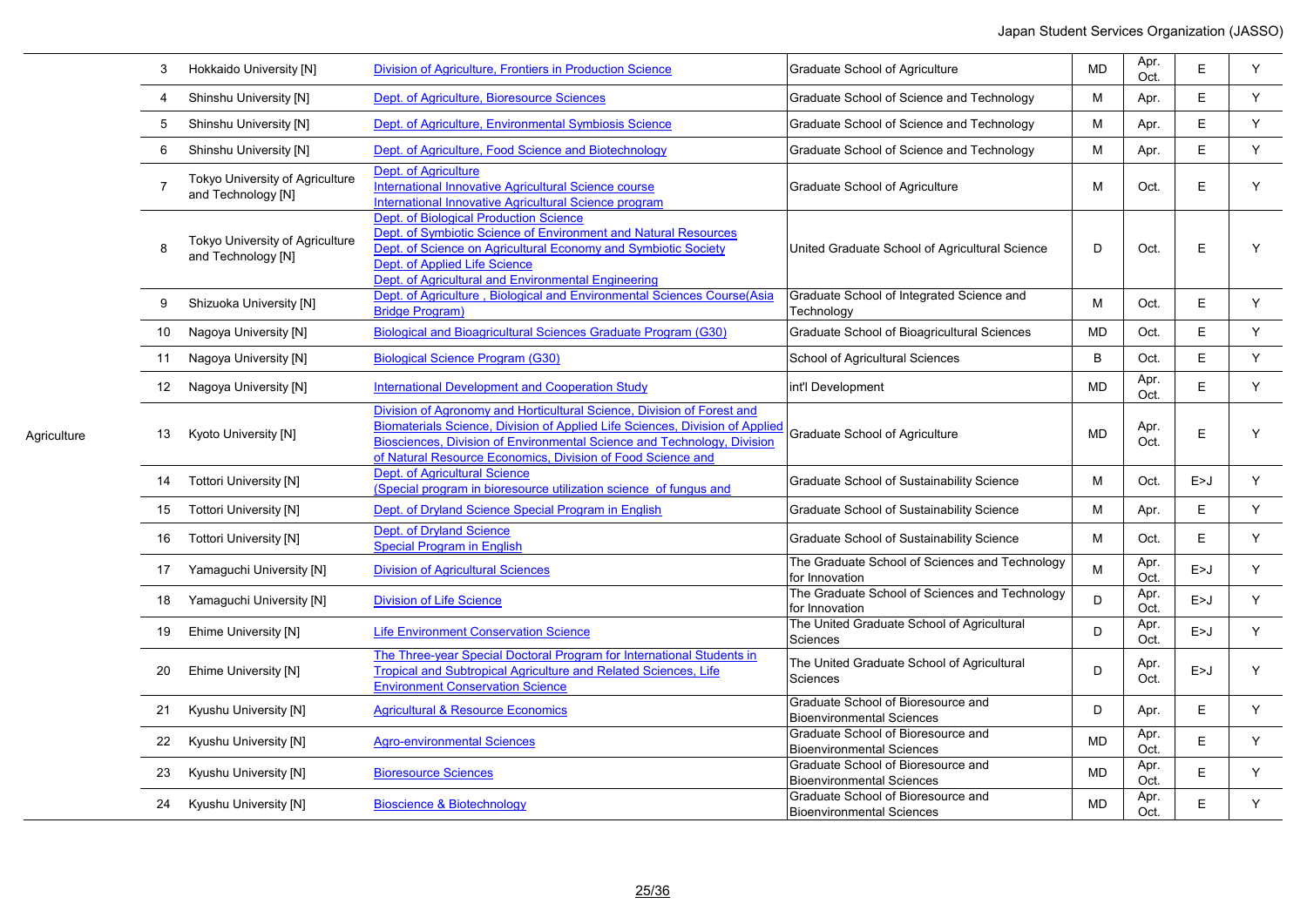| | | | | | | | | |
|---|---|---|---|---|---|---|---|---|
| Agriculture | 3 | Hokkaido University [N] | Division of Agriculture, Frontiers in Production Science | Graduate School of Agriculture | MD | Apr. Oct. | E | Y |
| | 4 | Shinshu University [N] | Dept. of Agriculture, Bioresource Sciences | Graduate School of Science and Technology | M | Apr. | E | Y |
| | 5 | Shinshu University [N] | Dept. of Agriculture, Environmental Symbiosis Science | Graduate School of Science and Technology | M | Apr. | E | Y |
| | 6 | Shinshu University [N] | Dept. of Agriculture, Food Science and Biotechnology | Graduate School of Science and Technology | M | Apr. | E | Y |
| | 7 | Tokyo University of Agriculture and Technology [N] | Dept. of Agriculture International Innovative Agricultural Science course International Innovative Agricultural Science program | Graduate School of Agriculture | M | Oct. | E | Y |
| | 8 | Tokyo University of Agriculture and Technology [N] | Dept. of Biological Production Science Dept. of Symbiotic Science of Environment and Natural Resources Dept. of Science on Agricultural Economy and Symbiotic Society Dept. of Applied Life Science Dept. of Agricultural and Environmental Engineering | United Graduate School of Agricultural Science | D | Oct. | E | Y |
| | 9 | Shizuoka University [N] | Dept. of Agriculture , Biological and Environmental Sciences Course(Asia Bridge Program) | Graduate School of Integrated Science and Technology | M | Oct. | E | Y |
| | 10 | Nagoya University [N] | Biological and Bioagricultural Sciences Graduate Program (G30) | Graduate School of Bioagricultural Sciences | MD | Oct. | E | Y |
| | 11 | Nagoya University [N] | Biological Science Program (G30) | School of Agricultural Sciences | B | Oct. | E | Y |
| | 12 | Nagoya University [N] | International Development and Cooperation Study | int'l Development | MD | Apr. Oct. | E | Y |
| | 13 | Kyoto University [N] | Division of Agronomy and Horticultural Science, Division of Forest and Biomaterials Science, Division of Applied Life Sciences, Division of Applied Biosciences, Division of Environmental Science and Technology, Division of Natural Resource Economics, Division of Food Science and | Graduate School of Agriculture | MD | Apr. Oct. | E | Y |
| | 14 | Tottori University [N] | Dept. of Agricultural Science (Special program in bioresource utilization science of fungus and | Graduate School of Sustainability Science | M | Oct. | E>J | Y |
| | 15 | Tottori University [N] | Dept. of Dryland Science Special Program in English | Graduate School of Sustainability Science | M | Apr. | E | Y |
| | 16 | Tottori University [N] | Dept. of Dryland Science Special Program in English | Graduate School of Sustainability Science | M | Oct. | E | Y |
| | 17 | Yamaguchi University [N] | Division of Agricultural Sciences | The Graduate School of Sciences and Technology for Innovation | M | Apr. Oct. | E>J | Y |
| | 18 | Yamaguchi University [N] | Division of Life Science | The Graduate School of Sciences and Technology for Innovation | D | Apr. Oct. | E>J | Y |
| | 19 | Ehime University [N] | Life Environment Conservation Science | The United Graduate School of Agricultural Sciences | D | Apr. Oct. | E>J | Y |
| | 20 | Ehime University [N] | The Three-year Special Doctoral Program for International Students in Tropical and Subtropical Agriculture and Related Sciences, Life Environment Conservation Science | The United Graduate School of Agricultural Sciences | D | Apr. Oct. | E>J | Y |
| | 21 | Kyushu University [N] | Agricultural & Resource Economics | Graduate School of Bioresource and Bioenvironmental Sciences | D | Apr. | E | Y |
| | 22 | Kyushu University [N] | Agro-environmental Sciences | Graduate School of Bioresource and Bioenvironmental Sciences | MD | Apr. Oct. | E | Y |
| | 23 | Kyushu University [N] | Bioresource Sciences | Graduate School of Bioresource and Bioenvironmental Sciences | MD | Apr. Oct. | E | Y |
| | 24 | Kyushu University [N] | Bioscience & Biotechnology | Graduate School of Bioresource and Bioenvironmental Sciences | MD | Apr. Oct. | E | Y |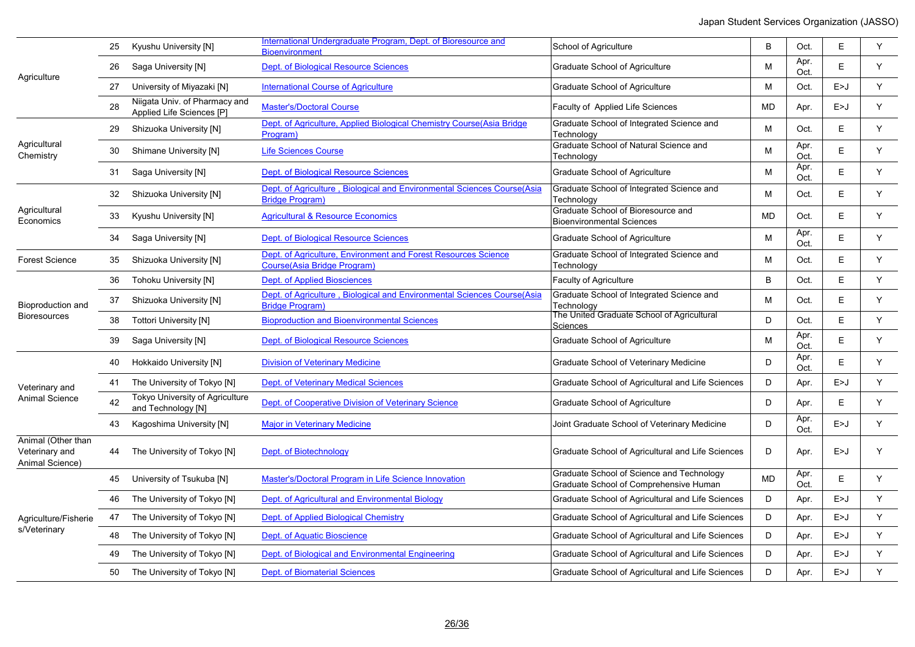| | | | | | | | | |
|---|---|---|---|---|---|---|---|---|
| Agriculture | 25 | Kyushu University [N] | International Undergraduate Program, Dept. of Bioresource and Bioenvironment | School of Agriculture | B | Oct. | E | Y |
| | 26 | Saga University [N] | Dept. of Biological Resource Sciences | Graduate School of Agriculture | M | Apr. Oct. | E | Y |
| | 27 | University of Miyazaki [N] | International Course of Agriculture | Graduate School of Agriculture | M | Oct. | E>J | Y |
| | 28 | Niigata Univ. of Pharmacy and Applied Life Sciences [P] | Master's/Doctoral Course | Faculty of Applied Life Sciences | MD | Apr. | E>J | Y |
| Agricultural Chemistry | 29 | Shizuoka University [N] | Dept. of Agriculture, Applied Biological Chemistry Course(Asia Bridge Program) | Graduate School of Integrated Science and Technology | M | Oct. | E | Y |
| | 30 | Shimane University [N] | Life Sciences Course | Graduate School of Natural Science and Technology | M | Apr. Oct. | E | Y |
| | 31 | Saga University [N] | Dept. of Biological Resource Sciences | Graduate School of Agriculture | M | Apr. Oct. | E | Y |
| Agricultural Economics | 32 | Shizuoka University [N] | Dept. of Agriculture , Biological and Environmental Sciences Course(Asia Bridge Program) | Graduate School of Integrated Science and Technology | M | Oct. | E | Y |
| | 33 | Kyushu University [N] | Agricultural & Resource Economics | Graduate School of Bioresource and Bioenvironmental Sciences | MD | Oct. | E | Y |
| | 34 | Saga University [N] | Dept. of Biological Resource Sciences | Graduate School of Agriculture | M | Apr. Oct. | E | Y |
| Forest Science | 35 | Shizuoka University [N] | Dept. of Agriculture, Environment and Forest Resources Science Course(Asia Bridge Program) | Graduate School of Integrated Science and Technology | M | Oct. | E | Y |
| Bioproduction and Bioresources | 36 | Tohoku University [N] | Dept. of Applied Biosciences | Faculty of Agriculture | B | Oct. | E | Y |
| | 37 | Shizuoka University [N] | Dept. of Agriculture , Biological and Environmental Sciences Course(Asia Bridge Program) | Graduate School of Integrated Science and Technology | M | Oct. | E | Y |
| | 38 | Tottori University [N] | Bioproduction and Bioenvironmental Sciences | The United Graduate School of Agricultural Sciences | D | Oct. | E | Y |
| | 39 | Saga University [N] | Dept. of Biological Resource Sciences | Graduate School of Agriculture | M | Apr. Oct. | E | Y |
| Veterinary and Animal Science | 40 | Hokkaido University [N] | Division of Veterinary Medicine | Graduate School of Veterinary Medicine | D | Apr. Oct. | E | Y |
| | 41 | The University of Tokyo [N] | Dept. of Veterinary Medical Sciences | Graduate School of Agricultural and Life Sciences | D | Apr. | E>J | Y |
| | 42 | Tokyo University of Agriculture and Technology [N] | Dept. of Cooperative Division of Veterinary Science | Graduate School of Agriculture | D | Apr. | E | Y |
| | 43 | Kagoshima University [N] | Major in Veterinary Medicine | Joint Graduate School of Veterinary Medicine | D | Apr. Oct. | E>J | Y |
| Animal (Other than Veterinary and Animal Science) | 44 | The University of Tokyo [N] | Dept. of Biotechnology | Graduate School of Agricultural and Life Sciences | D | Apr. | E>J | Y |
| Agriculture/Fisheries/Veterinary | 45 | University of Tsukuba [N] | Master's/Doctoral Program in Life Science Innovation | Graduate School of Science and Technology Graduate School of Comprehensive Human | MD | Apr. Oct. | E | Y |
| | 46 | The University of Tokyo [N] | Dept. of Agricultural and Environmental Biology | Graduate School of Agricultural and Life Sciences | D | Apr. | E>J | Y |
| | 47 | The University of Tokyo [N] | Dept. of Applied Biological Chemistry | Graduate School of Agricultural and Life Sciences | D | Apr. | E>J | Y |
| | 48 | The University of Tokyo [N] | Dept. of Aquatic Bioscience | Graduate School of Agricultural and Life Sciences | D | Apr. | E>J | Y |
| | 49 | The University of Tokyo [N] | Dept. of Biological and Environmental Engineering | Graduate School of Agricultural and Life Sciences | D | Apr. | E>J | Y |
| | 50 | The University of Tokyo [N] | Dept. of Biomaterial Sciences | Graduate School of Agricultural and Life Sciences | D | Apr. | E>J | Y |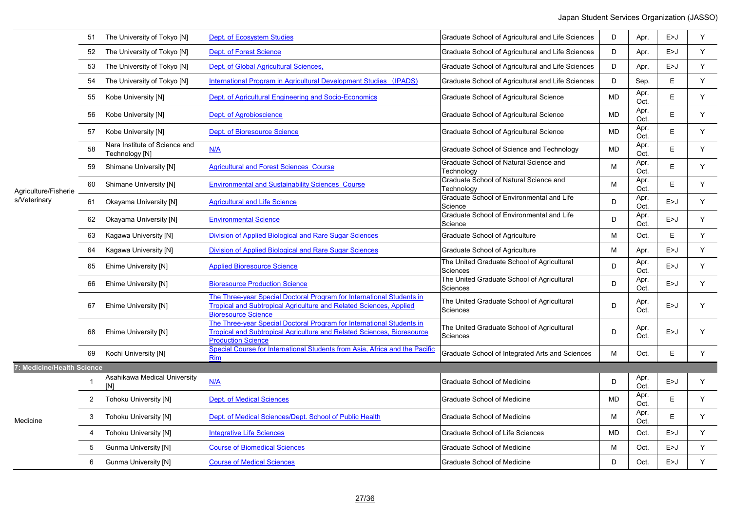| | | | | | | | | |
|---|---|---|---|---|---|---|---|---|
| Agriculture/Fisheries/Veterinary | 51 | The University of Tokyo [N] | Dept. of Ecosystem Studies | Graduate School of Agricultural and Life Sciences | D | Apr. | E>J | Y |
| | 52 | The University of Tokyo [N] | Dept. of Forest Science | Graduate School of Agricultural and Life Sciences | D | Apr. | E>J | Y |
| | 53 | The University of Tokyo [N] | Dept. of Global Agricultural Sciences, | Graduate School of Agricultural and Life Sciences | D | Apr. | E>J | Y |
| | 54 | The University of Tokyo [N] | International Program in Agricultural Development Studies（IPADS) | Graduate School of Agricultural and Life Sciences | D | Sep. | E | Y |
| | 55 | Kobe University [N] | Dept. of Agricultural Engineering and Socio-Economics | Graduate School of Agricultural Science | MD | Apr. Oct. | E | Y |
| | 56 | Kobe University [N] | Dept. of Agrobioscience | Graduate School of Agricultural Science | MD | Apr. Oct. | E | Y |
| | 57 | Kobe University [N] | Dept. of Bioresource Science | Graduate School of Agricultural Science | MD | Apr. Oct. | E | Y |
| | 58 | Nara Institute of Science and Technology [N] | N/A | Graduate School of Science and Technology | MD | Apr. Oct. | E | Y |
| | 59 | Shimane University [N] | Agricultural and Forest Sciences Course | Graduate School of Natural Science and Technology | M | Apr. Oct. | E | Y |
| | 60 | Shimane University [N] | Environmental and Sustainability Sciences Course | Graduate School of Natural Science and Technology | M | Apr. Oct. | E | Y |
| | 61 | Okayama University [N] | Agricultural and Life Science | Graduate School of Environmental and Life Science | D | Apr. Oct. | E>J | Y |
| | 62 | Okayama University [N] | Environmental Science | Graduate School of Environmental and Life Science | D | Apr. Oct. | E>J | Y |
| | 63 | Kagawa University [N] | Division of Applied Biological and Rare Sugar Sciences | Graduate School of Agriculture | M | Oct. | E | Y |
| | 64 | Kagawa University [N] | Division of Applied Biological and Rare Sugar Sciences | Graduate School of Agriculture | M | Apr. | E>J | Y |
| | 65 | Ehime University [N] | Applied Bioresource Science | The United Graduate School of Agricultural Sciences | D | Apr. Oct. | E>J | Y |
| | 66 | Ehime University [N] | Bioresource Production Science | The United Graduate School of Agricultural Sciences | D | Apr. Oct. | E>J | Y |
| | 67 | Ehime University [N] | The Three-year Special Doctoral Program for International Students in Tropical and Subtropical Agriculture and Related Sciences, Applied Bioresource Science | The United Graduate School of Agricultural Sciences | D | Apr. Oct. | E>J | Y |
| | 68 | Ehime University [N] | The Three-year Special Doctoral Program for International Students in Tropical and Subtropical Agriculture and Related Sciences, Bioresource Production Science | The United Graduate School of Agricultural Sciences | D | Apr. Oct. | E>J | Y |
| | 69 | Kochi University [N] | Special Course for International Students from Asia, Africa and the Pacific Rim | Graduate School of Integrated Arts and Sciences | M | Oct. | E | Y |
| **7: Medicine/Health Science** | | | | | | | | |
| Medicine | 1 | Asahikawa Medical University [N] | N/A | Graduate School of Medicine | D | Apr. Oct. | E>J | Y |
| | 2 | Tohoku University [N] | Dept. of Medical Sciences | Graduate School of Medicine | MD | Apr. Oct. | E | Y |
| | 3 | Tohoku University [N] | Dept. of Medical Sciences/Dept. School of Public Health | Graduate School of Medicine | M | Apr. Oct. | E | Y |
| | 4 | Tohoku University [N] | Integrative Life Sciences | Graduate School of Life Sciences | MD | Oct. | E>J | Y |
| | 5 | Gunma University [N] | Course of Biomedical Sciences | Graduate School of Medicine | M | Oct. | E>J | Y |
| | 6 | Gunma University [N] | Course of Medical Sciences | Graduate School of Medicine | D | Oct. | E>J | Y |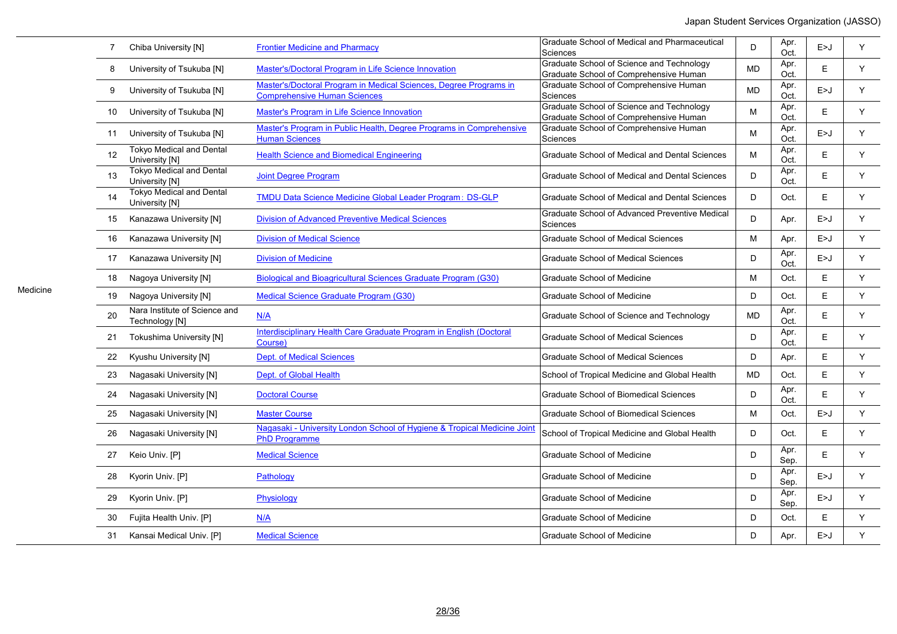| | No. | University | Program | Graduate School | Degree | Enrollment | Language | |
|---|---|---|---|---|---|---|---|---|
| Medicine | 7 | Chiba University [N] | Frontier Medicine and Pharmacy | Graduate School of Medical and Pharmaceutical Sciences | D | Apr. Oct. | E>J | Y |
| | 8 | University of Tsukuba [N] | Master's/Doctoral Program in Life Science Innovation | Graduate School of Science and Technology Graduate School of Comprehensive Human | MD | Apr. Oct. | E | Y |
| | 9 | University of Tsukuba [N] | Master's/Doctoral Program in Medical Sciences, Degree Programs in Comprehensive Human Sciences | Graduate School of Comprehensive Human Sciences | MD | Apr. Oct. | E>J | Y |
| | 10 | University of Tsukuba [N] | Master's Program in Life Science Innovation | Graduate School of Science and Technology Graduate School of Comprehensive Human | M | Apr. Oct. | E | Y |
| | 11 | University of Tsukuba [N] | Master's Program in Public Health, Degree Programs in Comprehensive Human Sciences | Graduate School of Comprehensive Human Sciences | M | Apr. Oct. | E>J | Y |
| | 12 | Tokyo Medical and Dental University [N] | Health Science and Biomedical Engineering | Graduate School of Medical and Dental Sciences | M | Apr. Oct. | E | Y |
| | 13 | Tokyo Medical and Dental University [N] | Joint Degree Program | Graduate School of Medical and Dental Sciences | D | Apr. Oct. | E | Y |
| | 14 | Tokyo Medical and Dental University [N] | TMDU Data Science Medicine Global Leader Program：DS-GLP | Graduate School of Medical and Dental Sciences | D | Oct. | E | Y |
| | 15 | Kanazawa University [N] | Division of Advanced Preventive Medical Sciences | Graduate School of Advanced Preventive Medical Sciences | D | Apr. | E>J | Y |
| | 16 | Kanazawa University [N] | Division of Medical Science | Graduate School of Medical Sciences | M | Apr. | E>J | Y |
| | 17 | Kanazawa University [N] | Division of Medicine | Graduate School of Medical Sciences | D | Apr. Oct. | E>J | Y |
| | 18 | Nagoya University [N] | Biological and Bioagricultural Sciences Graduate Program (G30) | Graduate School of Medicine | M | Oct. | E | Y |
| | 19 | Nagoya University [N] | Medical Science Graduate Program (G30) | Graduate School of Medicine | D | Oct. | E | Y |
| | 20 | Nara Institute of Science and Technology [N] | N/A | Graduate School of Science and Technology | MD | Apr. Oct. | E | Y |
| | 21 | Tokushima University [N] | Interdisciplinary Health Care Graduate Program in English (Doctoral Course) | Graduate School of Medical Sciences | D | Apr. Oct. | E | Y |
| | 22 | Kyushu University [N] | Dept. of Medical Sciences | Graduate School of Medical Sciences | D | Apr. | E | Y |
| | 23 | Nagasaki University [N] | Dept. of Global Health | School of Tropical Medicine and Global Health | MD | Oct. | E | Y |
| | 24 | Nagasaki University [N] | Doctoral Course | Graduate School of Biomedical Sciences | D | Apr. Oct. | E | Y |
| | 25 | Nagasaki University [N] | Master Course | Graduate School of Biomedical Sciences | M | Oct. | E>J | Y |
| | 26 | Nagasaki University [N] | Nagasaki - University London School of Hygiene & Tropical Medicine Joint PhD Programme | School of Tropical Medicine and Global Health | D | Oct. | E | Y |
| | 27 | Keio Univ. [P] | Medical Science | Graduate School of Medicine | D | Apr. Sep. | E | Y |
| | 28 | Kyorin Univ. [P] | Pathology | Graduate School of Medicine | D | Apr. Sep. | E>J | Y |
| | 29 | Kyorin Univ. [P] | Physiology | Graduate School of Medicine | D | Apr. Sep. | E>J | Y |
| | 30 | Fujita Health Univ. [P] | N/A | Graduate School of Medicine | D | Oct. | E | Y |
| | 31 | Kansai Medical Univ. [P] | Medical Science | Graduate School of Medicine | D | Apr. | E>J | Y |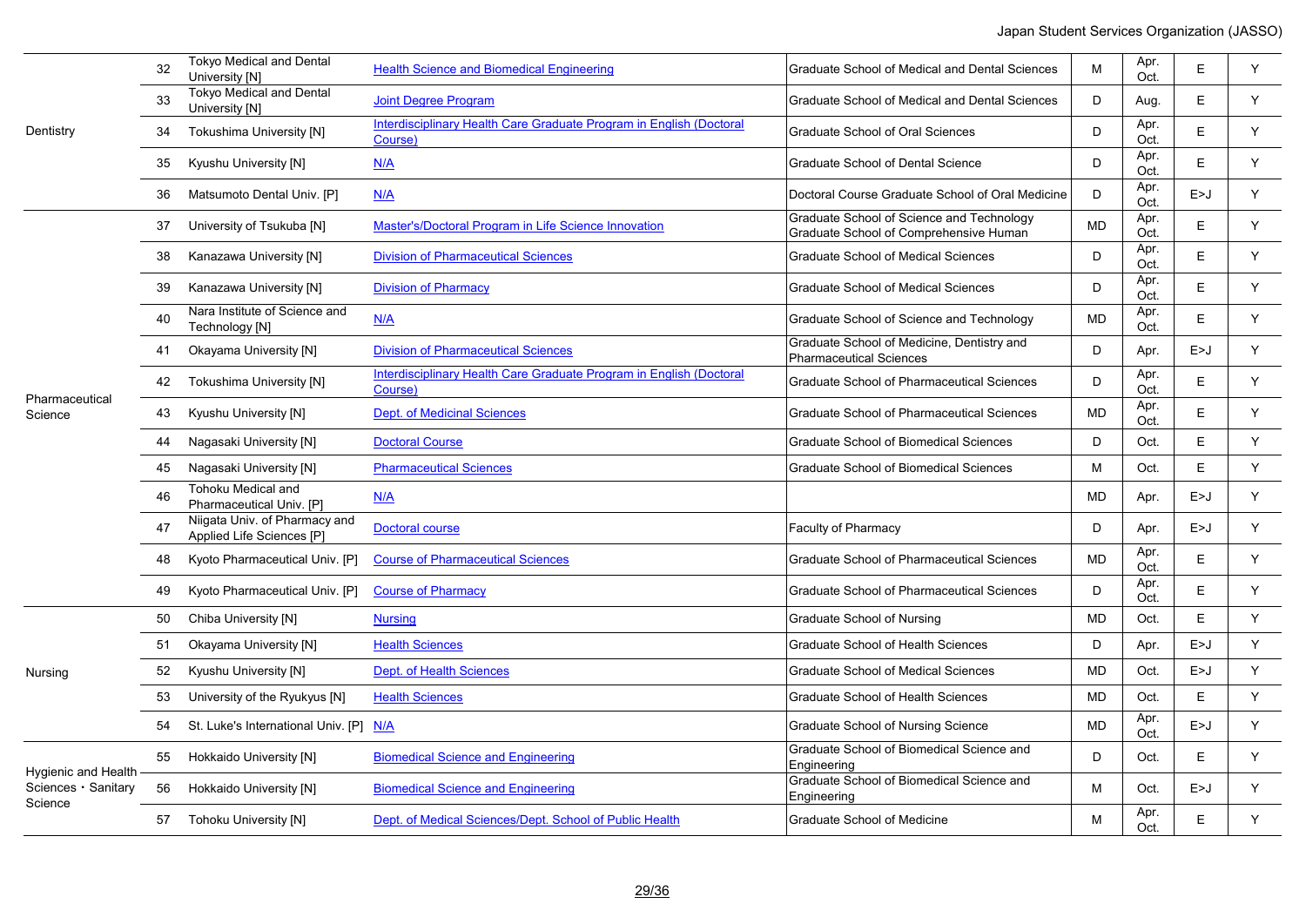| | | | | | | | | |
|---|---|---|---|---|---|---|---|---|
| Dentistry | 32 | Tokyo Medical and Dental University [N] | Health Science and Biomedical Engineering | Graduate School of Medical and Dental Sciences | M | Apr. Oct. | E | Y |
| | 33 | Tokyo Medical and Dental University [N] | Joint Degree Program | Graduate School of Medical and Dental Sciences | D | Aug. | E | Y |
| | 34 | Tokushima University [N] | Interdisciplinary Health Care Graduate Program in English (Doctoral Course) | Graduate School of Oral Sciences | D | Apr. Oct. | E | Y |
| | 35 | Kyushu University [N] | N/A | Graduate School of Dental Science | D | Apr. Oct. | E | Y |
| | 36 | Matsumoto Dental Univ. [P] | N/A | Doctoral Course Graduate School of Oral Medicine | D | Apr. Oct. | E>J | Y |
| Pharmaceutical Science | 37 | University of Tsukuba [N] | Master's/Doctoral Program in Life Science Innovation | Graduate School of Science and Technology Graduate School of Comprehensive Human | MD | Apr. Oct. | E | Y |
| | 38 | Kanazawa University [N] | Division of Pharmaceutical Sciences | Graduate School of Medical Sciences | D | Apr. Oct. | E | Y |
| | 39 | Kanazawa University [N] | Division of Pharmacy | Graduate School of Medical Sciences | D | Apr. Oct. | E | Y |
| | 40 | Nara Institute of Science and Technology [N] | N/A | Graduate School of Science and Technology | MD | Apr. Oct. | E | Y |
| | 41 | Okayama University [N] | Division of Pharmaceutical Sciences | Graduate School of Medicine, Dentistry and Pharmaceutical Sciences | D | Apr. | E>J | Y |
| | 42 | Tokushima University [N] | Interdisciplinary Health Care Graduate Program in English (Doctoral Course) | Graduate School of Pharmaceutical Sciences | D | Apr. Oct. | E | Y |
| | 43 | Kyushu University [N] | Dept. of Medicinal Sciences | Graduate School of Pharmaceutical Sciences | MD | Apr. Oct. | E | Y |
| | 44 | Nagasaki University [N] | Doctoral Course | Graduate School of Biomedical Sciences | D | Oct. | E | Y |
| | 45 | Nagasaki University [N] | Pharmaceutical Sciences | Graduate School of Biomedical Sciences | M | Oct. | E | Y |
| | 46 | Tohoku Medical and Pharmaceutical Univ. [P] | N/A | | MD | Apr. | E>J | Y |
| | 47 | Niigata Univ. of Pharmacy and Applied Life Sciences [P] | Doctoral course | Faculty of Pharmacy | D | Apr. | E>J | Y |
| | 48 | Kyoto Pharmaceutical Univ. [P] | Course of Pharmaceutical Sciences | Graduate School of Pharmaceutical Sciences | MD | Apr. Oct. | E | Y |
| | 49 | Kyoto Pharmaceutical Univ. [P] | Course of Pharmacy | Graduate School of Pharmaceutical Sciences | D | Apr. Oct. | E | Y |
| Nursing | 50 | Chiba University [N] | Nursing | Graduate School of Nursing | MD | Oct. | E | Y |
| | 51 | Okayama University [N] | Health Sciences | Graduate School of Health Sciences | D | Apr. | E>J | Y |
| | 52 | Kyushu University [N] | Dept. of Health Sciences | Graduate School of Medical Sciences | MD | Oct. | E>J | Y |
| | 53 | University of the Ryukyus [N] | Health Sciences | Graduate School of Health Sciences | MD | Oct. | E | Y |
| | 54 | St. Luke's International Univ. [P] | N/A | Graduate School of Nursing Science | MD | Apr. Oct. | E>J | Y |
| Hygienic and Health Sciences・Sanitary Science | 55 | Hokkaido University [N] | Biomedical Science and Engineering | Graduate School of Biomedical Science and Engineering | D | Oct. | E | Y |
| | 56 | Hokkaido University [N] | Biomedical Science and Engineering | Graduate School of Biomedical Science and Engineering | M | Oct. | E>J | Y |
| | 57 | Tohoku University [N] | Dept. of Medical Sciences/Dept. School of Public Health | Graduate School of Medicine | M | Apr. Oct. | E | Y |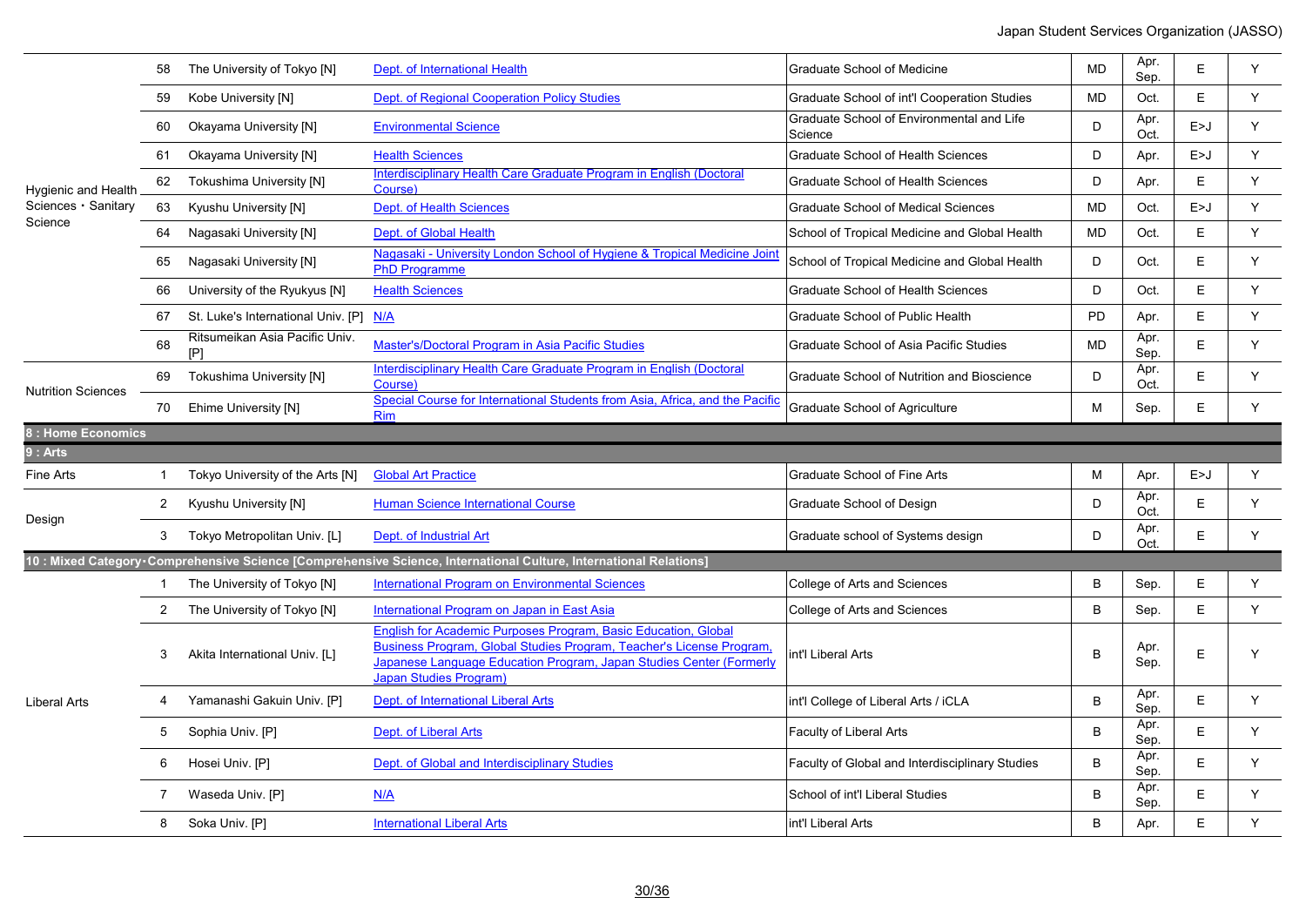| Field | No. | University | Program | Graduate School / Faculty | Degree | Enrollment | Language | |
|---|---|---|---|---|---|---|---|---|
| Hygienic and Health Sciences・Sanitary Science | 58 | The University of Tokyo [N] | Dept. of International Health | Graduate School of Medicine | MD | Apr. Sep. | E | Y |
| | 59 | Kobe University [N] | Dept. of Regional Cooperation Policy Studies | Graduate School of int'l Cooperation Studies | MD | Oct. | E | Y |
| | 60 | Okayama University [N] | Environmental Science | Graduate School of Environmental and Life Science | D | Apr. Oct. | E>J | Y |
| | 61 | Okayama University [N] | Health Sciences | Graduate School of Health Sciences | D | Apr. | E>J | Y |
| | 62 | Tokushima University [N] | Interdisciplinary Health Care Graduate Program in English (Doctoral Course) | Graduate School of Health Sciences | D | Apr. | E | Y |
| | 63 | Kyushu University [N] | Dept. of Health Sciences | Graduate School of Medical Sciences | MD | Oct. | E>J | Y |
| | 64 | Nagasaki University [N] | Dept. of Global Health | School of Tropical Medicine and Global Health | MD | Oct. | E | Y |
| | 65 | Nagasaki University [N] | Nagasaki - University London School of Hygiene & Tropical Medicine Joint PhD Programme | School of Tropical Medicine and Global Health | D | Oct. | E | Y |
| | 66 | University of the Ryukyus [N] | Health Sciences | Graduate School of Health Sciences | D | Oct. | E | Y |
| | 67 | St. Luke's International Univ. [P] | N/A | Graduate School of Public Health | PD | Apr. | E | Y |
| | 68 | Ritsumeikan Asia Pacific Univ. [P] | Master's/Doctoral Program in Asia Pacific Studies | Graduate School of Asia Pacific Studies | MD | Apr. Sep. | E | Y |
| Nutrition Sciences | 69 | Tokushima University [N] | Interdisciplinary Health Care Graduate Program in English (Doctoral Course) | Graduate School of Nutrition and Bioscience | D | Apr. Oct. | E | Y |
| | 70 | Ehime University [N] | Special Course for International Students from Asia, Africa, and the Pacific Rim | Graduate School of Agriculture | M | Sep. | E | Y |
| **8 : Home Economics** | | | | | | | | |
| **9 : Arts** | | | | | | | | |
| Fine Arts | 1 | Tokyo University of the Arts [N] | Global Art Practice | Graduate School of Fine Arts | M | Apr. | E>J | Y |
| Design | 2 | Kyushu University [N] | Human Science International Course | Graduate School of Design | D | Apr. Oct. | E | Y |
| | 3 | Tokyo Metropolitan Univ. [L] | Dept. of Industrial Art | Graduate school of Systems design | D | Apr. Oct. | E | Y |
| **10 : Mixed Category・Comprehensive Science [Comprehensive Science, International Culture, International Relations]** | | | | | | | | |
| Liberal Arts | 1 | The University of Tokyo [N] | International Program on Environmental Sciences | College of Arts and Sciences | B | Sep. | E | Y |
| | 2 | The University of Tokyo [N] | International Program on Japan in East Asia | College of Arts and Sciences | B | Sep. | E | Y |
| | 3 | Akita International Univ. [L] | English for Academic Purposes Program, Basic Education, Global Business Program, Global Studies Program, Teacher's License Program, Japanese Language Education Program, Japan Studies Center (Formerly Japan Studies Program) | int'l Liberal Arts | B | Apr. Sep. | E | Y |
| | 4 | Yamanashi Gakuin Univ. [P] | Dept. of International Liberal Arts | int'l College of Liberal Arts / iCLA | B | Apr. Sep. | E | Y |
| | 5 | Sophia Univ. [P] | Dept. of Liberal Arts | Faculty of Liberal Arts | B | Apr. Sep. | E | Y |
| | 6 | Hosei Univ. [P] | Dept. of Global and Interdisciplinary Studies | Faculty of Global and Interdisciplinary Studies | B | Apr. Sep. | E | Y |
| | 7 | Waseda Univ. [P] | N/A | School of int'l Liberal Studies | B | Apr. Sep. | E | Y |
| | 8 | Soka Univ. [P] | International Liberal Arts | int'l Liberal Arts | B | Apr. | E | Y |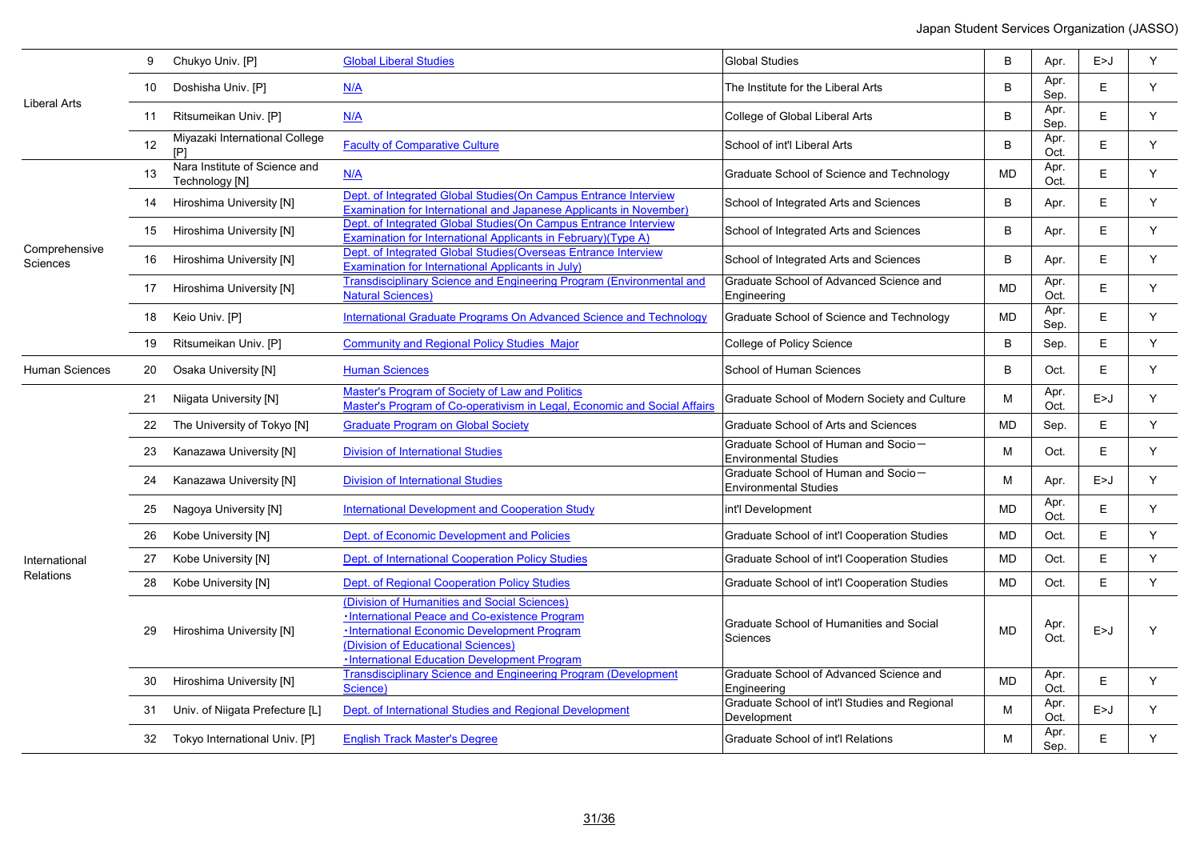| | | | | | | | | |
|---|---|---|---|---|---|---|---|---|
| Liberal Arts | 9 | Chukyo Univ. [P] | Global Liberal Studies | Global Studies | B | Apr. | E>J | Y |
| | 10 | Doshisha Univ. [P] | N/A | The Institute for the Liberal Arts | B | Apr. Sep. | E | Y |
| | 11 | Ritsumeikan Univ. [P] | N/A | College of Global Liberal Arts | B | Apr. Sep. | E | Y |
| | 12 | Miyazaki International College [P] | Faculty of Comparative Culture | School of int'l Liberal Arts | B | Apr. Oct. | E | Y |
| Comprehensive Sciences | 13 | Nara Institute of Science and Technology [N] | N/A | Graduate School of Science and Technology | MD | Apr. Oct. | E | Y |
| | 14 | Hiroshima University [N] | Dept. of Integrated Global Studies(On Campus Entrance Interview Examination for International and Japanese Applicants in November) | School of Integrated Arts and Sciences | B | Apr. | E | Y |
| | 15 | Hiroshima University [N] | Dept. of Integrated Global Studies(On Campus Entrance Interview Examination for International Applicants in February)(Type A) | School of Integrated Arts and Sciences | B | Apr. | E | Y |
| | 16 | Hiroshima University [N] | Dept. of Integrated Global Studies(Overseas Entrance Interview Examination for International Applicants in July) | School of Integrated Arts and Sciences | B | Apr. | E | Y |
| | 17 | Hiroshima University [N] | Transdisciplinary Science and Engineering Program (Environmental and Natural Sciences) | Graduate School of Advanced Science and Engineering | MD | Apr. Oct. | E | Y |
| | 18 | Keio Univ. [P] | International Graduate Programs On Advanced Science and Technology | Graduate School of Science and Technology | MD | Apr. Sep. | E | Y |
| | 19 | Ritsumeikan Univ. [P] | Community and Regional Policy Studies Major | College of Policy Science | B | Sep. | E | Y |
| Human Sciences | 20 | Osaka University [N] | Human Sciences | School of Human Sciences | B | Oct. | E | Y |
| International Relations | 21 | Niigata University [N] | Master's Program of Society of Law and Politics<br>Master's Program of Co-operativism in Legal, Economic and Social Affairs | Graduate School of Modern Society and Culture | M | Apr. Oct. | E>J | Y |
| | 22 | The University of Tokyo [N] | Graduate Program on Global Society | Graduate School of Arts and Sciences | MD | Sep. | E | Y |
| | 23 | Kanazawa University [N] | Division of International Studies | Graduate School of Human and Socio－Environmental Studies | M | Oct. | E | Y |
| | 24 | Kanazawa University [N] | Division of International Studies | Graduate School of Human and Socio－Environmental Studies | M | Apr. | E>J | Y |
| | 25 | Nagoya University [N] | International Development and Cooperation Study | int'l Development | MD | Apr. Oct. | E | Y |
| | 26 | Kobe University [N] | Dept. of Economic Development and Policies | Graduate School of int'l Cooperation Studies | MD | Oct. | E | Y |
| | 27 | Kobe University [N] | Dept. of International Cooperation Policy Studies | Graduate School of int'l Cooperation Studies | MD | Oct. | E | Y |
| | 28 | Kobe University [N] | Dept. of Regional Cooperation Policy Studies | Graduate School of int'l Cooperation Studies | MD | Oct. | E | Y |
| | 29 | Hiroshima University [N] | (Division of Humanities and Social Sciences)<br>・International Peace and Co-existence Program<br>・International Economic Development Program<br>(Division of Educational Sciences)<br>・International Education Development Program | Graduate School of Humanities and Social Sciences | MD | Apr. Oct. | E>J | Y |
| | 30 | Hiroshima University [N] | Transdisciplinary Science and Engineering Program (Development Science) | Graduate School of Advanced Science and Engineering | MD | Apr. Oct. | E | Y |
| | 31 | Univ. of Niigata Prefecture [L] | Dept. of International Studies and Regional Development | Graduate School of int'l Studies and Regional Development | M | Apr. Oct. | E>J | Y |
| | 32 | Tokyo International Univ. [P] | English Track Master's Degree | Graduate School of int'l Relations | M | Apr. Sep. | E | Y |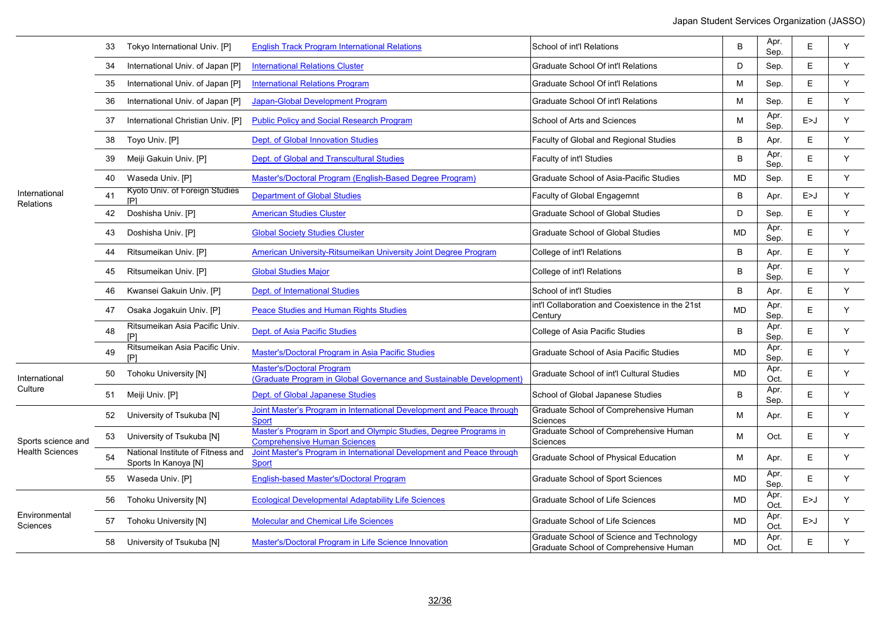| | | | | | | | | |
|---|---|---|---|---|---|---|---|---|
| International Relations | 33 | Tokyo International Univ. [P] | English Track Program International Relations | School of int'l Relations | B | Apr. Sep. | E | Y |
| | 34 | International Univ. of Japan [P] | International Relations Cluster | Graduate School Of int'l Relations | D | Sep. | E | Y |
| | 35 | International Univ. of Japan [P] | International Relations Program | Graduate School Of int'l Relations | M | Sep. | E | Y |
| | 36 | International Univ. of Japan [P] | Japan-Global Development Program | Graduate School Of int'l Relations | M | Sep. | E | Y |
| | 37 | International Christian Univ. [P] | Public Policy and Social Research Program | School of Arts and Sciences | M | Apr. Sep. | E>J | Y |
| | 38 | Toyo Univ. [P] | Dept. of Global Innovation Studies | Faculty of Global and Regional Studies | B | Apr. | E | Y |
| | 39 | Meiji Gakuin Univ. [P] | Dept. of Global and Transcultural Studies | Faculty of int'l Studies | B | Apr. Sep. | E | Y |
| | 40 | Waseda Univ. [P] | Master's/Doctoral Program (English-Based Degree Program) | Graduate School of Asia-Pacific Studies | MD | Sep. | E | Y |
| | 41 | Kyoto Univ. of Foreign Studies [P] | Department of Global Studies | Faculty of Global Engagemnt | B | Apr. | E>J | Y |
| | 42 | Doshisha Univ. [P] | American Studies Cluster | Graduate School of Global Studies | D | Sep. | E | Y |
| | 43 | Doshisha Univ. [P] | Global Society Studies Cluster | Graduate School of Global Studies | MD | Apr. Sep. | E | Y |
| | 44 | Ritsumeikan Univ. [P] | American University-Ritsumeikan University Joint Degree Program | College of int'l Relations | B | Apr. | E | Y |
| | 45 | Ritsumeikan Univ. [P] | Global Studies Major | College of int'l Relations | B | Apr. Sep. | E | Y |
| | 46 | Kwansei Gakuin Univ. [P] | Dept. of International Studies | School of int'l Studies | B | Apr. | E | Y |
| | 47 | Osaka Jogakuin Univ. [P] | Peace Studies and Human Rights Studies | int'l Collaboration and Coexistence in the 21st Century | MD | Apr. Sep. | E | Y |
| | 48 | Ritsumeikan Asia Pacific Univ. [P] | Dept. of Asia Pacific Studies | College of Asia Pacific Studies | B | Apr. Sep. | E | Y |
| | 49 | Ritsumeikan Asia Pacific Univ. [P] | Master's/Doctoral Program in Asia Pacific Studies | Graduate School of Asia Pacific Studies | MD | Apr. Sep. | E | Y |
| International Culture | 50 | Tohoku University [N] | Master's/Doctoral Program (Graduate Program in Global Governance and Sustainable Development) | Graduate School of int'l Cultural Studies | MD | Apr. Oct. | E | Y |
| | 51 | Meiji Univ. [P] | Dept. of Global Japanese Studies | School of Global Japanese Studies | B | Apr. Sep. | E | Y |
| Sports science and Health Sciences | 52 | University of Tsukuba [N] | Joint Master's Program in International Development and Peace through Sport | Graduate School of Comprehensive Human Sciences | M | Apr. | E | Y |
| | 53 | University of Tsukuba [N] | Master's Program in Sport and Olympic Studies, Degree Programs in Comprehensive Human Sciences | Graduate School of Comprehensive Human Sciences | M | Oct. | E | Y |
| | 54 | National Institute of Fitness and Sports In Kanoya [N] | Joint Master's Program in International Development and Peace through Sport | Graduate School of Physical Education | M | Apr. | E | Y |
| | 55 | Waseda Univ. [P] | English-based Master's/Doctoral Program | Graduate School of Sport Sciences | MD | Apr. Sep. | E | Y |
| Environmental Sciences | 56 | Tohoku University [N] | Ecological Developmental Adaptability Life Sciences | Graduate School of Life Sciences | MD | Apr. Oct. | E>J | Y |
| | 57 | Tohoku University [N] | Molecular and Chemical Life Sciences | Graduate School of Life Sciences | MD | Apr. Oct. | E>J | Y |
| | 58 | University of Tsukuba [N] | Master's/Doctoral Program in Life Science Innovation | Graduate School of Science and Technology Graduate School of Comprehensive Human | MD | Apr. Oct. | E | Y |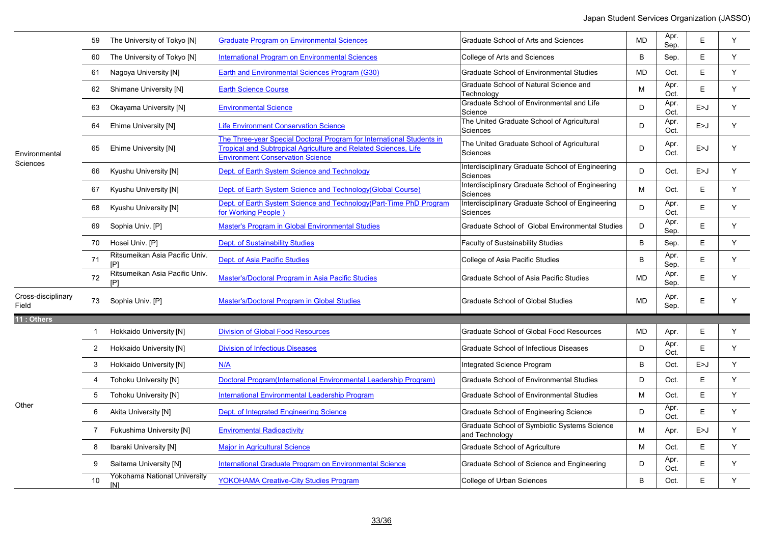| | | | | | | | | |
|---|---|---|---|---|---|---|---|---|
| Environmental Sciences | 59 | The University of Tokyo [N] | Graduate Program on Environmental Sciences | Graduate School of Arts and Sciences | MD | Apr. Sep. | E | Y |
| | 60 | The University of Tokyo [N] | International Program on Environmental Sciences | College of Arts and Sciences | B | Sep. | E | Y |
| | 61 | Nagoya University [N] | Earth and Environmental Sciences Program (G30) | Graduate School of Environmental Studies | MD | Oct. | E | Y |
| | 62 | Shimane University [N] | Earth Science Course | Graduate School of Natural Science and Technology | M | Apr. Oct. | E | Y |
| | 63 | Okayama University [N] | Environmental Science | Graduate School of Environmental and Life Science | D | Apr. Oct. | E>J | Y |
| | 64 | Ehime University [N] | Life Environment Conservation Science | The United Graduate School of Agricultural Sciences | D | Apr. Oct. | E>J | Y |
| | 65 | Ehime University [N] | The Three-year Special Doctoral Program for International Students in Tropical and Subtropical Agriculture and Related Sciences, Life Environment Conservation Science | The United Graduate School of Agricultural Sciences | D | Apr. Oct. | E>J | Y |
| | 66 | Kyushu University [N] | Dept. of Earth System Science and Technology | Interdisciplinary Graduate School of Engineering Sciences | D | Oct. | E>J | Y |
| | 67 | Kyushu University [N] | Dept. of Earth System Science and Technology(Global Course) | Interdisciplinary Graduate School of Engineering Sciences | M | Oct. | E | Y |
| | 68 | Kyushu University [N] | Dept. of Earth System Science and Technology(Part-Time PhD Program for Working People ) | Interdisciplinary Graduate School of Engineering Sciences | D | Apr. Oct. | E | Y |
| | 69 | Sophia Univ. [P] | Master's Program in Global Environmental Studies | Graduate School of Global Environmental Studies | D | Apr. Sep. | E | Y |
| | 70 | Hosei Univ. [P] | Dept. of Sustainability Studies | Faculty of Sustainability Studies | B | Sep. | E | Y |
| | 71 | Ritsumeikan Asia Pacific Univ. [P] | Dept. of Asia Pacific Studies | College of Asia Pacific Studies | B | Apr. Sep. | E | Y |
| | 72 | Ritsumeikan Asia Pacific Univ. [P] | Master's/Doctoral Program in Asia Pacific Studies | Graduate School of Asia Pacific Studies | MD | Apr. Sep. | E | Y |
| Cross-disciplinary Field | 73 | Sophia Univ. [P] | Master's/Doctoral Program in Global Studies | Graduate School of Global Studies | MD | Apr. Sep. | E | Y |
| **11 : Others** | | | | | | | | |
| Other | 1 | Hokkaido University [N] | Division of Global Food Resources | Graduate School of Global Food Resources | MD | Apr. | E | Y |
| | 2 | Hokkaido University [N] | Division of Infectious Diseases | Graduate School of Infectious Diseases | D | Apr. Oct. | E | Y |
| | 3 | Hokkaido University [N] | N/A | Integrated Science Program | B | Oct. | E>J | Y |
| | 4 | Tohoku University [N] | Doctoral Program(International Environmental Leadership Program) | Graduate School of Environmental Studies | D | Oct. | E | Y |
| | 5 | Tohoku University [N] | International Environmental Leadership Program | Graduate School of Environmental Studies | M | Oct. | E | Y |
| | 6 | Akita University [N] | Dept. of Integrated Engineering Science | Graduate School of Engineering Science | D | Apr. Oct. | E | Y |
| | 7 | Fukushima University [N] | Enviromental Radioactivity | Graduate School of Symbiotic Systems Science and Technology | M | Apr. | E>J | Y |
| | 8 | Ibaraki University [N] | Major in Agricultural Science | Graduate School of Agriculture | M | Oct. | E | Y |
| | 9 | Saitama University [N] | International Graduate Program on Environmental Science | Graduate School of Science and Engineering | D | Apr. Oct. | E | Y |
| | 10 | Yokohama National University [N] | YOKOHAMA Creative-City Studies Program | College of Urban Sciences | B | Oct. | E | Y |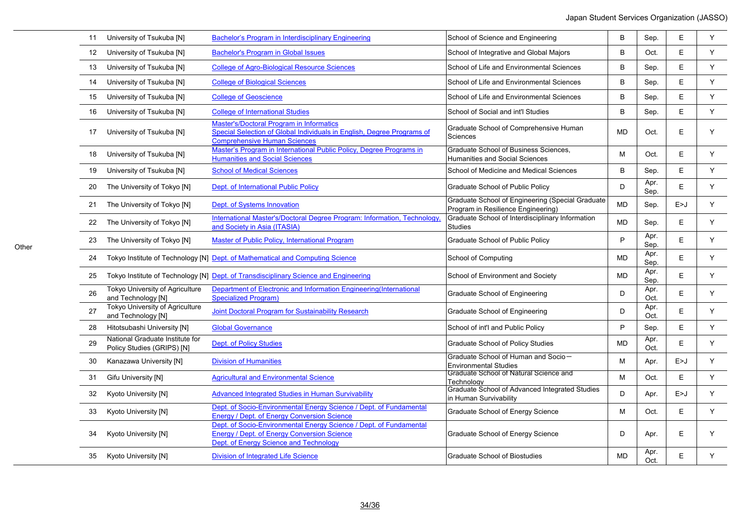| | No. | University | Program | School | Degree | Enrollment | Language | |
|---|---|---|---|---|---|---|---|---|
| Other | 11 | University of Tsukuba [N] | Bachelor's Program in Interdisciplinary Engineering | School of Science and Engineering | B | Sep. | E | Y |
| | 12 | University of Tsukuba [N] | Bachelor's Program in Global Issues | School of Integrative and Global Majors | B | Oct. | E | Y |
| | 13 | University of Tsukuba [N] | College of Agro-Biological Resource Sciences | School of Life and Environmental Sciences | B | Sep. | E | Y |
| | 14 | University of Tsukuba [N] | College of Biological Sciences | School of Life and Environmental Sciences | B | Sep. | E | Y |
| | 15 | University of Tsukuba [N] | College of Geoscience | School of Life and Environmental Sciences | B | Sep. | E | Y |
| | 16 | University of Tsukuba [N] | College of International Studies | School of Social and int'l Studies | B | Sep. | E | Y |
| | 17 | University of Tsukuba [N] | Master's/Doctoral Program in Informatics Special Selection of Global Individuals in English, Degree Programs of Comprehensive Human Sciences | Graduate School of Comprehensive Human Sciences | MD | Oct. | E | Y |
| | 18 | University of Tsukuba [N] | Master's Program in International Public Policy, Degree Programs in Humanities and Social Sciences | Graduate School of Business Sciences, Humanities and Social Sciences | M | Oct. | E | Y |
| | 19 | University of Tsukuba [N] | School of Medical Sciences | School of Medicine and Medical Sciences | B | Sep. | E | Y |
| | 20 | The University of Tokyo [N] | Dept. of International Public Policy | Graduate School of Public Policy | D | Apr. Sep. | E | Y |
| | 21 | The University of Tokyo [N] | Dept. of Systems Innovation | Graduate School of Engineering (Special Graduate Program in Resilience Engineering) | MD | Sep. | E>J | Y |
| | 22 | The University of Tokyo [N] | International Master's/Doctoral Degree Program: Information, Technology, and Society in Asia (ITASIA) | Graduate School of Interdisciplinary Information Studies | MD | Sep. | E | Y |
| | 23 | The University of Tokyo [N] | Master of Public Policy, International Program | Graduate School of Public Policy | P | Apr. Sep. | E | Y |
| | 24 | Tokyo Institute of Technology [N] | Dept. of Mathematical and Computing Science | School of Computing | MD | Apr. Sep. | E | Y |
| | 25 | Tokyo Institute of Technology [N] | Dept. of Transdisciplinary Science and Engineering | School of Environment and Society | MD | Apr. Sep. | E | Y |
| | 26 | Tokyo University of Agriculture and Technology [N] | Department of Electronic and Information Engineering(International Specialized Program) | Graduate School of Engineering | D | Apr. Oct. | E | Y |
| | 27 | Tokyo University of Agriculture and Technology [N] | Joint Doctoral Program for Sustainability Research | Graduate School of Engineering | D | Apr. Oct. | E | Y |
| | 28 | Hitotsubashi University [N] | Global Governance | School of int'l and Public Policy | P | Sep. | E | Y |
| | 29 | National Graduate Institute for Policy Studies (GRIPS) [N] | Dept. of Policy Studies | Graduate School of Policy Studies | MD | Apr. Oct. | E | Y |
| | 30 | Kanazawa University [N] | Division of Humanities | Graduate School of Human and Socio－Environmental Studies | M | Apr. | E>J | Y |
| | 31 | Gifu University [N] | Agricultural and Environmental Science | Graduate School of Natural Science and Technology | M | Oct. | E | Y |
| | 32 | Kyoto University [N] | Advanced Integrated Studies in Human Survivability | Graduate School of Advanced Integrated Studies in Human Survivability | D | Apr. | E>J | Y |
| | 33 | Kyoto University [N] | Dept. of Socio-Environmental Energy Science / Dept. of Fundamental Energy / Dept. of Energy Conversion Science | Graduate School of Energy Science | M | Oct. | E | Y |
| | 34 | Kyoto University [N] | Dept. of Socio-Environmental Energy Science / Dept. of Fundamental Energy / Dept. of Energy Conversion Science Dept. of Energy Science and Technology | Graduate School of Energy Science | D | Apr. | E | Y |
| | 35 | Kyoto University [N] | Division of Integrated Life Science | Graduate School of Biostudies | MD | Apr. Oct. | E | Y |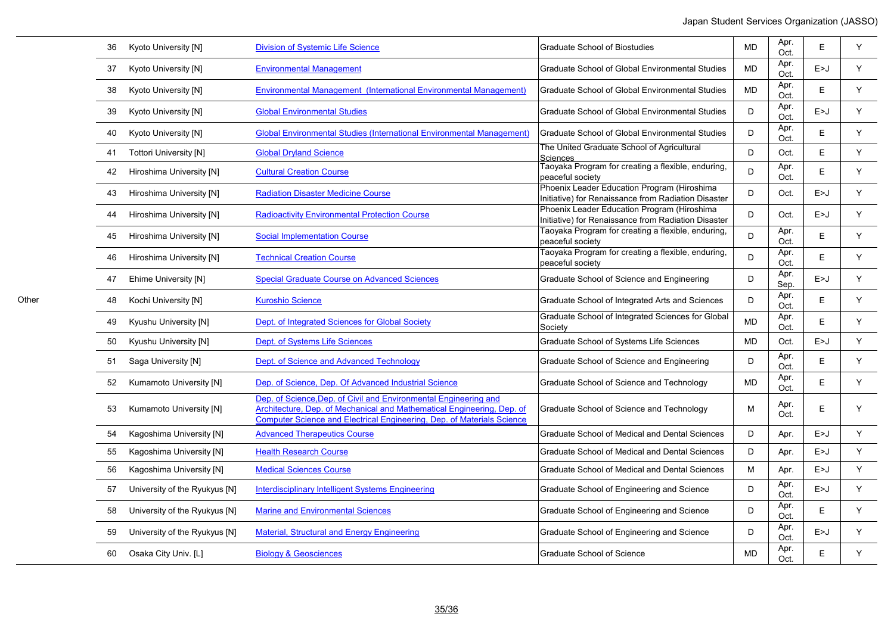| | | | | | | | | |
|---|---|---|---|---|---|---|---|---|
| Other | 36 | Kyoto University [N] | Division of Systemic Life Science | Graduate School of Biostudies | MD | Apr. Oct. | E | Y |
| | 37 | Kyoto University [N] | Environmental Management | Graduate School of Global Environmental Studies | MD | Apr. Oct. | E>J | Y |
| | 38 | Kyoto University [N] | Environmental Management (International Environmental Management) | Graduate School of Global Environmental Studies | MD | Apr. Oct. | E | Y |
| | 39 | Kyoto University [N] | Global Environmental Studies | Graduate School of Global Environmental Studies | D | Apr. Oct. | E>J | Y |
| | 40 | Kyoto University [N] | Global Environmental Studies (International Environmental Management) | Graduate School of Global Environmental Studies | D | Apr. Oct. | E | Y |
| | 41 | Tottori University [N] | Global Dryland Science | The United Graduate School of Agricultural Sciences | D | Oct. | E | Y |
| | 42 | Hiroshima University [N] | Cultural Creation Course | Taoyaka Program for creating a flexible, enduring, peaceful society | D | Apr. Oct. | E | Y |
| | 43 | Hiroshima University [N] | Radiation Disaster Medicine Course | Phoenix Leader Education Program (Hiroshima Initiative) for Renaissance from Radiation Disaster | D | Oct. | E>J | Y |
| | 44 | Hiroshima University [N] | Radioactivity Environmental Protection Course | Phoenix Leader Education Program (Hiroshima Initiative) for Renaissance from Radiation Disaster | D | Oct. | E>J | Y |
| | 45 | Hiroshima University [N] | Social Implementation Course | Taoyaka Program for creating a flexible, enduring, peaceful society | D | Apr. Oct. | E | Y |
| | 46 | Hiroshima University [N] | Technical Creation Course | Taoyaka Program for creating a flexible, enduring, peaceful society | D | Apr. Oct. | E | Y |
| | 47 | Ehime University [N] | Special Graduate Course on Advanced Sciences | Graduate School of Science and Engineering | D | Apr. Sep. | E>J | Y |
| | 48 | Kochi University [N] | Kuroshio Science | Graduate School of Integrated Arts and Sciences | D | Apr. Oct. | E | Y |
| | 49 | Kyushu University [N] | Dept. of Integrated Sciences for Global Society | Graduate School of Integrated Sciences for Global Society | MD | Apr. Oct. | E | Y |
| | 50 | Kyushu University [N] | Dept. of Systems Life Sciences | Graduate School of Systems Life Sciences | MD | Oct. | E>J | Y |
| | 51 | Saga University [N] | Dept. of Science and Advanced Technology | Graduate School of Science and Engineering | D | Apr. Oct. | E | Y |
| | 52 | Kumamoto University [N] | Dep. of Science, Dep. Of Advanced Industrial Science | Graduate School of Science and Technology | MD | Apr. Oct. | E | Y |
| | 53 | Kumamoto University [N] | Dep. of Science,Dep. of Civil and Environmental Engineering and Architecture, Dep. of Mechanical and Mathematical Engineering, Dep. of Computer Science and Electrical Engineering, Dep. of Materials Science | Graduate School of Science and Technology | M | Apr. Oct. | E | Y |
| | 54 | Kagoshima University [N] | Advanced Therapeutics Course | Graduate School of Medical and Dental Sciences | D | Apr. | E>J | Y |
| | 55 | Kagoshima University [N] | Health Research Course | Graduate School of Medical and Dental Sciences | D | Apr. | E>J | Y |
| | 56 | Kagoshima University [N] | Medical Sciences Course | Graduate School of Medical and Dental Sciences | M | Apr. | E>J | Y |
| | 57 | University of the Ryukyus [N] | Interdisciplinary Intelligent Systems Engineering | Graduate School of Engineering and Science | D | Apr. Oct. | E>J | Y |
| | 58 | University of the Ryukyus [N] | Marine and Environmental Sciences | Graduate School of Engineering and Science | D | Apr. Oct. | E | Y |
| | 59 | University of the Ryukyus [N] | Material, Structural and Energy Engineering | Graduate School of Engineering and Science | D | Apr. Oct. | E>J | Y |
| | 60 | Osaka City Univ. [L] | Biology & Geosciences | Graduate School of Science | MD | Apr. Oct. | E | Y |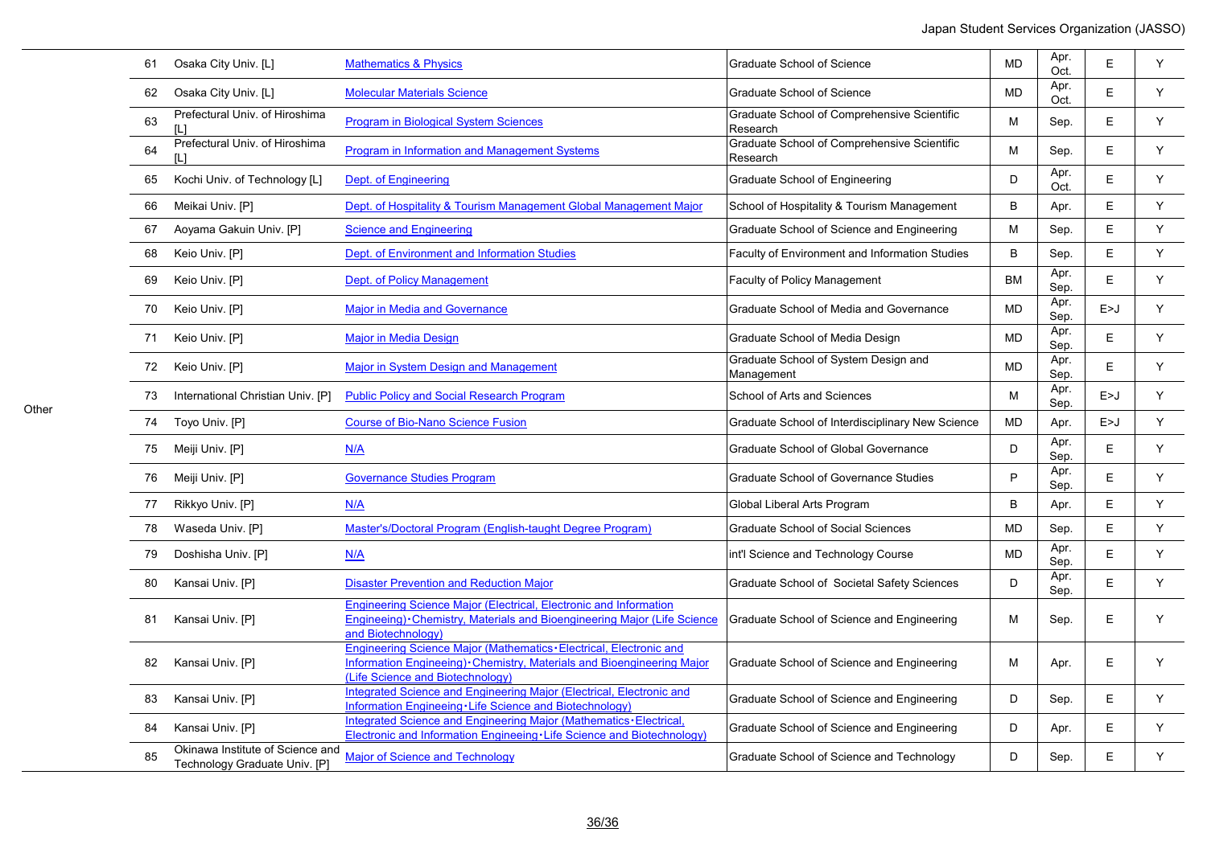| | | | | | | | | |
|---|---|---|---|---|---|---|---|---|
| Other | 61 | Osaka City Univ. [L] | Mathematics & Physics | Graduate School of Science | MD | Apr. Oct. | E | Y |
| | 62 | Osaka City Univ. [L] | Molecular Materials Science | Graduate School of Science | MD | Apr. Oct. | E | Y |
| | 63 | Prefectural Univ. of Hiroshima [L] | Program in Biological System Sciences | Graduate School of Comprehensive Scientific Research | M | Sep. | E | Y |
| | 64 | Prefectural Univ. of Hiroshima [L] | Program in Information and Management Systems | Graduate School of Comprehensive Scientific Research | M | Sep. | E | Y |
| | 65 | Kochi Univ. of Technology [L] | Dept. of Engineering | Graduate School of Engineering | D | Apr. Oct. | E | Y |
| | 66 | Meikai Univ. [P] | Dept. of Hospitality & Tourism Management Global Management Major | School of Hospitality & Tourism Management | B | Apr. | E | Y |
| | 67 | Aoyama Gakuin Univ. [P] | Science and Engineering | Graduate School of Science and Engineering | M | Sep. | E | Y |
| | 68 | Keio Univ. [P] | Dept. of Environment and Information Studies | Faculty of Environment and Information Studies | B | Sep. | E | Y |
| | 69 | Keio Univ. [P] | Dept. of Policy Management | Faculty of Policy Management | BM | Apr. Sep. | E | Y |
| | 70 | Keio Univ. [P] | Major in Media and Governance | Graduate School of Media and Governance | MD | Apr. Sep. | E>J | Y |
| | 71 | Keio Univ. [P] | Major in Media Design | Graduate School of Media Design | MD | Apr. Sep. | E | Y |
| | 72 | Keio Univ. [P] | Major in System Design and Management | Graduate School of System Design and Management | MD | Apr. Sep. | E | Y |
| | 73 | International Christian Univ. [P] | Public Policy and Social Research Program | School of Arts and Sciences | M | Apr. Sep. | E>J | Y |
| | 74 | Toyo Univ. [P] | Course of Bio-Nano Science Fusion | Graduate School of Interdisciplinary New Science | MD | Apr. | E>J | Y |
| | 75 | Meiji Univ. [P] | N/A | Graduate School of Global Governance | D | Apr. Sep. | E | Y |
| | 76 | Meiji Univ. [P] | Governance Studies Program | Graduate School of Governance Studies | P | Apr. Sep. | E | Y |
| | 77 | Rikkyo Univ. [P] | N/A | Global Liberal Arts Program | B | Apr. | E | Y |
| | 78 | Waseda Univ. [P] | Master's/Doctoral Program (English-taught Degree Program) | Graduate School of Social Sciences | MD | Sep. | E | Y |
| | 79 | Doshisha Univ. [P] | N/A | int'l Science and Technology Course | MD | Apr. Sep. | E | Y |
| | 80 | Kansai Univ. [P] | Disaster Prevention and Reduction Major | Graduate School of Societal Safety Sciences | D | Apr. Sep. | E | Y |
| | 81 | Kansai Univ. [P] | Engineering Science Major (Electrical, Electronic and Information Engineeing)･Chemistry, Materials and Bioengineering Major (Life Science and Biotechnology) | Graduate School of Science and Engineering | M | Sep. | E | Y |
| | 82 | Kansai Univ. [P] | Engineering Science Major (Mathematics･Electrical, Electronic and Information Engineeing)･Chemistry, Materials and Bioengineering Major (Life Science and Biotechnology) | Graduate School of Science and Engineering | M | Apr. | E | Y |
| | 83 | Kansai Univ. [P] | Integrated Science and Engineering Major (Electrical, Electronic and Information Engineeing･Life Science and Biotechnology) | Graduate School of Science and Engineering | D | Sep. | E | Y |
| | 84 | Kansai Univ. [P] | Integrated Science and Engineering Major (Mathematics･Electrical, Electronic and Information Engineeing･Life Science and Biotechnology) | Graduate School of Science and Engineering | D | Apr. | E | Y |
| | 85 | Okinawa Institute of Science and Technology Graduate Univ. [P] | Major of Science and Technology | Graduate School of Science and Technology | D | Sep. | E | Y |